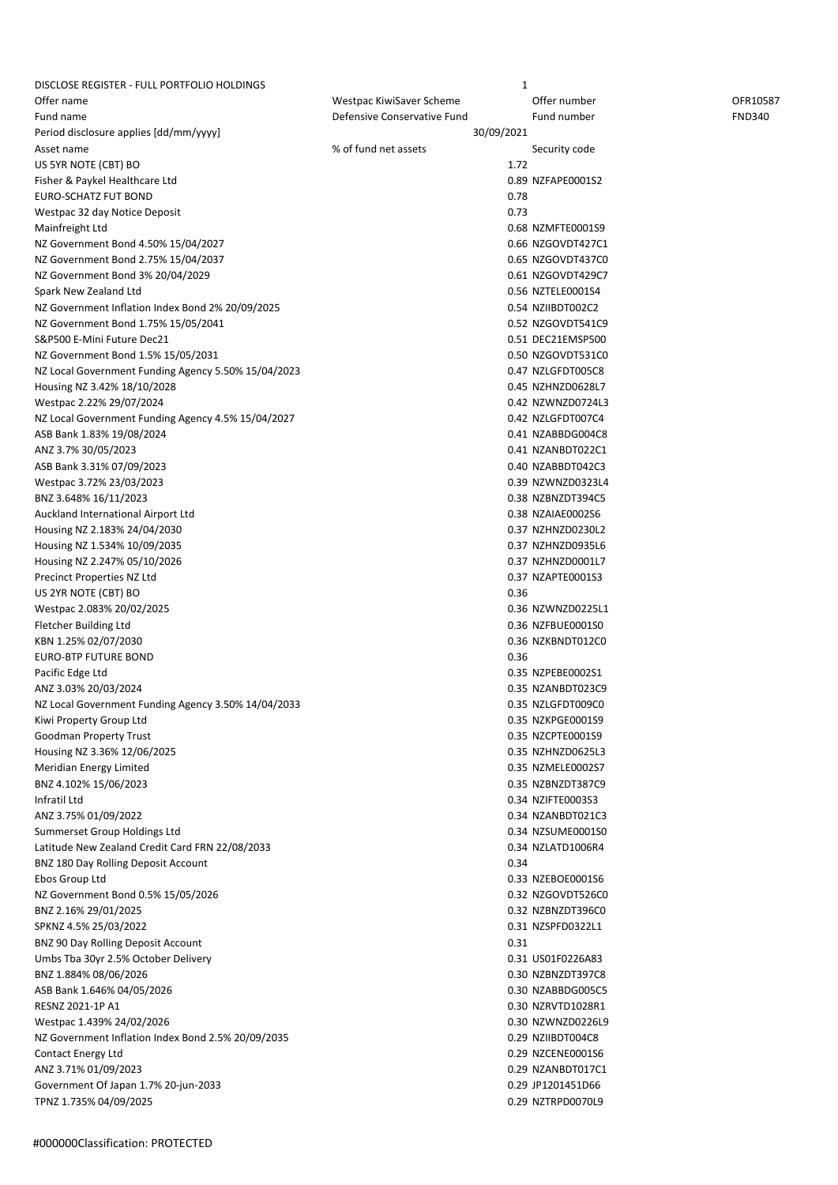DISCLOSE REGISTER - FULL PORTFOLIO HOLDINGS

| | | | |
|---|---|---|---|
| Offer name | Westpac KiwiSaver Scheme | Offer number | OFR10587 |
| Fund name | Defensive Conservative Fund | Fund number | FND340 |
| Period disclosure applies [dd/mm/yyyy] | 30/09/2021 | | |

| Asset name | % of fund net assets | Security code |
|---|---|---|
| US 5YR NOTE (CBT) BO | 1.72 | |
| Fisher & Paykel Healthcare Ltd | 0.89 | NZFAPE0001S2 |
| EURO-SCHATZ FUT BOND | 0.78 | |
| Westpac 32 day Notice Deposit | 0.73 | |
| Mainfreight Ltd | 0.68 | NZMFTE0001S9 |
| NZ Government Bond 4.50% 15/04/2027 | 0.66 | NZGOVDT427C1 |
| NZ Government Bond 2.75% 15/04/2037 | 0.65 | NZGOVDT437C0 |
| NZ Government Bond 3% 20/04/2029 | 0.61 | NZGOVDT429C7 |
| Spark New Zealand Ltd | 0.56 | NZTELE0001S4 |
| NZ Government Inflation Index Bond 2% 20/09/2025 | 0.54 | NZIIBDT002C2 |
| NZ Government Bond 1.75% 15/05/2041 | 0.52 | NZGOVDT541C9 |
| S&P500 E-Mini Future Dec21 | 0.51 | DEC21EMSP500 |
| NZ Government Bond 1.5% 15/05/2031 | 0.50 | NZGOVDT531C0 |
| NZ Local Government Funding Agency 5.50% 15/04/2023 | 0.47 | NZLGFDT005C8 |
| Housing NZ 3.42% 18/10/2028 | 0.45 | NZHNZD0628L7 |
| Westpac 2.22% 29/07/2024 | 0.42 | NZWNZD0724L3 |
| NZ Local Government Funding Agency 4.5% 15/04/2027 | 0.42 | NZLGFDT007C4 |
| ASB Bank 1.83% 19/08/2024 | 0.41 | NZABBDG004C8 |
| ANZ 3.7% 30/05/2023 | 0.41 | NZANBDT022C1 |
| ASB Bank 3.31% 07/09/2023 | 0.40 | NZABBDT042C3 |
| Westpac 3.72% 23/03/2023 | 0.39 | NZWNZD0323L4 |
| BNZ 3.648% 16/11/2023 | 0.38 | NZBNZDT394C5 |
| Auckland International Airport Ltd | 0.38 | NZAIAE0002S6 |
| Housing NZ 2.183% 24/04/2030 | 0.37 | NZHNZD0230L2 |
| Housing NZ 1.534% 10/09/2035 | 0.37 | NZHNZD0935L6 |
| Housing NZ 2.247% 05/10/2026 | 0.37 | NZHNZD0001L7 |
| Precinct Properties NZ Ltd | 0.37 | NZAPTE0001S3 |
| US 2YR NOTE (CBT) BO | 0.36 | |
| Westpac 2.083% 20/02/2025 | 0.36 | NZWNZD0225L1 |
| Fletcher Building Ltd | 0.36 | NZFBUE0001S0 |
| KBN 1.25% 02/07/2030 | 0.36 | NZKBNDT012C0 |
| EURO-BTP FUTURE BOND | 0.36 | |
| Pacific Edge Ltd | 0.35 | NZPEBE0002S1 |
| ANZ 3.03% 20/03/2024 | 0.35 | NZANBDT023C9 |
| NZ Local Government Funding Agency 3.50% 14/04/2033 | 0.35 | NZLGFDT009C0 |
| Kiwi Property Group Ltd | 0.35 | NZKPGE0001S9 |
| Goodman Property Trust | 0.35 | NZCPTE0001S9 |
| Housing NZ 3.36% 12/06/2025 | 0.35 | NZHNZD0625L3 |
| Meridian Energy Limited | 0.35 | NZMELE0002S7 |
| BNZ 4.102% 15/06/2023 | 0.35 | NZBNZDT387C9 |
| Infratil Ltd | 0.34 | NZIFTE0003S3 |
| ANZ 3.75% 01/09/2022 | 0.34 | NZANBDT021C3 |
| Summerset Group Holdings Ltd | 0.34 | NZSUME0001S0 |
| Latitude New Zealand Credit Card FRN 22/08/2033 | 0.34 | NZLATD1006R4 |
| BNZ 180 Day Rolling Deposit Account | 0.34 | |
| Ebos Group Ltd | 0.33 | NZEBOE0001S6 |
| NZ Government Bond 0.5% 15/05/2026 | 0.32 | NZGOVDT526C0 |
| BNZ 2.16% 29/01/2025 | 0.32 | NZBNZDT396C0 |
| SPKNZ 4.5% 25/03/2022 | 0.31 | NZSPFD0322L1 |
| BNZ 90 Day Rolling Deposit Account | 0.31 | |
| Umbs Tba 30yr 2.5% October Delivery | 0.31 | US01F0226A83 |
| BNZ 1.884% 08/06/2026 | 0.30 | NZBNZDT397C8 |
| ASB Bank 1.646% 04/05/2026 | 0.30 | NZABBDG005C5 |
| RESNZ 2021-1P A1 | 0.30 | NZRVTD1028R1 |
| Westpac 1.439% 24/02/2026 | 0.30 | NZWNZD0226L9 |
| NZ Government Inflation Index Bond 2.5% 20/09/2035 | 0.29 | NZIIBDT004C8 |
| Contact Energy Ltd | 0.29 | NZCENE0001S6 |
| ANZ 3.71% 01/09/2023 | 0.29 | NZANBDT017C1 |
| Government Of Japan 1.7% 20-jun-2033 | 0.29 | JP1201451D66 |
| TPNZ 1.735% 04/09/2025 | 0.29 | NZTRPD0070L9 |

#000000Classification: PROTECTED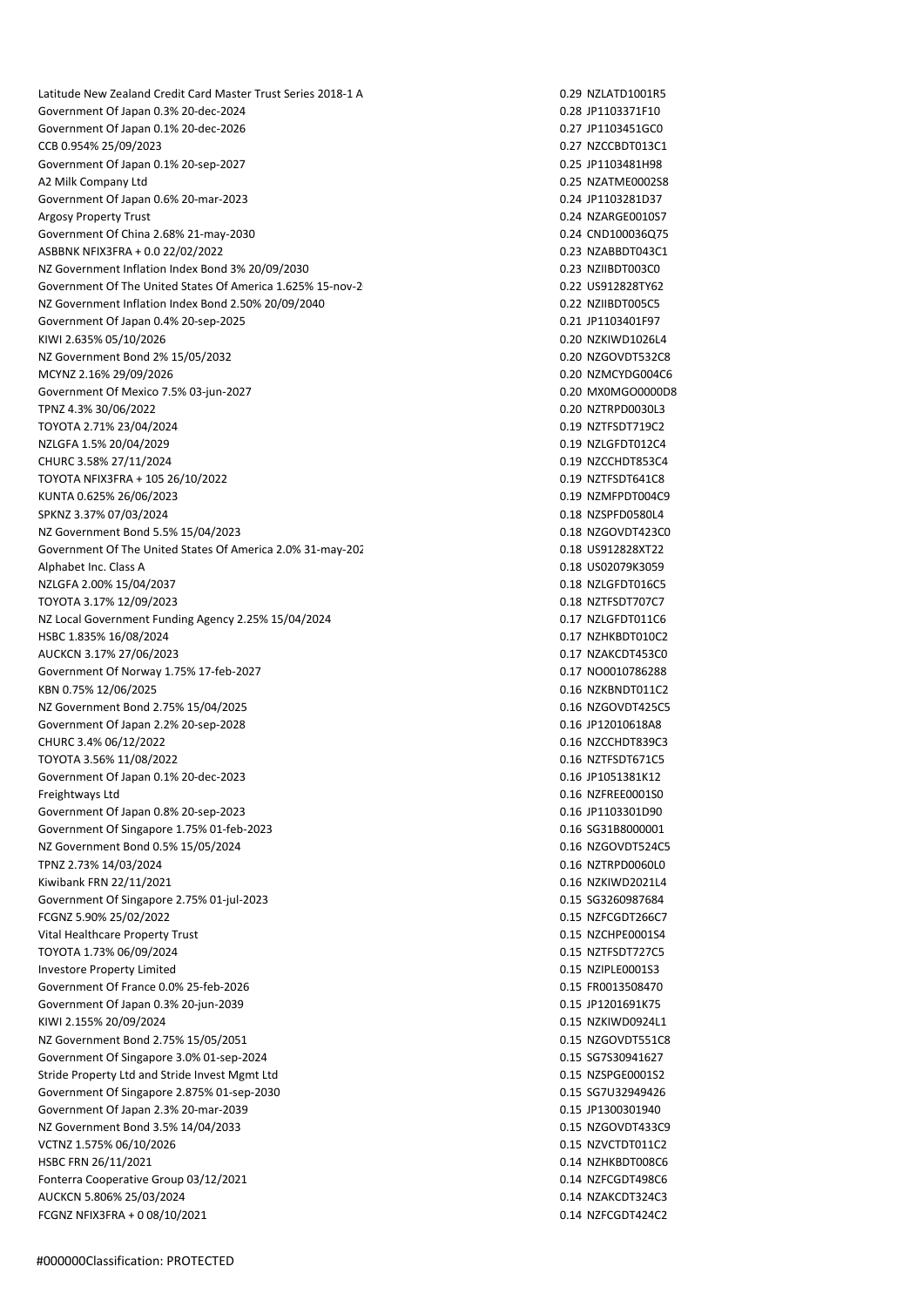| | | |
|---|---|---|
| Latitude New Zealand Credit Card Master Trust Series 2018-1 A | 0.29 | NZLATD1001R5 |
| Government Of Japan 0.3% 20-dec-2024 | 0.28 | JP1103371F10 |
| Government Of Japan 0.1% 20-dec-2026 | 0.27 | JP1103451GC0 |
| CCB 0.954% 25/09/2023 | 0.27 | NZCCBDT013C1 |
| Government Of Japan 0.1% 20-sep-2027 | 0.25 | JP1103481H98 |
| A2 Milk Company Ltd | 0.25 | NZATME0002S8 |
| Government Of Japan 0.6% 20-mar-2023 | 0.24 | JP1103281D37 |
| Argosy Property Trust | 0.24 | NZARGE0010S7 |
| Government Of China 2.68% 21-may-2030 | 0.24 | CND100036Q75 |
| ASBBNK NFIX3FRA + 0.0 22/02/2022 | 0.23 | NZABBDT043C1 |
| NZ Government Inflation Index Bond 3% 20/09/2030 | 0.23 | NZIIBDT003C0 |
| Government Of The United States Of America 1.625% 15-nov-2 | 0.22 | US912828TY62 |
| NZ Government Inflation Index Bond 2.50% 20/09/2040 | 0.22 | NZIIBDT005C5 |
| Government Of Japan 0.4% 20-sep-2025 | 0.21 | JP1103401F97 |
| KIWI 2.635% 05/10/2026 | 0.20 | NZKIWD1026L4 |
| NZ Government Bond 2% 15/05/2032 | 0.20 | NZGOVDT532C8 |
| MCYNZ 2.16% 29/09/2026 | 0.20 | NZMCYDG004C6 |
| Government Of Mexico 7.5% 03-jun-2027 | 0.20 | MX0MGO0000D8 |
| TPNZ 4.3% 30/06/2022 | 0.20 | NZTRPD0030L3 |
| TOYOTA 2.71% 23/04/2024 | 0.19 | NZTFSDT719C2 |
| NZLGFA 1.5% 20/04/2029 | 0.19 | NZLGFDT012C4 |
| CHURC 3.58% 27/11/2024 | 0.19 | NZCCHDT853C4 |
| TOYOTA NFIX3FRA + 105 26/10/2022 | 0.19 | NZTFSDT641C8 |
| KUNTA 0.625% 26/06/2023 | 0.19 | NZMFPDT004C9 |
| SPKNZ 3.37% 07/03/2024 | 0.18 | NZSPFD0580L4 |
| NZ Government Bond 5.5% 15/04/2023 | 0.18 | NZGOVDT423C0 |
| Government Of The United States Of America 2.0% 31-may-202 | 0.18 | US912828XT22 |
| Alphabet Inc. Class A | 0.18 | US02079K3059 |
| NZLGFA 2.00% 15/04/2037 | 0.18 | NZLGFDT016C5 |
| TOYOTA 3.17% 12/09/2023 | 0.18 | NZTFSDT707C7 |
| NZ Local Government Funding Agency 2.25% 15/04/2024 | 0.17 | NZLGFDT011C6 |
| HSBC 1.835% 16/08/2024 | 0.17 | NZHKBDT010C2 |
| AUCKCN 3.17% 27/06/2023 | 0.17 | NZAKCDT453C0 |
| Government Of Norway 1.75% 17-feb-2027 | 0.17 | NO0010786288 |
| KBN 0.75% 12/06/2025 | 0.16 | NZKBNDT011C2 |
| NZ Government Bond 2.75% 15/04/2025 | 0.16 | NZGOVDT425C5 |
| Government Of Japan 2.2% 20-sep-2028 | 0.16 | JP12010618A8 |
| CHURC 3.4% 06/12/2022 | 0.16 | NZCCHDT839C3 |
| TOYOTA 3.56% 11/08/2022 | 0.16 | NZTFSDT671C5 |
| Government Of Japan 0.1% 20-dec-2023 | 0.16 | JP1051381K12 |
| Freightways Ltd | 0.16 | NZFREE0001S0 |
| Government Of Japan 0.8% 20-sep-2023 | 0.16 | JP1103301D90 |
| Government Of Singapore 1.75% 01-feb-2023 | 0.16 | SG31B8000001 |
| NZ Government Bond 0.5% 15/05/2024 | 0.16 | NZGOVDT524C5 |
| TPNZ 2.73% 14/03/2024 | 0.16 | NZTRPD0060L0 |
| Kiwibank FRN 22/11/2021 | 0.16 | NZKIWD2021L4 |
| Government Of Singapore 2.75% 01-jul-2023 | 0.15 | SG3260987684 |
| FCGNZ 5.90% 25/02/2022 | 0.15 | NZFCGDT266C7 |
| Vital Healthcare Property Trust | 0.15 | NZCHPE0001S4 |
| TOYOTA 1.73% 06/09/2024 | 0.15 | NZTFSDT727C5 |
| Investore Property Limited | 0.15 | NZIPLE0001S3 |
| Government Of France 0.0% 25-feb-2026 | 0.15 | FR0013508470 |
| Government Of Japan 0.3% 20-jun-2039 | 0.15 | JP1201691K75 |
| KIWI 2.155% 20/09/2024 | 0.15 | NZKIWD0924L1 |
| NZ Government Bond 2.75% 15/05/2051 | 0.15 | NZGOVDT551C8 |
| Government Of Singapore 3.0% 01-sep-2024 | 0.15 | SG7S30941627 |
| Stride Property Ltd and Stride Invest Mgmt Ltd | 0.15 | NZSPGE0001S2 |
| Government Of Singapore 2.875% 01-sep-2030 | 0.15 | SG7U32949426 |
| Government Of Japan 2.3% 20-mar-2039 | 0.15 | JP1300301940 |
| NZ Government Bond 3.5% 14/04/2033 | 0.15 | NZGOVDT433C9 |
| VCTNZ 1.575% 06/10/2026 | 0.15 | NZVCTDT011C2 |
| HSBC FRN 26/11/2021 | 0.14 | NZHKBDT008C6 |
| Fonterra Cooperative Group 03/12/2021 | 0.14 | NZFCGDT498C6 |
| AUCKCN 5.806% 25/03/2024 | 0.14 | NZAKCDT324C3 |
| FCGNZ NFIX3FRA + 0 08/10/2021 | 0.14 | NZFCGDT424C2 |

#000000Classification: PROTECTED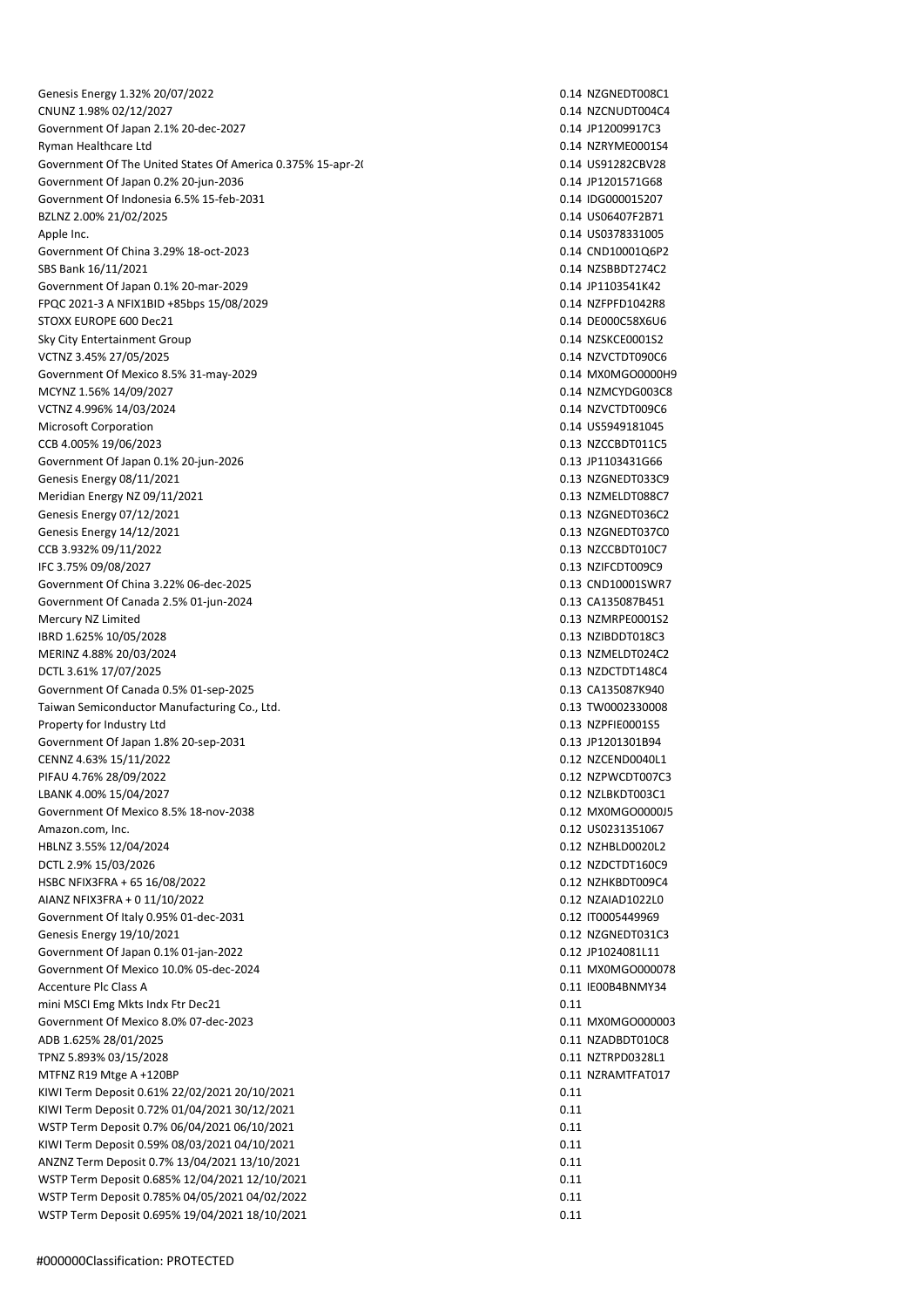| | | |
|---|---|---|
| Genesis Energy 1.32% 20/07/2022 | 0.14 | NZGNEDT008C1 |
| CNUNZ 1.98% 02/12/2027 | 0.14 | NZCNUDT004C4 |
| Government Of Japan 2.1% 20-dec-2027 | 0.14 | JP12009917C3 |
| Ryman Healthcare Ltd | 0.14 | NZRYME0001S4 |
| Government Of The United States Of America 0.375% 15-apr-2( | 0.14 | US91282CBV28 |
| Government Of Japan 0.2% 20-jun-2036 | 0.14 | JP1201571G68 |
| Government Of Indonesia 6.5% 15-feb-2031 | 0.14 | IDG000015207 |
| BZLNZ 2.00% 21/02/2025 | 0.14 | US06407F2B71 |
| Apple Inc. | 0.14 | US0378331005 |
| Government Of China 3.29% 18-oct-2023 | 0.14 | CND10001Q6P2 |
| SBS Bank 16/11/2021 | 0.14 | NZSBBDT274C2 |
| Government Of Japan 0.1% 20-mar-2029 | 0.14 | JP1103541K42 |
| FPQC 2021-3 A NFIX1BID +85bps 15/08/2029 | 0.14 | NZFPFD1042R8 |
| STOXX EUROPE 600 Dec21 | 0.14 | DE000C58X6U6 |
| Sky City Entertainment Group | 0.14 | NZSKCE0001S2 |
| VCTNZ 3.45% 27/05/2025 | 0.14 | NZVCTDT090C6 |
| Government Of Mexico 8.5% 31-may-2029 | 0.14 | MX0MGO0000H9 |
| MCYNZ 1.56% 14/09/2027 | 0.14 | NZMCYDG003C8 |
| VCTNZ 4.996% 14/03/2024 | 0.14 | NZVCTDT009C6 |
| Microsoft Corporation | 0.14 | US5949181045 |
| CCB 4.005% 19/06/2023 | 0.13 | NZCCBDT011C5 |
| Government Of Japan 0.1% 20-jun-2026 | 0.13 | JP1103431G66 |
| Genesis Energy 08/11/2021 | 0.13 | NZGNEDT033C9 |
| Meridian Energy NZ 09/11/2021 | 0.13 | NZMELDT088C7 |
| Genesis Energy 07/12/2021 | 0.13 | NZGNEDT036C2 |
| Genesis Energy 14/12/2021 | 0.13 | NZGNEDT037C0 |
| CCB 3.932% 09/11/2022 | 0.13 | NZCCBDT010C7 |
| IFC 3.75% 09/08/2027 | 0.13 | NZIFCDT009C9 |
| Government Of China 3.22% 06-dec-2025 | 0.13 | CND10001SWR7 |
| Government Of Canada 2.5% 01-jun-2024 | 0.13 | CA135087B451 |
| Mercury NZ Limited | 0.13 | NZMRPE0001S2 |
| IBRD 1.625% 10/05/2028 | 0.13 | NZIBDDT018C3 |
| MERINZ 4.88% 20/03/2024 | 0.13 | NZMELDT024C2 |
| DCTL 3.61% 17/07/2025 | 0.13 | NZDCTDT148C4 |
| Government Of Canada 0.5% 01-sep-2025 | 0.13 | CA135087K940 |
| Taiwan Semiconductor Manufacturing Co., Ltd. | 0.13 | TW0002330008 |
| Property for Industry Ltd | 0.13 | NZPFIE0001S5 |
| Government Of Japan 1.8% 20-sep-2031 | 0.13 | JP1201301B94 |
| CENNZ 4.63% 15/11/2022 | 0.12 | NZCEND0040L1 |
| PIFAU 4.76% 28/09/2022 | 0.12 | NZPWCDT007C3 |
| LBANK 4.00% 15/04/2027 | 0.12 | NZLBKDT003C1 |
| Government Of Mexico 8.5% 18-nov-2038 | 0.12 | MX0MGO0000J5 |
| Amazon.com, Inc. | 0.12 | US0231351067 |
| HBLNZ 3.55% 12/04/2024 | 0.12 | NZHBLD0020L2 |
| DCTL 2.9% 15/03/2026 | 0.12 | NZDCTDT160C9 |
| HSBC NFIX3FRA + 65 16/08/2022 | 0.12 | NZHKBDT009C4 |
| AIANZ NFIX3FRA + 0 11/10/2022 | 0.12 | NZAIAD1022L0 |
| Government Of Italy 0.95% 01-dec-2031 | 0.12 | IT0005449969 |
| Genesis Energy 19/10/2021 | 0.12 | NZGNEDT031C3 |
| Government Of Japan 0.1% 01-jan-2022 | 0.12 | JP1024081L11 |
| Government Of Mexico 10.0% 05-dec-2024 | 0.11 | MX0MGO000078 |
| Accenture Plc Class A | 0.11 | IE00B4BNMY34 |
| mini MSCI Emg Mkts Indx Ftr Dec21 | 0.11 | |
| Government Of Mexico 8.0% 07-dec-2023 | 0.11 | MX0MGO000003 |
| ADB 1.625% 28/01/2025 | 0.11 | NZADBDT010C8 |
| TPNZ 5.893% 03/15/2028 | 0.11 | NZTRPD0328L1 |
| MTFNZ R19 Mtge A +120BP | 0.11 | NZRAMTFAT017 |
| KIWI Term Deposit 0.61% 22/02/2021 20/10/2021 | 0.11 | |
| KIWI Term Deposit 0.72% 01/04/2021 30/12/2021 | 0.11 | |
| WSTP Term Deposit 0.7% 06/04/2021 06/10/2021 | 0.11 | |
| KIWI Term Deposit 0.59% 08/03/2021 04/10/2021 | 0.11 | |
| ANZNZ Term Deposit 0.7% 13/04/2021 13/10/2021 | 0.11 | |
| WSTP Term Deposit 0.685% 12/04/2021 12/10/2021 | 0.11 | |
| WSTP Term Deposit 0.785% 04/05/2021 04/02/2022 | 0.11 | |
| WSTP Term Deposit 0.695% 19/04/2021 18/10/2021 | 0.11 | |

#000000Classification: PROTECTED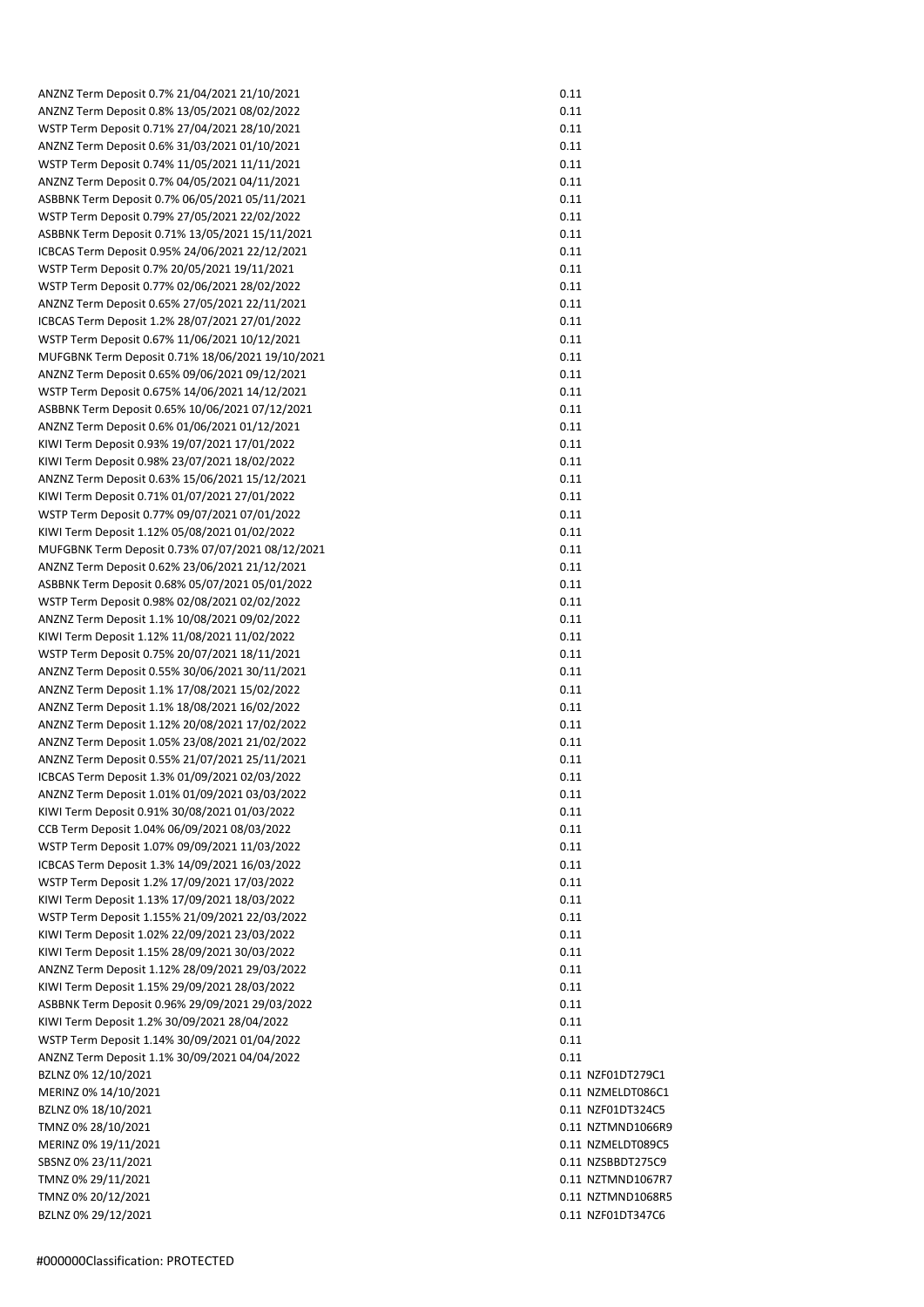| | | |
|---|---|---|
| ANZNZ Term Deposit 0.7% 21/04/2021 21/10/2021 | 0.11 | |
| ANZNZ Term Deposit 0.8% 13/05/2021 08/02/2022 | 0.11 | |
| WSTP Term Deposit 0.71% 27/04/2021 28/10/2021 | 0.11 | |
| ANZNZ Term Deposit 0.6% 31/03/2021 01/10/2021 | 0.11 | |
| WSTP Term Deposit 0.74% 11/05/2021 11/11/2021 | 0.11 | |
| ANZNZ Term Deposit 0.7% 04/05/2021 04/11/2021 | 0.11 | |
| ASBBNK Term Deposit 0.7% 06/05/2021 05/11/2021 | 0.11 | |
| WSTP Term Deposit 0.79% 27/05/2021 22/02/2022 | 0.11 | |
| ASBBNK Term Deposit 0.71% 13/05/2021 15/11/2021 | 0.11 | |
| ICBCAS Term Deposit 0.95% 24/06/2021 22/12/2021 | 0.11 | |
| WSTP Term Deposit 0.7% 20/05/2021 19/11/2021 | 0.11 | |
| WSTP Term Deposit 0.77% 02/06/2021 28/02/2022 | 0.11 | |
| ANZNZ Term Deposit 0.65% 27/05/2021 22/11/2021 | 0.11 | |
| ICBCAS Term Deposit 1.2% 28/07/2021 27/01/2022 | 0.11 | |
| WSTP Term Deposit 0.67% 11/06/2021 10/12/2021 | 0.11 | |
| MUFGBNK Term Deposit 0.71% 18/06/2021 19/10/2021 | 0.11 | |
| ANZNZ Term Deposit 0.65% 09/06/2021 09/12/2021 | 0.11 | |
| WSTP Term Deposit 0.675% 14/06/2021 14/12/2021 | 0.11 | |
| ASBBNK Term Deposit 0.65% 10/06/2021 07/12/2021 | 0.11 | |
| ANZNZ Term Deposit 0.6% 01/06/2021 01/12/2021 | 0.11 | |
| KIWI Term Deposit 0.93% 19/07/2021 17/01/2022 | 0.11 | |
| KIWI Term Deposit 0.98% 23/07/2021 18/02/2022 | 0.11 | |
| ANZNZ Term Deposit 0.63% 15/06/2021 15/12/2021 | 0.11 | |
| KIWI Term Deposit 0.71% 01/07/2021 27/01/2022 | 0.11 | |
| WSTP Term Deposit 0.77% 09/07/2021 07/01/2022 | 0.11 | |
| KIWI Term Deposit 1.12% 05/08/2021 01/02/2022 | 0.11 | |
| MUFGBNK Term Deposit 0.73% 07/07/2021 08/12/2021 | 0.11 | |
| ANZNZ Term Deposit 0.62% 23/06/2021 21/12/2021 | 0.11 | |
| ASBBNK Term Deposit 0.68% 05/07/2021 05/01/2022 | 0.11 | |
| WSTP Term Deposit 0.98% 02/08/2021 02/02/2022 | 0.11 | |
| ANZNZ Term Deposit 1.1% 10/08/2021 09/02/2022 | 0.11 | |
| KIWI Term Deposit 1.12% 11/08/2021 11/02/2022 | 0.11 | |
| WSTP Term Deposit 0.75% 20/07/2021 18/11/2021 | 0.11 | |
| ANZNZ Term Deposit 0.55% 30/06/2021 30/11/2021 | 0.11 | |
| ANZNZ Term Deposit 1.1% 17/08/2021 15/02/2022 | 0.11 | |
| ANZNZ Term Deposit 1.1% 18/08/2021 16/02/2022 | 0.11 | |
| ANZNZ Term Deposit 1.12% 20/08/2021 17/02/2022 | 0.11 | |
| ANZNZ Term Deposit 1.05% 23/08/2021 21/02/2022 | 0.11 | |
| ANZNZ Term Deposit 0.55% 21/07/2021 25/11/2021 | 0.11 | |
| ICBCAS Term Deposit 1.3% 01/09/2021 02/03/2022 | 0.11 | |
| ANZNZ Term Deposit 1.01% 01/09/2021 03/03/2022 | 0.11 | |
| KIWI Term Deposit 0.91% 30/08/2021 01/03/2022 | 0.11 | |
| CCB Term Deposit 1.04% 06/09/2021 08/03/2022 | 0.11 | |
| WSTP Term Deposit 1.07% 09/09/2021 11/03/2022 | 0.11 | |
| ICBCAS Term Deposit 1.3% 14/09/2021 16/03/2022 | 0.11 | |
| WSTP Term Deposit 1.2% 17/09/2021 17/03/2022 | 0.11 | |
| KIWI Term Deposit 1.13% 17/09/2021 18/03/2022 | 0.11 | |
| WSTP Term Deposit 1.155% 21/09/2021 22/03/2022 | 0.11 | |
| KIWI Term Deposit 1.02% 22/09/2021 23/03/2022 | 0.11 | |
| KIWI Term Deposit 1.15% 28/09/2021 30/03/2022 | 0.11 | |
| ANZNZ Term Deposit 1.12% 28/09/2021 29/03/2022 | 0.11 | |
| KIWI Term Deposit 1.15% 29/09/2021 28/03/2022 | 0.11 | |
| ASBBNK Term Deposit 0.96% 29/09/2021 29/03/2022 | 0.11 | |
| KIWI Term Deposit 1.2% 30/09/2021 28/04/2022 | 0.11 | |
| WSTP Term Deposit 1.14% 30/09/2021 01/04/2022 | 0.11 | |
| ANZNZ Term Deposit 1.1% 30/09/2021 04/04/2022 | 0.11 | |
| BZLNZ 0% 12/10/2021 | 0.11 | NZF01DT279C1 |
| MERINZ 0% 14/10/2021 | 0.11 | NZMELDT086C1 |
| BZLNZ 0% 18/10/2021 | 0.11 | NZF01DT324C5 |
| TMNZ 0% 28/10/2021 | 0.11 | NZTMND1066R9 |
| MERINZ 0% 19/11/2021 | 0.11 | NZMELDT089C5 |
| SBSNZ 0% 23/11/2021 | 0.11 | NZSBBDT275C9 |
| TMNZ 0% 29/11/2021 | 0.11 | NZTMND1067R7 |
| TMNZ 0% 20/12/2021 | 0.11 | NZTMND1068R5 |
| BZLNZ 0% 29/12/2021 | 0.11 | NZF01DT347C6 |

#000000Classification: PROTECTED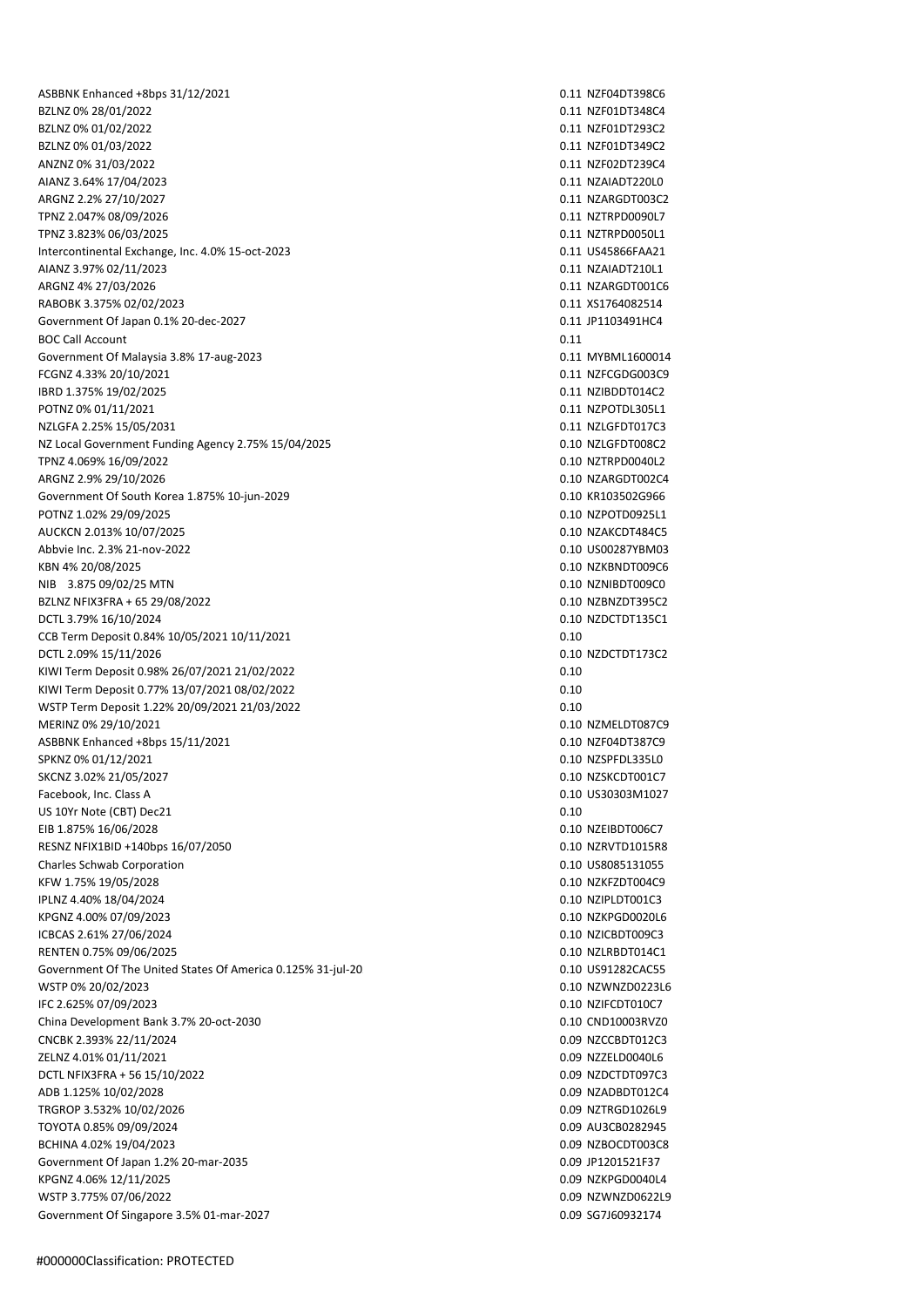| | | |
|---|---|---|
| ASBBNK Enhanced +8bps 31/12/2021 | 0.11 | NZF04DT398C6 |
| BZLNZ 0% 28/01/2022 | 0.11 | NZF01DT348C4 |
| BZLNZ 0% 01/02/2022 | 0.11 | NZF01DT293C2 |
| BZLNZ 0% 01/03/2022 | 0.11 | NZF01DT349C2 |
| ANZNZ 0% 31/03/2022 | 0.11 | NZF02DT239C4 |
| AIANZ 3.64% 17/04/2023 | 0.11 | NZAIADT220L0 |
| ARGNZ 2.2% 27/10/2027 | 0.11 | NZARGDT003C2 |
| TPNZ 2.047% 08/09/2026 | 0.11 | NZTRPD0090L7 |
| TPNZ 3.823% 06/03/2025 | 0.11 | NZTRPD0050L1 |
| Intercontinental Exchange, Inc. 4.0% 15-oct-2023 | 0.11 | US45866FAA21 |
| AIANZ 3.97% 02/11/2023 | 0.11 | NZAIADT210L1 |
| ARGNZ 4% 27/03/2026 | 0.11 | NZARGDT001C6 |
| RABOBK 3.375% 02/02/2023 | 0.11 | XS1764082514 |
| Government Of Japan 0.1% 20-dec-2027 | 0.11 | JP1103491HC4 |
| BOC Call Account | 0.11 | |
| Government Of Malaysia 3.8% 17-aug-2023 | 0.11 | MYBML1600014 |
| FCGNZ 4.33% 20/10/2021 | 0.11 | NZFCGDG003C9 |
| IBRD 1.375% 19/02/2025 | 0.11 | NZIBDDT014C2 |
| POTNZ 0% 01/11/2021 | 0.11 | NZPOTDL305L1 |
| NZLGFA 2.25% 15/05/2031 | 0.11 | NZLGFDT017C3 |
| NZ Local Government Funding Agency 2.75% 15/04/2025 | 0.10 | NZLGFDT008C2 |
| TPNZ 4.069% 16/09/2022 | 0.10 | NZTRPD0040L2 |
| ARGNZ 2.9% 29/10/2026 | 0.10 | NZARGDT002C4 |
| Government Of South Korea 1.875% 10-jun-2029 | 0.10 | KR103502G966 |
| POTNZ 1.02% 29/09/2025 | 0.10 | NZPOTD0925L1 |
| AUCKCN 2.013% 10/07/2025 | 0.10 | NZAKCDT484C5 |
| Abbvie Inc. 2.3% 21-nov-2022 | 0.10 | US00287YBM03 |
| KBN 4% 20/08/2025 | 0.10 | NZKBNDT009C6 |
| NIB 3.875 09/02/25 MTN | 0.10 | NZNIBDT009C0 |
| BZLNZ NFIX3FRA + 65 29/08/2022 | 0.10 | NZBNZDT395C2 |
| DCTL 3.79% 16/10/2024 | 0.10 | NZDCTDT135C1 |
| CCB Term Deposit 0.84% 10/05/2021 10/11/2021 | 0.10 | |
| DCTL 2.09% 15/11/2026 | 0.10 | NZDCTDT173C2 |
| KIWI Term Deposit 0.98% 26/07/2021 21/02/2022 | 0.10 | |
| KIWI Term Deposit 0.77% 13/07/2021 08/02/2022 | 0.10 | |
| WSTP Term Deposit 1.22% 20/09/2021 21/03/2022 | 0.10 | |
| MERINZ 0% 29/10/2021 | 0.10 | NZMELDT087C9 |
| ASBBNK Enhanced +8bps 15/11/2021 | 0.10 | NZF04DT387C9 |
| SPKNZ 0% 01/12/2021 | 0.10 | NZSPFDL335L0 |
| SKCNZ 3.02% 21/05/2027 | 0.10 | NZSKCDT001C7 |
| Facebook, Inc. Class A | 0.10 | US30303M1027 |
| US 10Yr Note (CBT) Dec21 | 0.10 | |
| EIB 1.875% 16/06/2028 | 0.10 | NZEIBDT006C7 |
| RESNZ NFIX1BID +140bps 16/07/2050 | 0.10 | NZRVTD1015R8 |
| Charles Schwab Corporation | 0.10 | US8085131055 |
| KFW 1.75% 19/05/2028 | 0.10 | NZKFZDT004C9 |
| IPLNZ 4.40% 18/04/2024 | 0.10 | NZIPLDT001C3 |
| KPGNZ 4.00% 07/09/2023 | 0.10 | NZKPGD0020L6 |
| ICBCAS 2.61% 27/06/2024 | 0.10 | NZICBDT009C3 |
| RENTEN 0.75% 09/06/2025 | 0.10 | NZLRBDT014C1 |
| Government Of The United States Of America 0.125% 31-jul-20 | 0.10 | US91282CAC55 |
| WSTP 0% 20/02/2023 | 0.10 | NZWNZD0223L6 |
| IFC 2.625% 07/09/2023 | 0.10 | NZIFCDT010C7 |
| China Development Bank 3.7% 20-oct-2030 | 0.10 | CND10003RVZ0 |
| CNCBK 2.393% 22/11/2024 | 0.09 | NZCCBDT012C3 |
| ZELNZ 4.01% 01/11/2021 | 0.09 | NZZELD0040L6 |
| DCTL NFIX3FRA + 56 15/10/2022 | 0.09 | NZDCTDT097C3 |
| ADB 1.125% 10/02/2028 | 0.09 | NZADBDT012C4 |
| TRGROP 3.532% 10/02/2026 | 0.09 | NZTRGD1026L9 |
| TOYOTA 0.85% 09/09/2024 | 0.09 | AU3CB0282945 |
| BCHINA 4.02% 19/04/2023 | 0.09 | NZBOCDT003C8 |
| Government Of Japan 1.2% 20-mar-2035 | 0.09 | JP1201521F37 |
| KPGNZ 4.06% 12/11/2025 | 0.09 | NZKPGD0040L4 |
| WSTP 3.775% 07/06/2022 | 0.09 | NZWNZD0622L9 |
| Government Of Singapore 3.5% 01-mar-2027 | 0.09 | SG7J60932174 |

#000000Classification: PROTECTED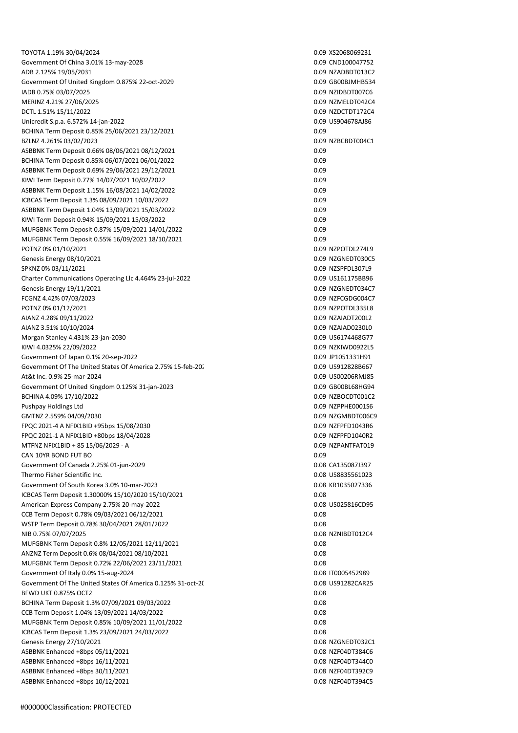| | | |
|---|---|---|
| TOYOTA 1.19% 30/04/2024 | 0.09 | XS2068069231 |
| Government Of China 3.01% 13-may-2028 | 0.09 | CND100047752 |
| ADB 2.125% 19/05/2031 | 0.09 | NZADBDT013C2 |
| Government Of United Kingdom 0.875% 22-oct-2029 | 0.09 | GB00BJMHB534 |
| IADB 0.75% 03/07/2025 | 0.09 | NZIDBDT007C6 |
| MERINZ 4.21% 27/06/2025 | 0.09 | NZMELDT042C4 |
| DCTL 1.51% 15/11/2022 | 0.09 | NZDCTDT172C4 |
| Unicredit S.p.a. 6.572% 14-jan-2022 | 0.09 | US904678AJ86 |
| BCHINA Term Deposit 0.85% 25/06/2021 23/12/2021 | 0.09 | |
| BZLNZ 4.261% 03/02/2023 | 0.09 | NZBCBDT004C1 |
| ASBBNK Term Deposit 0.66% 08/06/2021 08/12/2021 | 0.09 | |
| BCHINA Term Deposit 0.85% 06/07/2021 06/01/2022 | 0.09 | |
| ASBBNK Term Deposit 0.69% 29/06/2021 29/12/2021 | 0.09 | |
| KIWI Term Deposit 0.77% 14/07/2021 10/02/2022 | 0.09 | |
| ASBBNK Term Deposit 1.15% 16/08/2021 14/02/2022 | 0.09 | |
| ICBCAS Term Deposit 1.3% 08/09/2021 10/03/2022 | 0.09 | |
| ASBBNK Term Deposit 1.04% 13/09/2021 15/03/2022 | 0.09 | |
| KIWI Term Deposit 0.94% 15/09/2021 15/03/2022 | 0.09 | |
| MUFGBNK Term Deposit 0.87% 15/09/2021 14/01/2022 | 0.09 | |
| MUFGBNK Term Deposit 0.55% 16/09/2021 18/10/2021 | 0.09 | |
| POTNZ 0% 01/10/2021 | 0.09 | NZPOTDL274L9 |
| Genesis Energy 08/10/2021 | 0.09 | NZGNEDT030C5 |
| SPKNZ 0% 03/11/2021 | 0.09 | NZSPFDL307L9 |
| Charter Communications Operating Llc 4.464% 23-jul-2022 | 0.09 | US161175BB96 |
| Genesis Energy 19/11/2021 | 0.09 | NZGNEDT034C7 |
| FCGNZ 4.42% 07/03/2023 | 0.09 | NZFCGDG004C7 |
| POTNZ 0% 01/12/2021 | 0.09 | NZPOTDL335L8 |
| AIANZ 4.28% 09/11/2022 | 0.09 | NZAIADT200L2 |
| AIANZ 3.51% 10/10/2024 | 0.09 | NZAIAD0230L0 |
| Morgan Stanley 4.431% 23-jan-2030 | 0.09 | US6174468G77 |
| KIWI 4.0325% 22/09/2022 | 0.09 | NZKIWD0922L5 |
| Government Of Japan 0.1% 20-sep-2022 | 0.09 | JP1051331H91 |
| Government Of The United States Of America 2.75% 15-feb-202 | 0.09 | US912828B667 |
| At&t Inc. 0.9% 25-mar-2024 | 0.09 | US00206RMJ85 |
| Government Of United Kingdom 0.125% 31-jan-2023 | 0.09 | GB00BL68HG94 |
| BCHINA 4.09% 17/10/2022 | 0.09 | NZBOCDT001C2 |
| Pushpay Holdings Ltd | 0.09 | NZPPHE0001S6 |
| GMTNZ 2.559% 04/09/2030 | 0.09 | NZGMBDT006C9 |
| FPQC 2021-4 A NFIX1BID +95bps 15/08/2030 | 0.09 | NZFPFD1043R6 |
| FPQC 2021-1 A NFIX1BID +80bps 18/04/2028 | 0.09 | NZFPFD1040R2 |
| MTFNZ NFIX1BID + 85 15/06/2029 - A | 0.09 | NZPANTFAT019 |
| CAN 10YR BOND FUT BO | 0.09 | |
| Government Of Canada 2.25% 01-jun-2029 | 0.08 | CA135087J397 |
| Thermo Fisher Scientific Inc. | 0.08 | US8835561023 |
| Government Of South Korea 3.0% 10-mar-2023 | 0.08 | KR1035027336 |
| ICBCAS Term Deposit 1.30000% 15/10/2020 15/10/2021 | 0.08 | |
| American Express Company 2.75% 20-may-2022 | 0.08 | US025816CD95 |
| CCB Term Deposit 0.78% 09/03/2021 06/12/2021 | 0.08 | |
| WSTP Term Deposit 0.78% 30/04/2021 28/01/2022 | 0.08 | |
| NIB 0.75% 07/07/2025 | 0.08 | NZNIBDT012C4 |
| MUFGBNK Term Deposit 0.8% 12/05/2021 12/11/2021 | 0.08 | |
| ANZNZ Term Deposit 0.6% 08/04/2021 08/10/2021 | 0.08 | |
| MUFGBNK Term Deposit 0.72% 22/06/2021 23/11/2021 | 0.08 | |
| Government Of Italy 0.0% 15-aug-2024 | 0.08 | IT0005452989 |
| Government Of The United States Of America 0.125% 31-oct-20 | 0.08 | US91282CAR25 |
| BFWD UKT 0.875% OCT2 | 0.08 | |
| BCHINA Term Deposit 1.3% 07/09/2021 09/03/2022 | 0.08 | |
| CCB Term Deposit 1.04% 13/09/2021 14/03/2022 | 0.08 | |
| MUFGBNK Term Deposit 0.85% 10/09/2021 11/01/2022 | 0.08 | |
| ICBCAS Term Deposit 1.3% 23/09/2021 24/03/2022 | 0.08 | |
| Genesis Energy 27/10/2021 | 0.08 | NZGNEDT032C1 |
| ASBBNK Enhanced +8bps 05/11/2021 | 0.08 | NZF04DT384C6 |
| ASBBNK Enhanced +8bps 16/11/2021 | 0.08 | NZF04DT344C0 |
| ASBBNK Enhanced +8bps 30/11/2021 | 0.08 | NZF04DT392C9 |
| ASBBNK Enhanced +8bps 10/12/2021 | 0.08 | NZF04DT394C5 |

#000000Classification: PROTECTED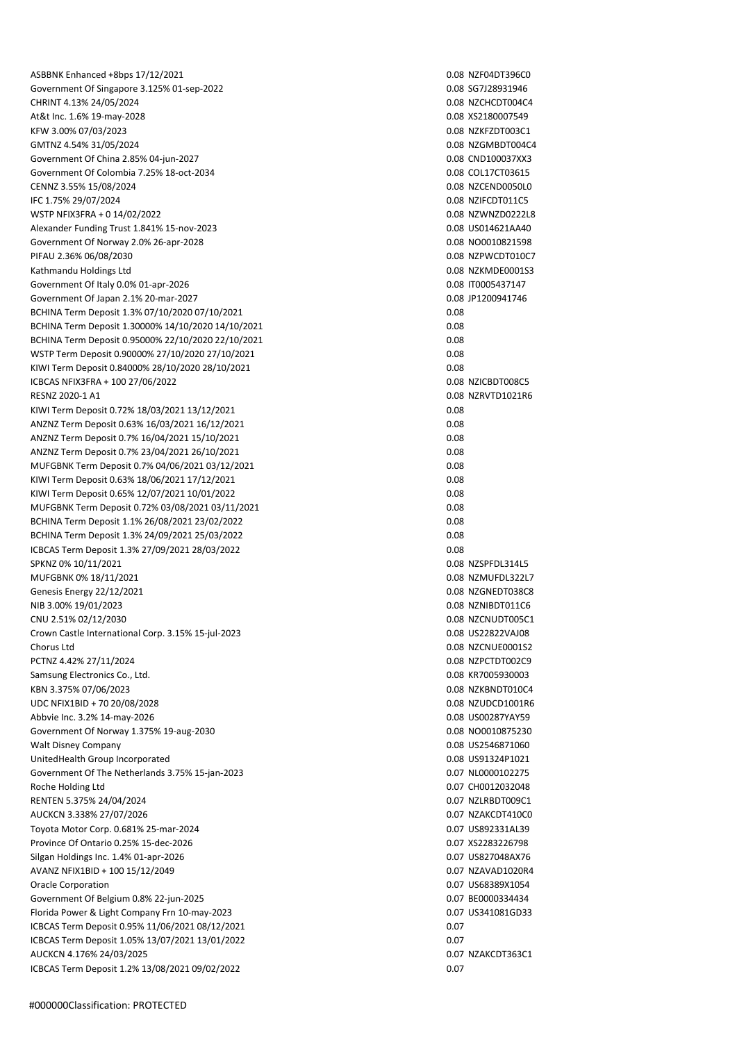| | | |
|---|---|---|
| ASBBNK Enhanced +8bps 17/12/2021 | 0.08 | NZF04DT396C0 |
| Government Of Singapore 3.125% 01-sep-2022 | 0.08 | SG7J28931946 |
| CHRINT 4.13% 24/05/2024 | 0.08 | NZCHCDT004C4 |
| At&t Inc. 1.6% 19-may-2028 | 0.08 | XS2180007549 |
| KFW 3.00% 07/03/2023 | 0.08 | NZKFZDT003C1 |
| GMTNZ 4.54% 31/05/2024 | 0.08 | NZGMBDT004C4 |
| Government Of China 2.85% 04-jun-2027 | 0.08 | CND100037XX3 |
| Government Of Colombia 7.25% 18-oct-2034 | 0.08 | COL17CT03615 |
| CENNZ 3.55% 15/08/2024 | 0.08 | NZCEND0050L0 |
| IFC 1.75% 29/07/2024 | 0.08 | NZIFCDT011C5 |
| WSTP NFIX3FRA + 0 14/02/2022 | 0.08 | NZWNZD0222L8 |
| Alexander Funding Trust 1.841% 15-nov-2023 | 0.08 | US014621AA40 |
| Government Of Norway 2.0% 26-apr-2028 | 0.08 | NO0010821598 |
| PIFAU 2.36% 06/08/2030 | 0.08 | NZPWCDT010C7 |
| Kathmandu Holdings Ltd | 0.08 | NZKMDE0001S3 |
| Government Of Italy 0.0% 01-apr-2026 | 0.08 | IT0005437147 |
| Government Of Japan 2.1% 20-mar-2027 | 0.08 | JP1200941746 |
| BCHINA Term Deposit 1.3% 07/10/2020 07/10/2021 | 0.08 | |
| BCHINA Term Deposit 1.30000% 14/10/2020 14/10/2021 | 0.08 | |
| BCHINA Term Deposit 0.95000% 22/10/2020 22/10/2021 | 0.08 | |
| WSTP Term Deposit 0.90000% 27/10/2020 27/10/2021 | 0.08 | |
| KIWI Term Deposit 0.84000% 28/10/2020 28/10/2021 | 0.08 | |
| ICBCAS NFIX3FRA + 100 27/06/2022 | 0.08 | NZICBDT008C5 |
| RESNZ 2020-1 A1 | 0.08 | NZRVTD1021R6 |
| KIWI Term Deposit 0.72% 18/03/2021 13/12/2021 | 0.08 | |
| ANZNZ Term Deposit 0.63% 16/03/2021 16/12/2021 | 0.08 | |
| ANZNZ Term Deposit 0.7% 16/04/2021 15/10/2021 | 0.08 | |
| ANZNZ Term Deposit 0.7% 23/04/2021 26/10/2021 | 0.08 | |
| MUFGBNK Term Deposit 0.7% 04/06/2021 03/12/2021 | 0.08 | |
| KIWI Term Deposit 0.63% 18/06/2021 17/12/2021 | 0.08 | |
| KIWI Term Deposit 0.65% 12/07/2021 10/01/2022 | 0.08 | |
| MUFGBNK Term Deposit 0.72% 03/08/2021 03/11/2021 | 0.08 | |
| BCHINA Term Deposit 1.1% 26/08/2021 23/02/2022 | 0.08 | |
| BCHINA Term Deposit 1.3% 24/09/2021 25/03/2022 | 0.08 | |
| ICBCAS Term Deposit 1.3% 27/09/2021 28/03/2022 | 0.08 | |
| SPKNZ 0% 10/11/2021 | 0.08 | NZSPFDL314L5 |
| MUFGBNK 0% 18/11/2021 | 0.08 | NZMUFDL322L7 |
| Genesis Energy 22/12/2021 | 0.08 | NZGNEDT038C8 |
| NIB 3.00% 19/01/2023 | 0.08 | NZNIBDT011C6 |
| CNU 2.51% 02/12/2030 | 0.08 | NZCNUDT005C1 |
| Crown Castle International Corp. 3.15% 15-jul-2023 | 0.08 | US22822VAJ08 |
| Chorus Ltd | 0.08 | NZCNUE0001S2 |
| PCTNZ 4.42% 27/11/2024 | 0.08 | NZPCTDT002C9 |
| Samsung Electronics Co., Ltd. | 0.08 | KR7005930003 |
| KBN 3.375% 07/06/2023 | 0.08 | NZKBNDT010C4 |
| UDC NFIX1BID + 70 20/08/2028 | 0.08 | NZUDCD1001R6 |
| Abbvie Inc. 3.2% 14-may-2026 | 0.08 | US00287YAY59 |
| Government Of Norway 1.375% 19-aug-2030 | 0.08 | NO0010875230 |
| Walt Disney Company | 0.08 | US2546871060 |
| UnitedHealth Group Incorporated | 0.08 | US91324P1021 |
| Government Of The Netherlands 3.75% 15-jan-2023 | 0.07 | NL0000102275 |
| Roche Holding Ltd | 0.07 | CH0012032048 |
| RENTEN 5.375% 24/04/2024 | 0.07 | NZLRBDT009C1 |
| AUCKCN 3.338% 27/07/2026 | 0.07 | NZAKCDT410C0 |
| Toyota Motor Corp. 0.681% 25-mar-2024 | 0.07 | US892331AL39 |
| Province Of Ontario 0.25% 15-dec-2026 | 0.07 | XS2283226798 |
| Silgan Holdings Inc. 1.4% 01-apr-2026 | 0.07 | US827048AX76 |
| AVANZ NFIX1BID + 100 15/12/2049 | 0.07 | NZAVAD1020R4 |
| Oracle Corporation | 0.07 | US68389X1054 |
| Government Of Belgium 0.8% 22-jun-2025 | 0.07 | BE0000334434 |
| Florida Power & Light Company Frn 10-may-2023 | 0.07 | US341081GD33 |
| ICBCAS Term Deposit 0.95% 11/06/2021 08/12/2021 | 0.07 | |
| ICBCAS Term Deposit 1.05% 13/07/2021 13/01/2022 | 0.07 | |
| AUCKCN 4.176% 24/03/2025 | 0.07 | NZAKCDT363C1 |
| ICBCAS Term Deposit 1.2% 13/08/2021 09/02/2022 | 0.07 | |

#000000Classification: PROTECTED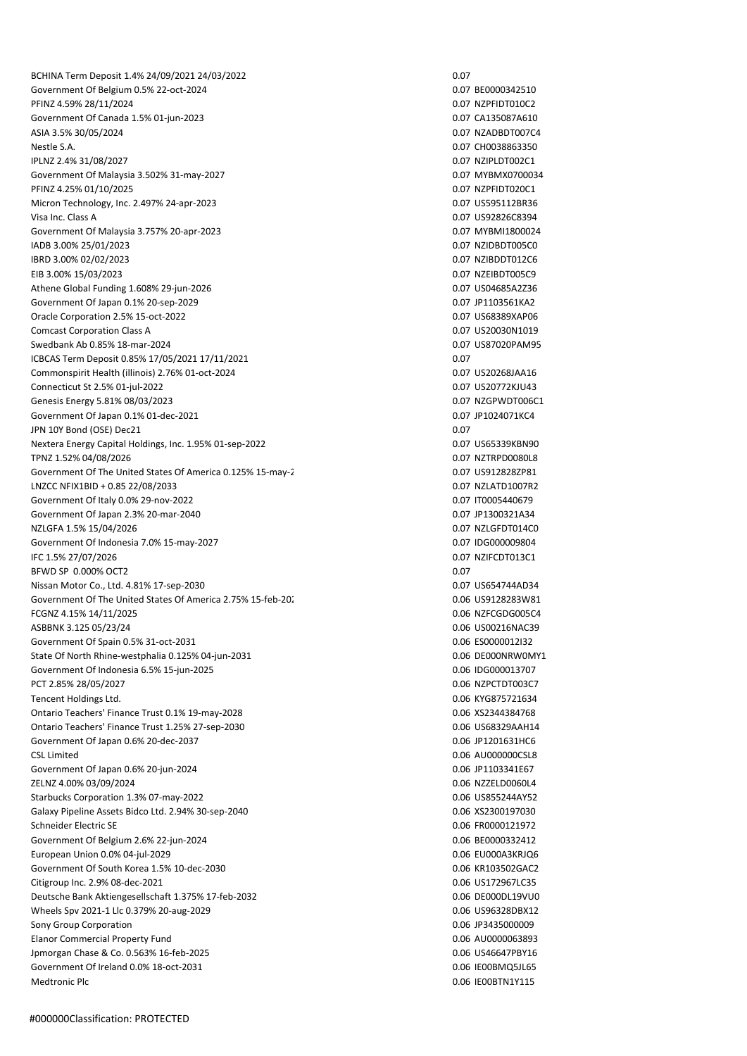| | | |
|---|---|---|
| BCHINA Term Deposit 1.4% 24/09/2021 24/03/2022 | 0.07 | |
| Government Of Belgium 0.5% 22-oct-2024 | 0.07 | BE0000342510 |
| PFINZ 4.59% 28/11/2024 | 0.07 | NZPFIDT010C2 |
| Government Of Canada 1.5% 01-jun-2023 | 0.07 | CA135087A610 |
| ASIA 3.5% 30/05/2024 | 0.07 | NZADBDT007C4 |
| Nestle S.A. | 0.07 | CH0038863350 |
| IPLNZ 2.4% 31/08/2027 | 0.07 | NZIPLDT002C1 |
| Government Of Malaysia 3.502% 31-may-2027 | 0.07 | MYBMX0700034 |
| PFINZ 4.25% 01/10/2025 | 0.07 | NZPFIDT020C1 |
| Micron Technology, Inc. 2.497% 24-apr-2023 | 0.07 | US595112BR36 |
| Visa Inc. Class A | 0.07 | US92826C8394 |
| Government Of Malaysia 3.757% 20-apr-2023 | 0.07 | MYBMI1800024 |
| IADB 3.00% 25/01/2023 | 0.07 | NZIDBDT005C0 |
| IBRD 3.00% 02/02/2023 | 0.07 | NZIBDDT012C6 |
| EIB 3.00% 15/03/2023 | 0.07 | NZEIBDT005C9 |
| Athene Global Funding 1.608% 29-jun-2026 | 0.07 | US04685A2Z36 |
| Government Of Japan 0.1% 20-sep-2029 | 0.07 | JP1103561KA2 |
| Oracle Corporation 2.5% 15-oct-2022 | 0.07 | US68389XAP06 |
| Comcast Corporation Class A | 0.07 | US20030N1019 |
| Swedbank Ab 0.85% 18-mar-2024 | 0.07 | US87020PAM95 |
| ICBCAS Term Deposit 0.85% 17/05/2021 17/11/2021 | 0.07 | |
| Commonspirit Health (illinois) 2.76% 01-oct-2024 | 0.07 | US20268JAA16 |
| Connecticut St 2.5% 01-jul-2022 | 0.07 | US20772KJU43 |
| Genesis Energy 5.81% 08/03/2023 | 0.07 | NZGPWDT006C1 |
| Government Of Japan 0.1% 01-dec-2021 | 0.07 | JP1024071KC4 |
| JPN 10Y Bond (OSE) Dec21 | 0.07 | |
| Nextera Energy Capital Holdings, Inc. 1.95% 01-sep-2022 | 0.07 | US65339KBN90 |
| TPNZ 1.52% 04/08/2026 | 0.07 | NZTRPD0080L8 |
| Government Of The United States Of America 0.125% 15-may-2 | 0.07 | US912828ZP81 |
| LNZCC NFIX1BID + 0.85 22/08/2033 | 0.07 | NZLATD1007R2 |
| Government Of Italy 0.0% 29-nov-2022 | 0.07 | IT0005440679 |
| Government Of Japan 2.3% 20-mar-2040 | 0.07 | JP1300321A34 |
| NZLGFA 1.5% 15/04/2026 | 0.07 | NZLGFDT014C0 |
| Government Of Indonesia 7.0% 15-may-2027 | 0.07 | IDG000009804 |
| IFC 1.5% 27/07/2026 | 0.07 | NZIFCDT013C1 |
| BFWD SP 0.000% OCT2 | 0.07 | |
| Nissan Motor Co., Ltd. 4.81% 17-sep-2030 | 0.07 | US654744AD34 |
| Government Of The United States Of America 2.75% 15-feb-202 | 0.06 | US9128283W81 |
| FCGNZ 4.15% 14/11/2025 | 0.06 | NZFCGDG005C4 |
| ASBBNK 3.125 05/23/24 | 0.06 | US00216NAC39 |
| Government Of Spain 0.5% 31-oct-2031 | 0.06 | ES0000012I32 |
| State Of North Rhine-westphalia 0.125% 04-jun-2031 | 0.06 | DE000NRW0MY1 |
| Government Of Indonesia 6.5% 15-jun-2025 | 0.06 | IDG000013707 |
| PCT 2.85% 28/05/2027 | 0.06 | NZPCTDT003C7 |
| Tencent Holdings Ltd. | 0.06 | KYG875721634 |
| Ontario Teachers' Finance Trust 0.1% 19-may-2028 | 0.06 | XS2344384768 |
| Ontario Teachers' Finance Trust 1.25% 27-sep-2030 | 0.06 | US68329AAH14 |
| Government Of Japan 0.6% 20-dec-2037 | 0.06 | JP1201631HC6 |
| CSL Limited | 0.06 | AU000000CSL8 |
| Government Of Japan 0.6% 20-jun-2024 | 0.06 | JP1103341E67 |
| ZELNZ 4.00% 03/09/2024 | 0.06 | NZZELD0060L4 |
| Starbucks Corporation 1.3% 07-may-2022 | 0.06 | US855244AY52 |
| Galaxy Pipeline Assets Bidco Ltd. 2.94% 30-sep-2040 | 0.06 | XS2300197030 |
| Schneider Electric SE | 0.06 | FR0000121972 |
| Government Of Belgium 2.6% 22-jun-2024 | 0.06 | BE0000332412 |
| European Union 0.0% 04-jul-2029 | 0.06 | EU000A3KRJQ6 |
| Government Of South Korea 1.5% 10-dec-2030 | 0.06 | KR103502GAC2 |
| Citigroup Inc. 2.9% 08-dec-2021 | 0.06 | US172967LC35 |
| Deutsche Bank Aktiengesellschaft 1.375% 17-feb-2032 | 0.06 | DE000DL19VU0 |
| Wheels Spv 2021-1 Llc 0.379% 20-aug-2029 | 0.06 | US96328DBX12 |
| Sony Group Corporation | 0.06 | JP3435000009 |
| Elanor Commercial Property Fund | 0.06 | AU0000063893 |
| Jpmorgan Chase & Co. 0.563% 16-feb-2025 | 0.06 | US46647PBY16 |
| Government Of Ireland 0.0% 18-oct-2031 | 0.06 | IE00BMQ5JL65 |
| Medtronic Plc | 0.06 | IE00BTN1Y115 |

#000000Classification: PROTECTED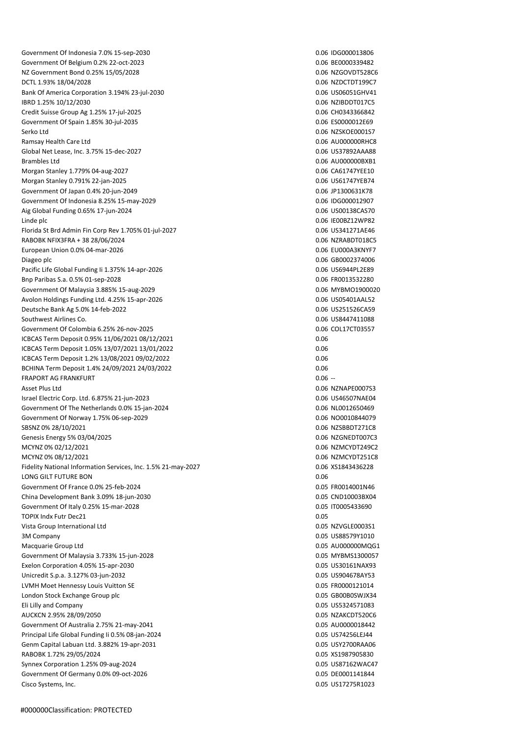| | | |
|---|---|---|
| Government Of Indonesia 7.0% 15-sep-2030 | 0.06 | IDG000013806 |
| Government Of Belgium 0.2% 22-oct-2023 | 0.06 | BE0000339482 |
| NZ Government Bond 0.25% 15/05/2028 | 0.06 | NZGOVDT528C6 |
| DCTL 1.93% 18/04/2028 | 0.06 | NZDCTDT199C7 |
| Bank Of America Corporation 3.194% 23-jul-2030 | 0.06 | US06051GHV41 |
| IBRD 1.25% 10/12/2030 | 0.06 | NZIBDDT017C5 |
| Credit Suisse Group Ag 1.25% 17-jul-2025 | 0.06 | CH0343366842 |
| Government Of Spain 1.85% 30-jul-2035 | 0.06 | ES0000012E69 |
| Serko Ltd | 0.06 | NZSKOE0001S7 |
| Ramsay Health Care Ltd | 0.06 | AU000000RHC8 |
| Global Net Lease, Inc. 3.75% 15-dec-2027 | 0.06 | US37892AAA88 |
| Brambles Ltd | 0.06 | AU000000BXB1 |
| Morgan Stanley 1.779% 04-aug-2027 | 0.06 | CA61747YEE10 |
| Morgan Stanley 0.791% 22-jan-2025 | 0.06 | US61747YEB74 |
| Government Of Japan 0.4% 20-jun-2049 | 0.06 | JP1300631K78 |
| Government Of Indonesia 8.25% 15-may-2029 | 0.06 | IDG000012907 |
| Aig Global Funding 0.65% 17-jun-2024 | 0.06 | US00138CAS70 |
| Linde plc | 0.06 | IE00BZ12WP82 |
| Florida St Brd Admin Fin Corp Rev 1.705% 01-jul-2027 | 0.06 | US341271AE46 |
| RABOBK NFIX3FRA + 38 28/06/2024 | 0.06 | NZRABDT018C5 |
| European Union 0.0% 04-mar-2026 | 0.06 | EU000A3KNYF7 |
| Diageo plc | 0.06 | GB0002374006 |
| Pacific Life Global Funding Ii 1.375% 14-apr-2026 | 0.06 | US6944PL2E89 |
| Bnp Paribas S.a. 0.5% 01-sep-2028 | 0.06 | FR0013532280 |
| Government Of Malaysia 3.885% 15-aug-2029 | 0.06 | MYBMO1900020 |
| Avolon Holdings Funding Ltd. 4.25% 15-apr-2026 | 0.06 | US05401AAL52 |
| Deutsche Bank Ag 5.0% 14-feb-2022 | 0.06 | US251526CA59 |
| Southwest Airlines Co. | 0.06 | US8447411088 |
| Government Of Colombia 6.25% 26-nov-2025 | 0.06 | COL17CT03557 |
| ICBCAS Term Deposit 0.95% 11/06/2021 08/12/2021 | 0.06 | |
| ICBCAS Term Deposit 1.05% 13/07/2021 13/01/2022 | 0.06 | |
| ICBCAS Term Deposit 1.2% 13/08/2021 09/02/2022 | 0.06 | |
| BCHINA Term Deposit 1.4% 24/09/2021 24/03/2022 | 0.06 | |
| FRAPORT AG FRANKFURT | 0.06 | -- |
| Asset Plus Ltd | 0.06 | NZNAPE0007S3 |
| Israel Electric Corp. Ltd. 6.875% 21-jun-2023 | 0.06 | US46507NAE04 |
| Government Of The Netherlands 0.0% 15-jan-2024 | 0.06 | NL0012650469 |
| Government Of Norway 1.75% 06-sep-2029 | 0.06 | NO0010844079 |
| SBSNZ 0% 28/10/2021 | 0.06 | NZSBBDT271C8 |
| Genesis Energy 5% 03/04/2025 | 0.06 | NZGNEDT007C3 |
| MCYNZ 0% 02/12/2021 | 0.06 | NZMCYDT249C2 |
| MCYNZ 0% 08/12/2021 | 0.06 | NZMCYDT251C8 |
| Fidelity National Information Services, Inc. 1.5% 21-may-2027 | 0.06 | XS1843436228 |
| LONG GILT FUTURE BON | 0.06 | |
| Government Of France 0.0% 25-feb-2024 | 0.05 | FR0014001N46 |
| China Development Bank 3.09% 18-jun-2030 | 0.05 | CND10003BX04 |
| Government Of Italy 0.25% 15-mar-2028 | 0.05 | IT0005433690 |
| TOPIX Indx Futr Dec21 | 0.05 | |
| Vista Group International Ltd | 0.05 | NZVGLE0003S1 |
| 3M Company | 0.05 | US88579Y1010 |
| Macquarie Group Ltd | 0.05 | AU000000MQG1 |
| Government Of Malaysia 3.733% 15-jun-2028 | 0.05 | MYBMS1300057 |
| Exelon Corporation 4.05% 15-apr-2030 | 0.05 | US30161NAX93 |
| Unicredit S.p.a. 3.127% 03-jun-2032 | 0.05 | US904678AY53 |
| LVMH Moet Hennessy Louis Vuitton SE | 0.05 | FR0000121014 |
| London Stock Exchange Group plc | 0.05 | GB00B0SWJX34 |
| Eli Lilly and Company | 0.05 | US5324571083 |
| AUCKCN 2.95% 28/09/2050 | 0.05 | NZAKCDT520C6 |
| Government Of Australia 2.75% 21-may-2041 | 0.05 | AU0000018442 |
| Principal Life Global Funding Ii 0.5% 08-jan-2024 | 0.05 | US74256LEJ44 |
| Genm Capital Labuan Ltd. 3.882% 19-apr-2031 | 0.05 | USY2700RAA06 |
| RABOBK 1.72% 29/05/2024 | 0.05 | XS1987905830 |
| Synnex Corporation 1.25% 09-aug-2024 | 0.05 | US87162WAC47 |
| Government Of Germany 0.0% 09-oct-2026 | 0.05 | DE0001141844 |
| Cisco Systems, Inc. | 0.05 | US17275R1023 |

#000000Classification: PROTECTED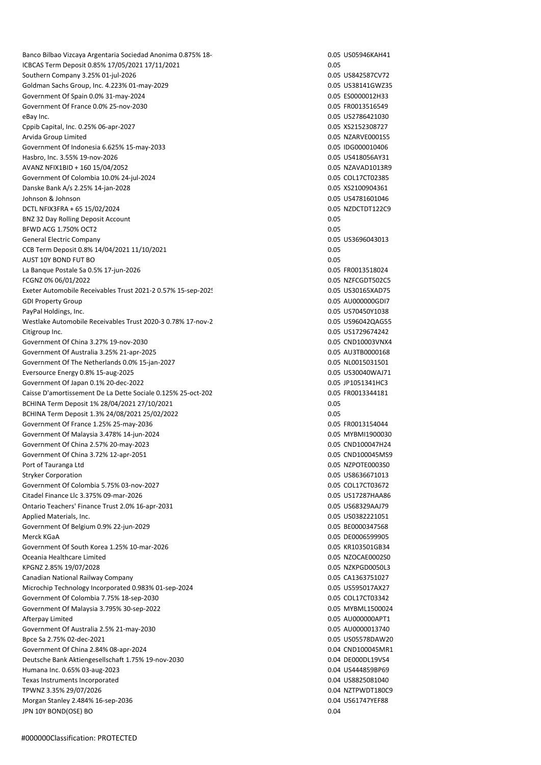| | | |
|---|---|---|
| Banco Bilbao Vizcaya Argentaria Sociedad Anonima 0.875% 18- | 0.05 | US05946KAH41 |
| ICBCAS Term Deposit 0.85% 17/05/2021 17/11/2021 | 0.05 | |
| Southern Company 3.25% 01-jul-2026 | 0.05 | US842587CV72 |
| Goldman Sachs Group, Inc. 4.223% 01-may-2029 | 0.05 | US38141GWZ35 |
| Government Of Spain 0.0% 31-may-2024 | 0.05 | ES0000012H33 |
| Government Of France 0.0% 25-nov-2030 | 0.05 | FR0013516549 |
| eBay Inc. | 0.05 | US2786421030 |
| Cppib Capital, Inc. 0.25% 06-apr-2027 | 0.05 | XS2152308727 |
| Arvida Group Limited | 0.05 | NZARVE0001S5 |
| Government Of Indonesia 6.625% 15-may-2033 | 0.05 | IDG000010406 |
| Hasbro, Inc. 3.55% 19-nov-2026 | 0.05 | US418056AY31 |
| AVANZ NFIX1BID + 160 15/04/2052 | 0.05 | NZAVAD1013R9 |
| Government Of Colombia 10.0% 24-jul-2024 | 0.05 | COL17CT02385 |
| Danske Bank A/s 2.25% 14-jan-2028 | 0.05 | XS2100904361 |
| Johnson & Johnson | 0.05 | US4781601046 |
| DCTL NFIX3FRA + 65 15/02/2024 | 0.05 | NZDCTDT122C9 |
| BNZ 32 Day Rolling Deposit Account | 0.05 | |
| BFWD ACG 1.750% OCT2 | 0.05 | |
| General Electric Company | 0.05 | US3696043013 |
| CCB Term Deposit 0.8% 14/04/2021 11/10/2021 | 0.05 | |
| AUST 10Y BOND FUT BO | 0.05 | |
| La Banque Postale Sa 0.5% 17-jun-2026 | 0.05 | FR0013518024 |
| FCGNZ 0% 06/01/2022 | 0.05 | NZFCGDT502C5 |
| Exeter Automobile Receivables Trust 2021-2 0.57% 15-sep-2025 | 0.05 | US30165XAD75 |
| GDI Property Group | 0.05 | AU000000GDI7 |
| PayPal Holdings, Inc. | 0.05 | US70450Y1038 |
| Westlake Automobile Receivables Trust 2020-3 0.78% 17-nov-2 | 0.05 | US96042QAG55 |
| Citigroup Inc. | 0.05 | US1729674242 |
| Government Of China 3.27% 19-nov-2030 | 0.05 | CND10003VNX4 |
| Government Of Australia 3.25% 21-apr-2025 | 0.05 | AU3TB0000168 |
| Government Of The Netherlands 0.0% 15-jan-2027 | 0.05 | NL0015031501 |
| Eversource Energy 0.8% 15-aug-2025 | 0.05 | US30040WAJ71 |
| Government Of Japan 0.1% 20-dec-2022 | 0.05 | JP1051341HC3 |
| Caisse D'amortissement De La Dette Sociale 0.125% 25-oct-202 | 0.05 | FR0013344181 |
| BCHINA Term Deposit 1% 28/04/2021 27/10/2021 | 0.05 | |
| BCHINA Term Deposit 1.3% 24/08/2021 25/02/2022 | 0.05 | |
| Government Of France 1.25% 25-may-2036 | 0.05 | FR0013154044 |
| Government Of Malaysia 3.478% 14-jun-2024 | 0.05 | MYBMI1900030 |
| Government Of China 2.57% 20-may-2023 | 0.05 | CND100047H24 |
| Government Of China 3.72% 12-apr-2051 | 0.05 | CND100045MS9 |
| Port of Tauranga Ltd | 0.05 | NZPOTE0003S0 |
| Stryker Corporation | 0.05 | US8636671013 |
| Government Of Colombia 5.75% 03-nov-2027 | 0.05 | COL17CT03672 |
| Citadel Finance Llc 3.375% 09-mar-2026 | 0.05 | US17287HAA86 |
| Ontario Teachers' Finance Trust 2.0% 16-apr-2031 | 0.05 | US68329AAJ79 |
| Applied Materials, Inc. | 0.05 | US0382221051 |
| Government Of Belgium 0.9% 22-jun-2029 | 0.05 | BE0000347568 |
| Merck KGaA | 0.05 | DE0006599905 |
| Government Of South Korea 1.25% 10-mar-2026 | 0.05 | KR103501GB34 |
| Oceania Healthcare Limited | 0.05 | NZOCAE0002S0 |
| KPGNZ 2.85% 19/07/2028 | 0.05 | NZKPGD0050L3 |
| Canadian National Railway Company | 0.05 | CA1363751027 |
| Microchip Technology Incorporated 0.983% 01-sep-2024 | 0.05 | US595017AX27 |
| Government Of Colombia 7.75% 18-sep-2030 | 0.05 | COL17CT03342 |
| Government Of Malaysia 3.795% 30-sep-2022 | 0.05 | MYBML1500024 |
| Afterpay Limited | 0.05 | AU000000APT1 |
| Government Of Australia 2.5% 21-may-2030 | 0.05 | AU0000013740 |
| Bpce Sa 2.75% 02-dec-2021 | 0.05 | US05578DAW20 |
| Government Of China 2.84% 08-apr-2024 | 0.04 | CND100045MR1 |
| Deutsche Bank Aktiengesellschaft 1.75% 19-nov-2030 | 0.04 | DE000DL19VS4 |
| Humana Inc. 0.65% 03-aug-2023 | 0.04 | US444859BP69 |
| Texas Instruments Incorporated | 0.04 | US8825081040 |
| TPWNZ 3.35% 29/07/2026 | 0.04 | NZTPWDT180C9 |
| Morgan Stanley 2.484% 16-sep-2036 | 0.04 | US61747YEF88 |
| JPN 10Y BOND(OSE) BO | 0.04 | |

#000000Classification: PROTECTED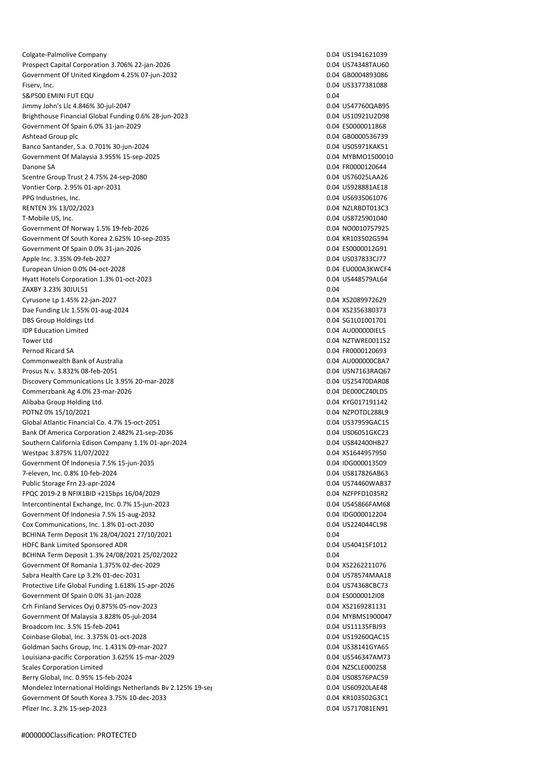| | | |
|---|---|---|
| Colgate-Palmolive Company | 0.04 | US1941621039 |
| Prospect Capital Corporation 3.706% 22-jan-2026 | 0.04 | US74348TAU60 |
| Government Of United Kingdom 4.25% 07-jun-2032 | 0.04 | GB0004893086 |
| Fiserv, Inc. | 0.04 | US3377381088 |
| S&P500 EMINI FUT EQU | 0.04 | |
| Jimmy John's Llc 4.846% 30-jul-2047 | 0.04 | US47760QAB95 |
| Brighthouse Financial Global Funding 0.6% 28-jun-2023 | 0.04 | US10921U2D98 |
| Government Of Spain 6.0% 31-jan-2029 | 0.04 | ES0000011868 |
| Ashtead Group plc | 0.04 | GB0000536739 |
| Banco Santander, S.a. 0.701% 30-jun-2024 | 0.04 | US05971KAK51 |
| Government Of Malaysia 3.955% 15-sep-2025 | 0.04 | MYBMO1500010 |
| Danone SA | 0.04 | FR0000120644 |
| Scentre Group Trust 2 4.75% 24-sep-2080 | 0.04 | US76025LAA26 |
| Vontier Corp. 2.95% 01-apr-2031 | 0.04 | US928881AE18 |
| PPG Industries, Inc. | 0.04 | US6935061076 |
| RENTEN 3% 13/02/2023 | 0.04 | NZLRBDT013C3 |
| T-Mobile US, Inc. | 0.04 | US8725901040 |
| Government Of Norway 1.5% 19-feb-2026 | 0.04 | NO0010757925 |
| Government Of South Korea 2.625% 10-sep-2035 | 0.04 | KR103502G594 |
| Government Of Spain 0.0% 31-jan-2026 | 0.04 | ES0000012G91 |
| Apple Inc. 3.35% 09-feb-2027 | 0.04 | US037833CJ77 |
| European Union 0.0% 04-oct-2028 | 0.04 | EU000A3KWCF4 |
| Hyatt Hotels Corporation 1.3% 01-oct-2023 | 0.04 | US448579AL64 |
| ZAXBY 3.23% 30JUL51 | 0.04 | |
| Cyrusone Lp 1.45% 22-jan-2027 | 0.04 | XS2089972629 |
| Dae Funding Llc 1.55% 01-aug-2024 | 0.04 | XS2356380373 |
| DBS Group Holdings Ltd | 0.04 | SG1L01001701 |
| IDP Education Limited | 0.04 | AU000000IEL5 |
| Tower Ltd | 0.04 | NZTWRE0011S2 |
| Pernod Ricard SA | 0.04 | FR0000120693 |
| Commonwealth Bank of Australia | 0.04 | AU000000CBA7 |
| Prosus N.v. 3.832% 08-feb-2051 | 0.04 | USN7163RAQ67 |
| Discovery Communications Llc 3.95% 20-mar-2028 | 0.04 | US25470DAR08 |
| Commerzbank Ag 4.0% 23-mar-2026 | 0.04 | DE000CZ40LD5 |
| Alibaba Group Holding Ltd. | 0.04 | KYG017191142 |
| POTNZ 0% 15/10/2021 | 0.04 | NZPOTDL288L9 |
| Global Atlantic Financial Co. 4.7% 15-oct-2051 | 0.04 | US37959GAC15 |
| Bank Of America Corporation 2.482% 21-sep-2036 | 0.04 | US06051GKC23 |
| Southern California Edison Company 1.1% 01-apr-2024 | 0.04 | US842400HB27 |
| Westpac 3.875% 11/07/2022 | 0.04 | XS1644957950 |
| Government Of Indonesia 7.5% 15-jun-2035 | 0.04 | IDG000013509 |
| 7-eleven, Inc. 0.8% 10-feb-2024 | 0.04 | US817826AB63 |
| Public Storage Frn 23-apr-2024 | 0.04 | US74460WAB37 |
| FPQC 2019-2 B NFIX1BID +215bps 16/04/2029 | 0.04 | NZFPFD1035R2 |
| Intercontinental Exchange, Inc. 0.7% 15-jun-2023 | 0.04 | US45866FAM68 |
| Government Of Indonesia 7.5% 15-aug-2032 | 0.04 | IDG000012204 |
| Cox Communications, Inc. 1.8% 01-oct-2030 | 0.04 | US224044CL98 |
| BCHINA Term Deposit 1% 28/04/2021 27/10/2021 | 0.04 | |
| HDFC Bank Limited Sponsored ADR | 0.04 | US40415F1012 |
| BCHINA Term Deposit 1.3% 24/08/2021 25/02/2022 | 0.04 | |
| Government Of Romania 1.375% 02-dec-2029 | 0.04 | XS2262211076 |
| Sabra Health Care Lp 3.2% 01-dec-2031 | 0.04 | US78574MAA18 |
| Protective Life Global Funding 1.618% 15-apr-2026 | 0.04 | US74368CBC73 |
| Government Of Spain 0.0% 31-jan-2028 | 0.04 | ES0000012I08 |
| Crh Finland Services Oyj 0.875% 05-nov-2023 | 0.04 | XS2169281131 |
| Government Of Malaysia 3.828% 05-jul-2034 | 0.04 | MYBMS1900047 |
| Broadcom Inc. 3.5% 15-feb-2041 | 0.04 | US11135FBJ93 |
| Coinbase Global, Inc. 3.375% 01-oct-2028 | 0.04 | US19260QAC15 |
| Goldman Sachs Group, Inc. 1.431% 09-mar-2027 | 0.04 | US38141GYA65 |
| Louisiana-pacific Corporation 3.625% 15-mar-2029 | 0.04 | US546347AM73 |
| Scales Corporation Limited | 0.04 | NZSCLE0002S8 |
| Berry Global, Inc. 0.95% 15-feb-2024 | 0.04 | US08576PAC59 |
| Mondelez International Holdings Netherlands Bv 2.125% 19-sep | 0.04 | US60920LAE48 |
| Government Of South Korea 3.75% 10-dec-2033 | 0.04 | KR103502G3C1 |
| Pfizer Inc. 3.2% 15-sep-2023 | 0.04 | US717081EN91 |

#000000Classification: PROTECTED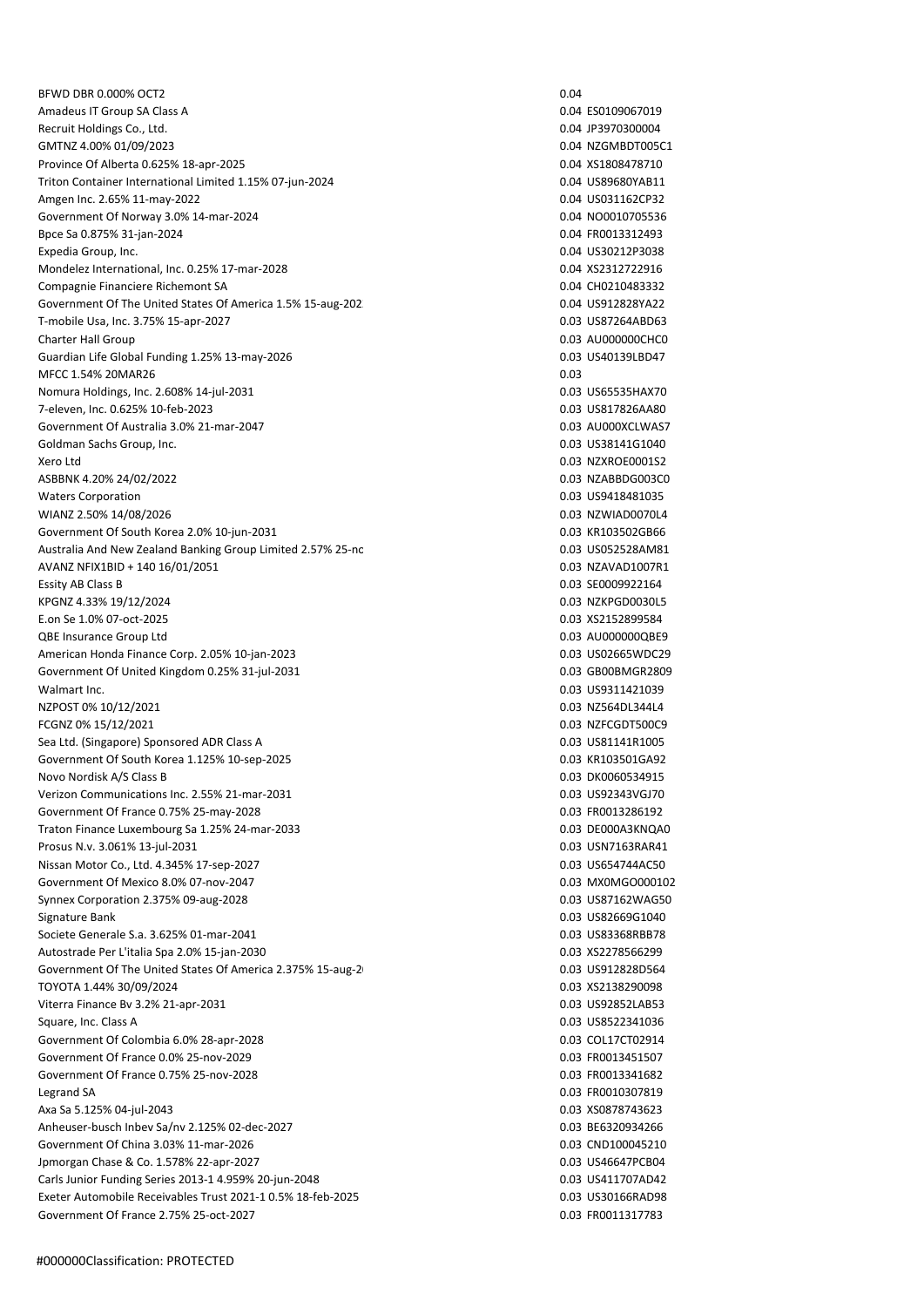| | | |
|---|---|---|
| BFWD DBR 0.000% OCT2 | 0.04 | |
| Amadeus IT Group SA Class A | 0.04 | ES0109067019 |
| Recruit Holdings Co., Ltd. | 0.04 | JP3970300004 |
| GMTNZ 4.00% 01/09/2023 | 0.04 | NZGMBDT005C1 |
| Province Of Alberta 0.625% 18-apr-2025 | 0.04 | XS1808478710 |
| Triton Container International Limited 1.15% 07-jun-2024 | 0.04 | US89680YAB11 |
| Amgen Inc. 2.65% 11-may-2022 | 0.04 | US031162CP32 |
| Government Of Norway 3.0% 14-mar-2024 | 0.04 | NO0010705536 |
| Bpce Sa 0.875% 31-jan-2024 | 0.04 | FR0013312493 |
| Expedia Group, Inc. | 0.04 | US30212P3038 |
| Mondelez International, Inc. 0.25% 17-mar-2028 | 0.04 | XS2312722916 |
| Compagnie Financiere Richemont SA | 0.04 | CH0210483332 |
| Government Of The United States Of America 1.5% 15-aug-202 | 0.04 | US912828YA22 |
| T-mobile Usa, Inc. 3.75% 15-apr-2027 | 0.03 | US87264ABD63 |
| Charter Hall Group | 0.03 | AU000000CHC0 |
| Guardian Life Global Funding 1.25% 13-may-2026 | 0.03 | US40139LBD47 |
| MFCC 1.54% 20MAR26 | 0.03 | |
| Nomura Holdings, Inc. 2.608% 14-jul-2031 | 0.03 | US65535HAX70 |
| 7-eleven, Inc. 0.625% 10-feb-2023 | 0.03 | US817826AA80 |
| Government Of Australia 3.0% 21-mar-2047 | 0.03 | AU000XCLWAS7 |
| Goldman Sachs Group, Inc. | 0.03 | US38141G1040 |
| Xero Ltd | 0.03 | NZXROE0001S2 |
| ASBBNK 4.20% 24/02/2022 | 0.03 | NZABBDG003C0 |
| Waters Corporation | 0.03 | US9418481035 |
| WIANZ 2.50% 14/08/2026 | 0.03 | NZWIAD0070L4 |
| Government Of South Korea 2.0% 10-jun-2031 | 0.03 | KR103502GB66 |
| Australia And New Zealand Banking Group Limited 2.57% 25-nc | 0.03 | US052528AM81 |
| AVANZ NFIX1BID + 140 16/01/2051 | 0.03 | NZAVAD1007R1 |
| Essity AB Class B | 0.03 | SE0009922164 |
| KPGNZ 4.33% 19/12/2024 | 0.03 | NZKPGD0030L5 |
| E.on Se 1.0% 07-oct-2025 | 0.03 | XS2152899584 |
| QBE Insurance Group Ltd | 0.03 | AU000000QBE9 |
| American Honda Finance Corp. 2.05% 10-jan-2023 | 0.03 | US02665WDC29 |
| Government Of United Kingdom 0.25% 31-jul-2031 | 0.03 | GB00BMGR2809 |
| Walmart Inc. | 0.03 | US9311421039 |
| NZPOST 0% 10/12/2021 | 0.03 | NZ564DL344L4 |
| FCGNZ 0% 15/12/2021 | 0.03 | NZFCGDT500C9 |
| Sea Ltd. (Singapore) Sponsored ADR Class A | 0.03 | US81141R1005 |
| Government Of South Korea 1.125% 10-sep-2025 | 0.03 | KR103501GA92 |
| Novo Nordisk A/S Class B | 0.03 | DK0060534915 |
| Verizon Communications Inc. 2.55% 21-mar-2031 | 0.03 | US92343VGJ70 |
| Government Of France 0.75% 25-may-2028 | 0.03 | FR0013286192 |
| Traton Finance Luxembourg Sa 1.25% 24-mar-2033 | 0.03 | DE000A3KNQA0 |
| Prosus N.v. 3.061% 13-jul-2031 | 0.03 | USN7163RAR41 |
| Nissan Motor Co., Ltd. 4.345% 17-sep-2027 | 0.03 | US654744AC50 |
| Government Of Mexico 8.0% 07-nov-2047 | 0.03 | MX0MGO000102 |
| Synnex Corporation 2.375% 09-aug-2028 | 0.03 | US87162WAG50 |
| Signature Bank | 0.03 | US82669G1040 |
| Societe Generale S.a. 3.625% 01-mar-2041 | 0.03 | US83368RBB78 |
| Autostrade Per L'italia Spa 2.0% 15-jan-2030 | 0.03 | XS2278566299 |
| Government Of The United States Of America 2.375% 15-aug-2 | 0.03 | US912828D564 |
| TOYOTA 1.44% 30/09/2024 | 0.03 | XS2138290098 |
| Viterra Finance Bv 3.2% 21-apr-2031 | 0.03 | US92852LAB53 |
| Square, Inc. Class A | 0.03 | US8522341036 |
| Government Of Colombia 6.0% 28-apr-2028 | 0.03 | COL17CT02914 |
| Government Of France 0.0% 25-nov-2029 | 0.03 | FR0013451507 |
| Government Of France 0.75% 25-nov-2028 | 0.03 | FR0013341682 |
| Legrand SA | 0.03 | FR0010307819 |
| Axa Sa 5.125% 04-jul-2043 | 0.03 | XS0878743623 |
| Anheuser-busch Inbev Sa/nv 2.125% 02-dec-2027 | 0.03 | BE6320934266 |
| Government Of China 3.03% 11-mar-2026 | 0.03 | CND100045210 |
| Jpmorgan Chase & Co. 1.578% 22-apr-2027 | 0.03 | US46647PCB04 |
| Carls Junior Funding Series 2013-1 4.959% 20-jun-2048 | 0.03 | US411707AD42 |
| Exeter Automobile Receivables Trust 2021-1 0.5% 18-feb-2025 | 0.03 | US30166RAD98 |
| Government Of France 2.75% 25-oct-2027 | 0.03 | FR0011317783 |

#000000Classification: PROTECTED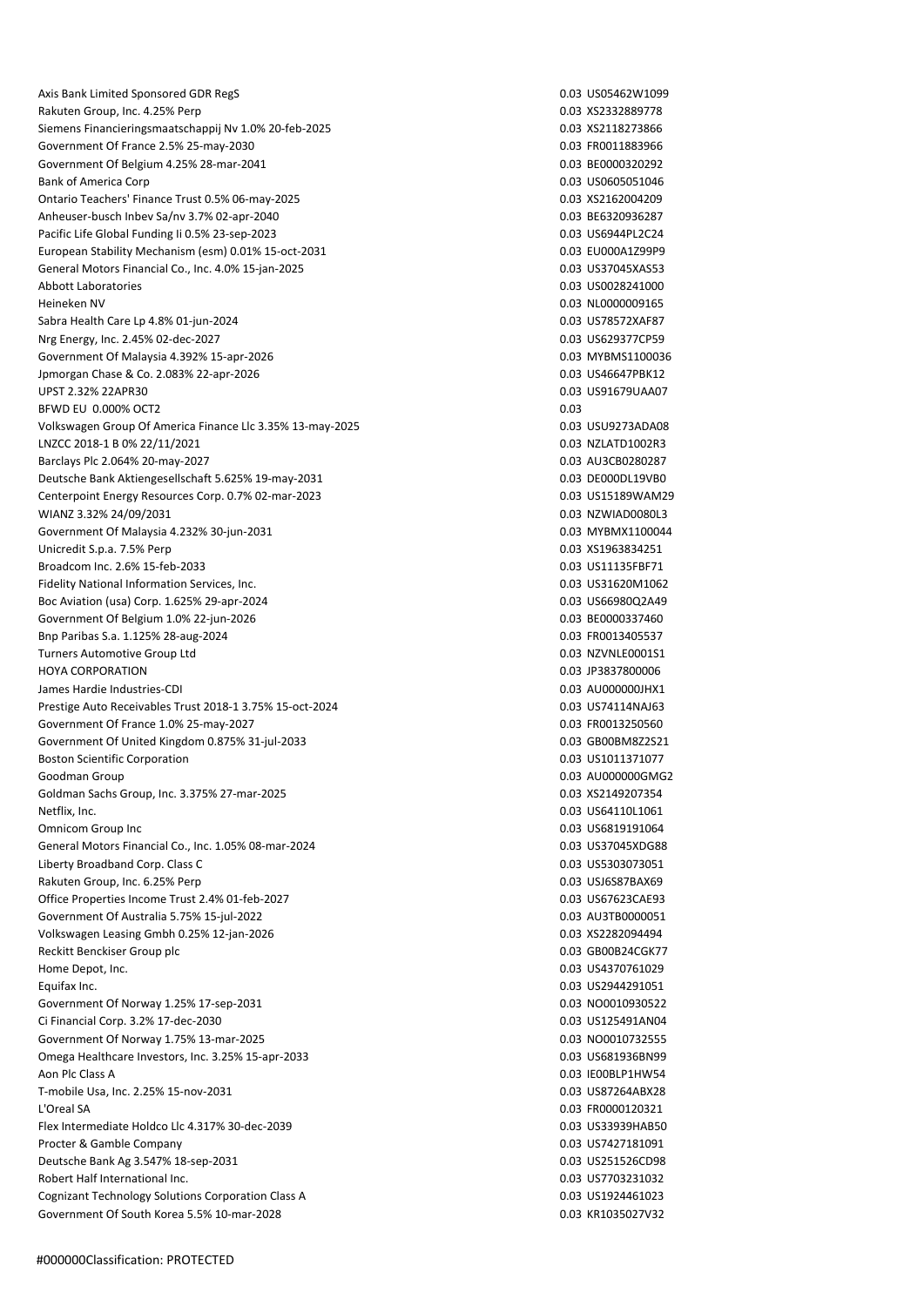| | | |
|---|---|---|
| Axis Bank Limited Sponsored GDR RegS | 0.03 | US05462W1099 |
| Rakuten Group, Inc. 4.25% Perp | 0.03 | XS2332889778 |
| Siemens Financieringsmaatschappij Nv 1.0% 20-feb-2025 | 0.03 | XS2118273866 |
| Government Of France 2.5% 25-may-2030 | 0.03 | FR0011883966 |
| Government Of Belgium 4.25% 28-mar-2041 | 0.03 | BE0000320292 |
| Bank of America Corp | 0.03 | US0605051046 |
| Ontario Teachers' Finance Trust 0.5% 06-may-2025 | 0.03 | XS2162004209 |
| Anheuser-busch Inbev Sa/nv 3.7% 02-apr-2040 | 0.03 | BE6320936287 |
| Pacific Life Global Funding Ii 0.5% 23-sep-2023 | 0.03 | US6944PL2C24 |
| European Stability Mechanism (esm) 0.01% 15-oct-2031 | 0.03 | EU000A1Z99P9 |
| General Motors Financial Co., Inc. 4.0% 15-jan-2025 | 0.03 | US37045XAS53 |
| Abbott Laboratories | 0.03 | US0028241000 |
| Heineken NV | 0.03 | NL0000009165 |
| Sabra Health Care Lp 4.8% 01-jun-2024 | 0.03 | US78572XAF87 |
| Nrg Energy, Inc. 2.45% 02-dec-2027 | 0.03 | US629377CP59 |
| Government Of Malaysia 4.392% 15-apr-2026 | 0.03 | MYBMS1100036 |
| Jpmorgan Chase & Co. 2.083% 22-apr-2026 | 0.03 | US46647PBK12 |
| UPST 2.32% 22APR30 | 0.03 | US91679UAA07 |
| BFWD EU 0.000% OCT2 | 0.03 | |
| Volkswagen Group Of America Finance Llc 3.35% 13-may-2025 | 0.03 | USU9273ADA08 |
| LNZCC 2018-1 B 0% 22/11/2021 | 0.03 | NZLATD1002R3 |
| Barclays Plc 2.064% 20-may-2027 | 0.03 | AU3CB0280287 |
| Deutsche Bank Aktiengesellschaft 5.625% 19-may-2031 | 0.03 | DE000DL19VB0 |
| Centerpoint Energy Resources Corp. 0.7% 02-mar-2023 | 0.03 | US15189WAM29 |
| WIANZ 3.32% 24/09/2031 | 0.03 | NZWIAD0080L3 |
| Government Of Malaysia 4.232% 30-jun-2031 | 0.03 | MYBMX1100044 |
| Unicredit S.p.a. 7.5% Perp | 0.03 | XS1963834251 |
| Broadcom Inc. 2.6% 15-feb-2033 | 0.03 | US11135FBF71 |
| Fidelity National Information Services, Inc. | 0.03 | US31620M1062 |
| Boc Aviation (usa) Corp. 1.625% 29-apr-2024 | 0.03 | US66980Q2A49 |
| Government Of Belgium 1.0% 22-jun-2026 | 0.03 | BE0000337460 |
| Bnp Paribas S.a. 1.125% 28-aug-2024 | 0.03 | FR0013405537 |
| Turners Automotive Group Ltd | 0.03 | NZVNLE0001S1 |
| HOYA CORPORATION | 0.03 | JP3837800006 |
| James Hardie Industries-CDI | 0.03 | AU000000JHX1 |
| Prestige Auto Receivables Trust 2018-1 3.75% 15-oct-2024 | 0.03 | US74114NAJ63 |
| Government Of France 1.0% 25-may-2027 | 0.03 | FR0013250560 |
| Government Of United Kingdom 0.875% 31-jul-2033 | 0.03 | GB00BM8Z2S21 |
| Boston Scientific Corporation | 0.03 | US1011371077 |
| Goodman Group | 0.03 | AU000000GMG2 |
| Goldman Sachs Group, Inc. 3.375% 27-mar-2025 | 0.03 | XS2149207354 |
| Netflix, Inc. | 0.03 | US64110L1061 |
| Omnicom Group Inc | 0.03 | US6819191064 |
| General Motors Financial Co., Inc. 1.05% 08-mar-2024 | 0.03 | US37045XDG88 |
| Liberty Broadband Corp. Class C | 0.03 | US5303073051 |
| Rakuten Group, Inc. 6.25% Perp | 0.03 | USJ6S87BAX69 |
| Office Properties Income Trust 2.4% 01-feb-2027 | 0.03 | US67623CAE93 |
| Government Of Australia 5.75% 15-jul-2022 | 0.03 | AU3TB0000051 |
| Volkswagen Leasing Gmbh 0.25% 12-jan-2026 | 0.03 | XS2282094494 |
| Reckitt Benckiser Group plc | 0.03 | GB00B24CGK77 |
| Home Depot, Inc. | 0.03 | US4370761029 |
| Equifax Inc. | 0.03 | US2944291051 |
| Government Of Norway 1.25% 17-sep-2031 | 0.03 | NO0010930522 |
| Ci Financial Corp. 3.2% 17-dec-2030 | 0.03 | US125491AN04 |
| Government Of Norway 1.75% 13-mar-2025 | 0.03 | NO0010732555 |
| Omega Healthcare Investors, Inc. 3.25% 15-apr-2033 | 0.03 | US681936BN99 |
| Aon Plc Class A | 0.03 | IE00BLP1HW54 |
| T-mobile Usa, Inc. 2.25% 15-nov-2031 | 0.03 | US87264ABX28 |
| L'Oreal SA | 0.03 | FR0000120321 |
| Flex Intermediate Holdco Llc 4.317% 30-dec-2039 | 0.03 | US33939HAB50 |
| Procter & Gamble Company | 0.03 | US7427181091 |
| Deutsche Bank Ag 3.547% 18-sep-2031 | 0.03 | US251526CD98 |
| Robert Half International Inc. | 0.03 | US7703231032 |
| Cognizant Technology Solutions Corporation Class A | 0.03 | US1924461023 |
| Government Of South Korea 5.5% 10-mar-2028 | 0.03 | KR1035027V32 |

#000000Classification: PROTECTED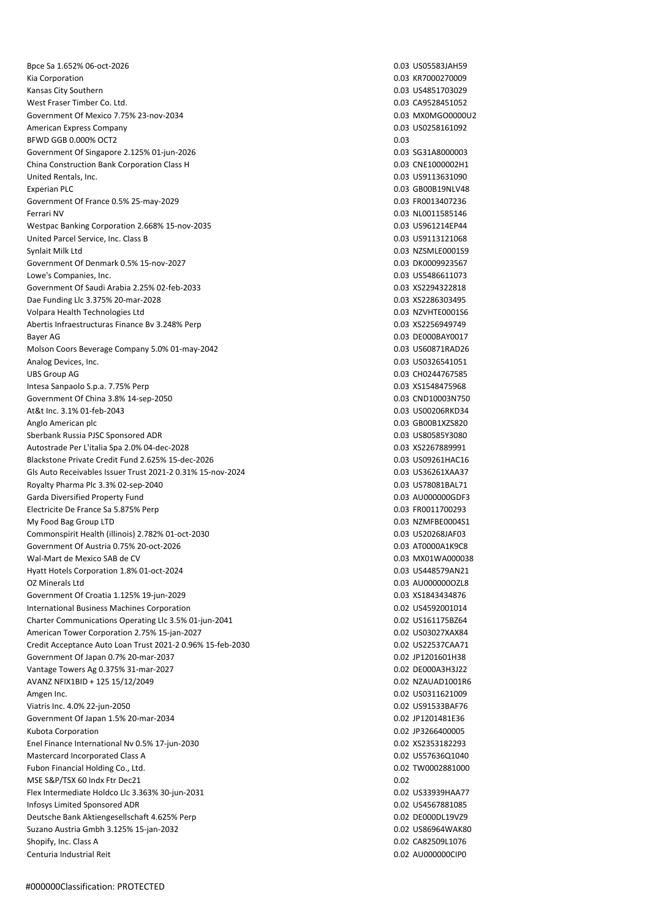| | | |
|---|---|---|
| Bpce Sa 1.652% 06-oct-2026 | 0.03 | US05583JAH59 |
| Kia Corporation | 0.03 | KR7000270009 |
| Kansas City Southern | 0.03 | US4851703029 |
| West Fraser Timber Co. Ltd. | 0.03 | CA9528451052 |
| Government Of Mexico 7.75% 23-nov-2034 | 0.03 | MX0MGO0000U2 |
| American Express Company | 0.03 | US0258161092 |
| BFWD GGB 0.000% OCT2 | 0.03 | |
| Government Of Singapore 2.125% 01-jun-2026 | 0.03 | SG31A8000003 |
| China Construction Bank Corporation Class H | 0.03 | CNE1000002H1 |
| United Rentals, Inc. | 0.03 | US9113631090 |
| Experian PLC | 0.03 | GB00B19NLV48 |
| Government Of France 0.5% 25-may-2029 | 0.03 | FR0013407236 |
| Ferrari NV | 0.03 | NL0011585146 |
| Westpac Banking Corporation 2.668% 15-nov-2035 | 0.03 | US961214EP44 |
| United Parcel Service, Inc. Class B | 0.03 | US9113121068 |
| Synlait Milk Ltd | 0.03 | NZSMLE0001S9 |
| Government Of Denmark 0.5% 15-nov-2027 | 0.03 | DK0009923567 |
| Lowe's Companies, Inc. | 0.03 | US5486611073 |
| Government Of Saudi Arabia 2.25% 02-feb-2033 | 0.03 | XS2294322818 |
| Dae Funding Llc 3.375% 20-mar-2028 | 0.03 | XS2286303495 |
| Volpara Health Technologies Ltd | 0.03 | NZVHTE0001S6 |
| Abertis Infraestructuras Finance Bv 3.248% Perp | 0.03 | XS2256949749 |
| Bayer AG | 0.03 | DE000BAY0017 |
| Molson Coors Beverage Company 5.0% 01-may-2042 | 0.03 | US60871RAD26 |
| Analog Devices, Inc. | 0.03 | US0326541051 |
| UBS Group AG | 0.03 | CH0244767585 |
| Intesa Sanpaolo S.p.a. 7.75% Perp | 0.03 | XS1548475968 |
| Government Of China 3.8% 14-sep-2050 | 0.03 | CND10003N750 |
| At&t Inc. 3.1% 01-feb-2043 | 0.03 | US00206RKD34 |
| Anglo American plc | 0.03 | GB00B1XZS820 |
| Sberbank Russia PJSC Sponsored ADR | 0.03 | US80585Y3080 |
| Autostrade Per L'italia Spa 2.0% 04-dec-2028 | 0.03 | XS2267889991 |
| Blackstone Private Credit Fund 2.625% 15-dec-2026 | 0.03 | US09261HAC16 |
| Gls Auto Receivables Issuer Trust 2021-2 0.31% 15-nov-2024 | 0.03 | US36261XAA37 |
| Royalty Pharma Plc 3.3% 02-sep-2040 | 0.03 | US78081BAL71 |
| Garda Diversified Property Fund | 0.03 | AU000000GDF3 |
| Electricite De France Sa 5.875% Perp | 0.03 | FR0011700293 |
| My Food Bag Group LTD | 0.03 | NZMFBE0004S1 |
| Commonspirit Health (illinois) 2.782% 01-oct-2030 | 0.03 | US20268JAF03 |
| Government Of Austria 0.75% 20-oct-2026 | 0.03 | AT0000A1K9C8 |
| Wal-Mart de Mexico SAB de CV | 0.03 | MX01WA000038 |
| Hyatt Hotels Corporation 1.8% 01-oct-2024 | 0.03 | US448579AN21 |
| OZ Minerals Ltd | 0.03 | AU000000OZL8 |
| Government Of Croatia 1.125% 19-jun-2029 | 0.03 | XS1843434876 |
| International Business Machines Corporation | 0.02 | US4592001014 |
| Charter Communications Operating Llc 3.5% 01-jun-2041 | 0.02 | US161175BZ64 |
| American Tower Corporation 2.75% 15-jan-2027 | 0.02 | US03027XAX84 |
| Credit Acceptance Auto Loan Trust 2021-2 0.96% 15-feb-2030 | 0.02 | US22537CAA71 |
| Government Of Japan 0.7% 20-mar-2037 | 0.02 | JP1201601H38 |
| Vantage Towers Ag 0.375% 31-mar-2027 | 0.02 | DE000A3H3J22 |
| AVANZ NFIX1BID + 125 15/12/2049 | 0.02 | NZAUAD1001R6 |
| Amgen Inc. | 0.02 | US0311621009 |
| Viatris Inc. 4.0% 22-jun-2050 | 0.02 | US91533BAF76 |
| Government Of Japan 1.5% 20-mar-2034 | 0.02 | JP1201481E36 |
| Kubota Corporation | 0.02 | JP3266400005 |
| Enel Finance International Nv 0.5% 17-jun-2030 | 0.02 | XS2353182293 |
| Mastercard Incorporated Class A | 0.02 | US57636Q1040 |
| Fubon Financial Holding Co., Ltd. | 0.02 | TW0002881000 |
| MSE S&P/TSX 60 Indx Ftr Dec21 | 0.02 | |
| Flex Intermediate Holdco Llc 3.363% 30-jun-2031 | 0.02 | US33939HAA77 |
| Infosys Limited Sponsored ADR | 0.02 | US4567881085 |
| Deutsche Bank Aktiengesellschaft 4.625% Perp | 0.02 | DE000DL19VZ9 |
| Suzano Austria Gmbh 3.125% 15-jan-2032 | 0.02 | US86964WAK80 |
| Shopify, Inc. Class A | 0.02 | CA82509L1076 |
| Centuria Industrial Reit | 0.02 | AU000000CIP0 |

#000000Classification: PROTECTED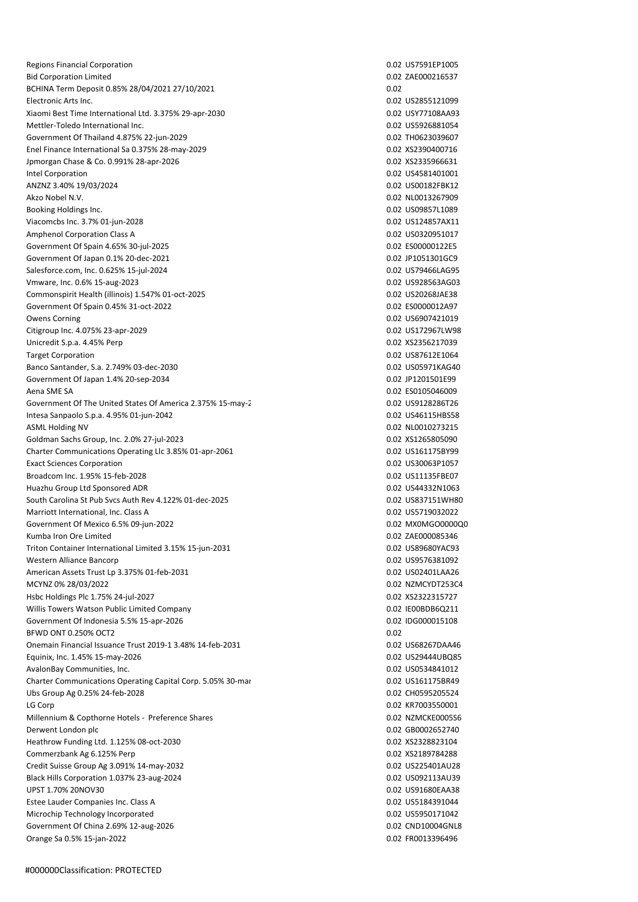| | | |
|---|---|---|
| Regions Financial Corporation | 0.02 | US7591EP1005 |
| Bid Corporation Limited | 0.02 | ZAE000216537 |
| BCHINA Term Deposit 0.85% 28/04/2021 27/10/2021 | 0.02 | |
| Electronic Arts Inc. | 0.02 | US2855121099 |
| Xiaomi Best Time International Ltd. 3.375% 29-apr-2030 | 0.02 | USY77108AA93 |
| Mettler-Toledo International Inc. | 0.02 | US5926881054 |
| Government Of Thailand 4.875% 22-jun-2029 | 0.02 | TH0623039607 |
| Enel Finance International Sa 0.375% 28-may-2029 | 0.02 | XS2390400716 |
| Jpmorgan Chase & Co. 0.991% 28-apr-2026 | 0.02 | XS2335966631 |
| Intel Corporation | 0.02 | US4581401001 |
| ANZNZ 3.40% 19/03/2024 | 0.02 | US00182FBK12 |
| Akzo Nobel N.V. | 0.02 | NL0013267909 |
| Booking Holdings Inc. | 0.02 | US09857L1089 |
| Viacomcbs Inc. 3.7% 01-jun-2028 | 0.02 | US124857AX11 |
| Amphenol Corporation Class A | 0.02 | US0320951017 |
| Government Of Spain 4.65% 30-jul-2025 | 0.02 | ES00000122E5 |
| Government Of Japan 0.1% 20-dec-2021 | 0.02 | JP1051301GC9 |
| Salesforce.com, Inc. 0.625% 15-jul-2024 | 0.02 | US79466LAG95 |
| Vmware, Inc. 0.6% 15-aug-2023 | 0.02 | US928563AG03 |
| Commonspirit Health (illinois) 1.547% 01-oct-2025 | 0.02 | US20268JAE38 |
| Government Of Spain 0.45% 31-oct-2022 | 0.02 | ES0000012A97 |
| Owens Corning | 0.02 | US6907421019 |
| Citigroup Inc. 4.075% 23-apr-2029 | 0.02 | US172967LW98 |
| Unicredit S.p.a. 4.45% Perp | 0.02 | XS2356217039 |
| Target Corporation | 0.02 | US87612E1064 |
| Banco Santander, S.a. 2.749% 03-dec-2030 | 0.02 | US05971KAG40 |
| Government Of Japan 1.4% 20-sep-2034 | 0.02 | JP1201501E99 |
| Aena SME SA | 0.02 | ES0105046009 |
| Government Of The United States Of America 2.375% 15-may-2 | 0.02 | US9128286T26 |
| Intesa Sanpaolo S.p.a. 4.95% 01-jun-2042 | 0.02 | US46115HBS58 |
| ASML Holding NV | 0.02 | NL0010273215 |
| Goldman Sachs Group, Inc. 2.0% 27-jul-2023 | 0.02 | XS1265805090 |
| Charter Communications Operating Llc 3.85% 01-apr-2061 | 0.02 | US161175BY99 |
| Exact Sciences Corporation | 0.02 | US30063P1057 |
| Broadcom Inc. 1.95% 15-feb-2028 | 0.02 | US11135FBE07 |
| Huazhu Group Ltd Sponsored ADR | 0.02 | US44332N1063 |
| South Carolina St Pub Svcs Auth Rev 4.122% 01-dec-2025 | 0.02 | US837151WH80 |
| Marriott International, Inc. Class A | 0.02 | US5719032022 |
| Government Of Mexico 6.5% 09-jun-2022 | 0.02 | MX0MGO0000Q0 |
| Kumba Iron Ore Limited | 0.02 | ZAE000085346 |
| Triton Container International Limited 3.15% 15-jun-2031 | 0.02 | US89680YAC93 |
| Western Alliance Bancorp | 0.02 | US9576381092 |
| American Assets Trust Lp 3.375% 01-feb-2031 | 0.02 | US02401LAA26 |
| MCYNZ 0% 28/03/2022 | 0.02 | NZMCYDT253C4 |
| Hsbc Holdings Plc 1.75% 24-jul-2027 | 0.02 | XS2322315727 |
| Willis Towers Watson Public Limited Company | 0.02 | IE00BDB6Q211 |
| Government Of Indonesia 5.5% 15-apr-2026 | 0.02 | IDG000015108 |
| BFWD ONT 0.250% OCT2 | 0.02 | |
| Onemain Financial Issuance Trust 2019-1 3.48% 14-feb-2031 | 0.02 | US68267DAA46 |
| Equinix, Inc. 1.45% 15-may-2026 | 0.02 | US29444UBQ85 |
| AvalonBay Communities, Inc. | 0.02 | US0534841012 |
| Charter Communications Operating Capital Corp. 5.05% 30-mar | 0.02 | US161175BR49 |
| Ubs Group Ag 0.25% 24-feb-2028 | 0.02 | CH0595205524 |
| LG Corp | 0.02 | KR7003550001 |
| Millennium & Copthorne Hotels - Preference Shares | 0.02 | NZMCKE0005S6 |
| Derwent London plc | 0.02 | GB0002652740 |
| Heathrow Funding Ltd. 1.125% 08-oct-2030 | 0.02 | XS2328823104 |
| Commerzbank Ag 6.125% Perp | 0.02 | XS2189784288 |
| Credit Suisse Group Ag 3.091% 14-may-2032 | 0.02 | US225401AU28 |
| Black Hills Corporation 1.037% 23-aug-2024 | 0.02 | US092113AU39 |
| UPST 1.70% 20NOV30 | 0.02 | US91680EAA38 |
| Estee Lauder Companies Inc. Class A | 0.02 | US5184391044 |
| Microchip Technology Incorporated | 0.02 | US5950171042 |
| Government Of China 2.69% 12-aug-2026 | 0.02 | CND10004GNL8 |
| Orange Sa 0.5% 15-jan-2022 | 0.02 | FR0013396496 |

#000000Classification: PROTECTED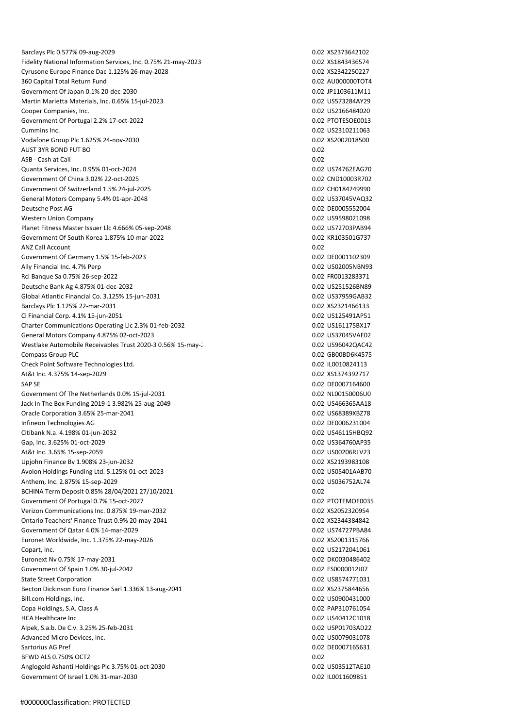| | | |
|---|---|---|
| Barclays Plc 0.577% 09-aug-2029 | 0.02 | XS2373642102 |
| Fidelity National Information Services, Inc. 0.75% 21-may-2023 | 0.02 | XS1843436574 |
| Cyrusone Europe Finance Dac 1.125% 26-may-2028 | 0.02 | XS2342250227 |
| 360 Capital Total Return Fund | 0.02 | AU000000TOT4 |
| Government Of Japan 0.1% 20-dec-2030 | 0.02 | JP1103611M11 |
| Martin Marietta Materials, Inc. 0.65% 15-jul-2023 | 0.02 | US573284AY29 |
| Cooper Companies, Inc. | 0.02 | US2166484020 |
| Government Of Portugal 2.2% 17-oct-2022 | 0.02 | PTOTESOE0013 |
| Cummins Inc. | 0.02 | US2310211063 |
| Vodafone Group Plc 1.625% 24-nov-2030 | 0.02 | XS2002018500 |
| AUST 3YR BOND FUT BO | 0.02 | |
| ASB - Cash at Call | 0.02 | |
| Quanta Services, Inc. 0.95% 01-oct-2024 | 0.02 | US74762EAG70 |
| Government Of China 3.02% 22-oct-2025 | 0.02 | CND10003R702 |
| Government Of Switzerland 1.5% 24-jul-2025 | 0.02 | CH0184249990 |
| General Motors Company 5.4% 01-apr-2048 | 0.02 | US37045VAQ32 |
| Deutsche Post AG | 0.02 | DE0005552004 |
| Western Union Company | 0.02 | US9598021098 |
| Planet Fitness Master Issuer Llc 4.666% 05-sep-2048 | 0.02 | US72703PAB94 |
| Government Of South Korea 1.875% 10-mar-2022 | 0.02 | KR103501G737 |
| ANZ Call Account | 0.02 | |
| Government Of Germany 1.5% 15-feb-2023 | 0.02 | DE0001102309 |
| Ally Financial Inc. 4.7% Perp | 0.02 | US02005NBN93 |
| Rci Banque Sa 0.75% 26-sep-2022 | 0.02 | FR0013283371 |
| Deutsche Bank Ag 4.875% 01-dec-2032 | 0.02 | US251526BN89 |
| Global Atlantic Financial Co. 3.125% 15-jun-2031 | 0.02 | US37959GAB32 |
| Barclays Plc 1.125% 22-mar-2031 | 0.02 | XS2321466133 |
| Ci Financial Corp. 4.1% 15-jun-2051 | 0.02 | US125491AP51 |
| Charter Communications Operating Llc 2.3% 01-feb-2032 | 0.02 | US161175BX17 |
| General Motors Company 4.875% 02-oct-2023 | 0.02 | US37045VAE02 |
| Westlake Automobile Receivables Trust 2020-3 0.56% 15-may-2 | 0.02 | US96042QAC42 |
| Compass Group PLC | 0.02 | GB00BD6K4575 |
| Check Point Software Technologies Ltd. | 0.02 | IL0010824113 |
| At&t Inc. 4.375% 14-sep-2029 | 0.02 | XS1374392717 |
| SAP SE | 0.02 | DE0007164600 |
| Government Of The Netherlands 0.0% 15-jul-2031 | 0.02 | NL00150006U0 |
| Jack In The Box Funding 2019-1 3.982% 25-aug-2049 | 0.02 | US466365AA18 |
| Oracle Corporation 3.65% 25-mar-2041 | 0.02 | US68389XBZ78 |
| Infineon Technologies AG | 0.02 | DE0006231004 |
| Citibank N.a. 4.198% 01-jun-2032 | 0.02 | US46115HBQ92 |
| Gap, Inc. 3.625% 01-oct-2029 | 0.02 | US364760AP35 |
| At&t Inc. 3.65% 15-sep-2059 | 0.02 | US00206RLV23 |
| Upjohn Finance Bv 1.908% 23-jun-2032 | 0.02 | XS2193983108 |
| Avolon Holdings Funding Ltd. 5.125% 01-oct-2023 | 0.02 | US05401AAB70 |
| Anthem, Inc. 2.875% 15-sep-2029 | 0.02 | US036752AL74 |
| BCHINA Term Deposit 0.85% 28/04/2021 27/10/2021 | 0.02 | |
| Government Of Portugal 0.7% 15-oct-2027 | 0.02 | PTOTEMOE0035 |
| Verizon Communications Inc. 0.875% 19-mar-2032 | 0.02 | XS2052320954 |
| Ontario Teachers' Finance Trust 0.9% 20-may-2041 | 0.02 | XS2344384842 |
| Government Of Qatar 4.0% 14-mar-2029 | 0.02 | US74727PBA84 |
| Euronet Worldwide, Inc. 1.375% 22-may-2026 | 0.02 | XS2001315766 |
| Copart, Inc. | 0.02 | US2172041061 |
| Euronext Nv 0.75% 17-may-2031 | 0.02 | DK0030486402 |
| Government Of Spain 1.0% 30-jul-2042 | 0.02 | ES0000012J07 |
| State Street Corporation | 0.02 | US8574771031 |
| Becton Dickinson Euro Finance Sarl 1.336% 13-aug-2041 | 0.02 | XS2375844656 |
| Bill.com Holdings, Inc. | 0.02 | US0900431000 |
| Copa Holdings, S.A. Class A | 0.02 | PAP310761054 |
| HCA Healthcare Inc | 0.02 | US40412C1018 |
| Alpek, S.a.b. De C.v. 3.25% 25-feb-2031 | 0.02 | USP01703AD22 |
| Advanced Micro Devices, Inc. | 0.02 | US0079031078 |
| Sartorius AG Pref | 0.02 | DE0007165631 |
| BFWD ALS 0.750% OCT2 | 0.02 | |
| Anglogold Ashanti Holdings Plc 3.75% 01-oct-2030 | 0.02 | US03512TAE10 |
| Government Of Israel 1.0% 31-mar-2030 | 0.02 | IL0011609851 |

#000000Classification: PROTECTED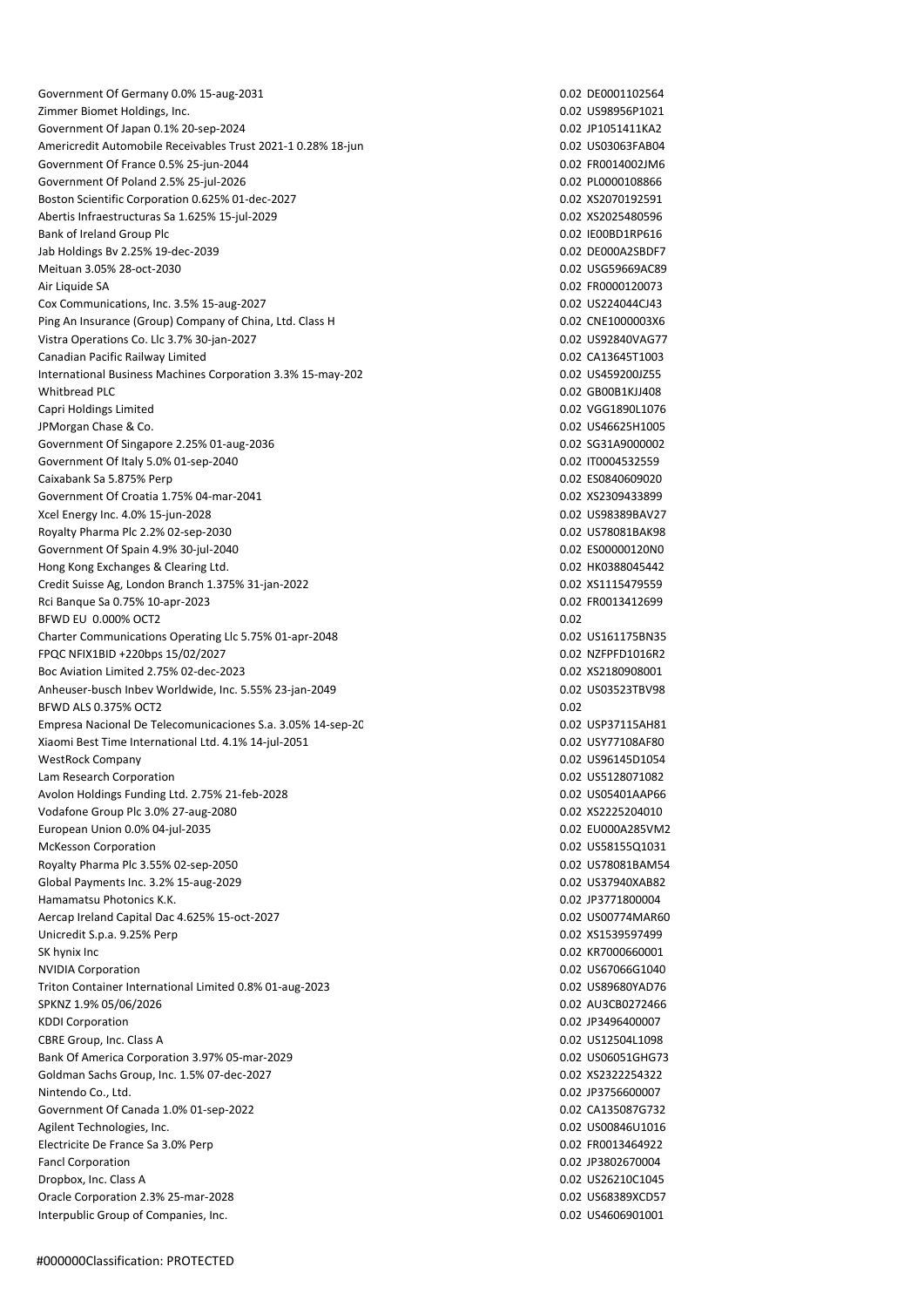| | | |
|---|---|---|
| Government Of Germany 0.0% 15-aug-2031 | 0.02 | DE0001102564 |
| Zimmer Biomet Holdings, Inc. | 0.02 | US98956P1021 |
| Government Of Japan 0.1% 20-sep-2024 | 0.02 | JP1051411KA2 |
| Americredit Automobile Receivables Trust 2021-1 0.28% 18-jun | 0.02 | US03063FAB04 |
| Government Of France 0.5% 25-jun-2044 | 0.02 | FR0014002JM6 |
| Government Of Poland 2.5% 25-jul-2026 | 0.02 | PL0000108866 |
| Boston Scientific Corporation 0.625% 01-dec-2027 | 0.02 | XS2070192591 |
| Abertis Infraestructuras Sa 1.625% 15-jul-2029 | 0.02 | XS2025480596 |
| Bank of Ireland Group Plc | 0.02 | IE00BD1RP616 |
| Jab Holdings Bv 2.25% 19-dec-2039 | 0.02 | DE000A2SBDF7 |
| Meituan 3.05% 28-oct-2030 | 0.02 | USG59669AC89 |
| Air Liquide SA | 0.02 | FR0000120073 |
| Cox Communications, Inc. 3.5% 15-aug-2027 | 0.02 | US224044CJ43 |
| Ping An Insurance (Group) Company of China, Ltd. Class H | 0.02 | CNE1000003X6 |
| Vistra Operations Co. Llc 3.7% 30-jan-2027 | 0.02 | US92840VAG77 |
| Canadian Pacific Railway Limited | 0.02 | CA13645T1003 |
| International Business Machines Corporation 3.3% 15-may-202 | 0.02 | US459200JZ55 |
| Whitbread PLC | 0.02 | GB00B1KJJ408 |
| Capri Holdings Limited | 0.02 | VGG1890L1076 |
| JPMorgan Chase & Co. | 0.02 | US46625H1005 |
| Government Of Singapore 2.25% 01-aug-2036 | 0.02 | SG31A9000002 |
| Government Of Italy 5.0% 01-sep-2040 | 0.02 | IT0004532559 |
| Caixabank Sa 5.875% Perp | 0.02 | ES0840609020 |
| Government Of Croatia 1.75% 04-mar-2041 | 0.02 | XS2309433899 |
| Xcel Energy Inc. 4.0% 15-jun-2028 | 0.02 | US98389BAV27 |
| Royalty Pharma Plc 2.2% 02-sep-2030 | 0.02 | US78081BAK98 |
| Government Of Spain 4.9% 30-jul-2040 | 0.02 | ES00000120N0 |
| Hong Kong Exchanges & Clearing Ltd. | 0.02 | HK0388045442 |
| Credit Suisse Ag, London Branch 1.375% 31-jan-2022 | 0.02 | XS1115479559 |
| Rci Banque Sa 0.75% 10-apr-2023 | 0.02 | FR0013412699 |
| BFWD EU 0.000% OCT2 | 0.02 | |
| Charter Communications Operating Llc 5.75% 01-apr-2048 | 0.02 | US161175BN35 |
| FPQC NFIX1BID +220bps 15/02/2027 | 0.02 | NZFPFD1016R2 |
| Boc Aviation Limited 2.75% 02-dec-2023 | 0.02 | XS2180908001 |
| Anheuser-busch Inbev Worldwide, Inc. 5.55% 23-jan-2049 | 0.02 | US03523TBV98 |
| BFWD ALS 0.375% OCT2 | 0.02 | |
| Empresa Nacional De Telecomunicaciones S.a. 3.05% 14-sep-20 | 0.02 | USP37115AH81 |
| Xiaomi Best Time International Ltd. 4.1% 14-jul-2051 | 0.02 | USY77108AF80 |
| WestRock Company | 0.02 | US96145D1054 |
| Lam Research Corporation | 0.02 | US5128071082 |
| Avolon Holdings Funding Ltd. 2.75% 21-feb-2028 | 0.02 | US05401AAP66 |
| Vodafone Group Plc 3.0% 27-aug-2080 | 0.02 | XS2225204010 |
| European Union 0.0% 04-jul-2035 | 0.02 | EU000A285VM2 |
| McKesson Corporation | 0.02 | US58155Q1031 |
| Royalty Pharma Plc 3.55% 02-sep-2050 | 0.02 | US78081BAM54 |
| Global Payments Inc. 3.2% 15-aug-2029 | 0.02 | US37940XAB82 |
| Hamamatsu Photonics K.K. | 0.02 | JP3771800004 |
| Aercap Ireland Capital Dac 4.625% 15-oct-2027 | 0.02 | US00774MAR60 |
| Unicredit S.p.a. 9.25% Perp | 0.02 | XS1539597499 |
| SK hynix Inc | 0.02 | KR7000660001 |
| NVIDIA Corporation | 0.02 | US67066G1040 |
| Triton Container International Limited 0.8% 01-aug-2023 | 0.02 | US89680YAD76 |
| SPKNZ 1.9% 05/06/2026 | 0.02 | AU3CB0272466 |
| KDDI Corporation | 0.02 | JP3496400007 |
| CBRE Group, Inc. Class A | 0.02 | US12504L1098 |
| Bank Of America Corporation 3.97% 05-mar-2029 | 0.02 | US06051GHG73 |
| Goldman Sachs Group, Inc. 1.5% 07-dec-2027 | 0.02 | XS2322254322 |
| Nintendo Co., Ltd. | 0.02 | JP3756600007 |
| Government Of Canada 1.0% 01-sep-2022 | 0.02 | CA135087G732 |
| Agilent Technologies, Inc. | 0.02 | US00846U1016 |
| Electricite De France Sa 3.0% Perp | 0.02 | FR0013464922 |
| Fancl Corporation | 0.02 | JP3802670004 |
| Dropbox, Inc. Class A | 0.02 | US26210C1045 |
| Oracle Corporation 2.3% 25-mar-2028 | 0.02 | US68389XCD57 |
| Interpublic Group of Companies, Inc. | 0.02 | US4606901001 |

#000000Classification: PROTECTED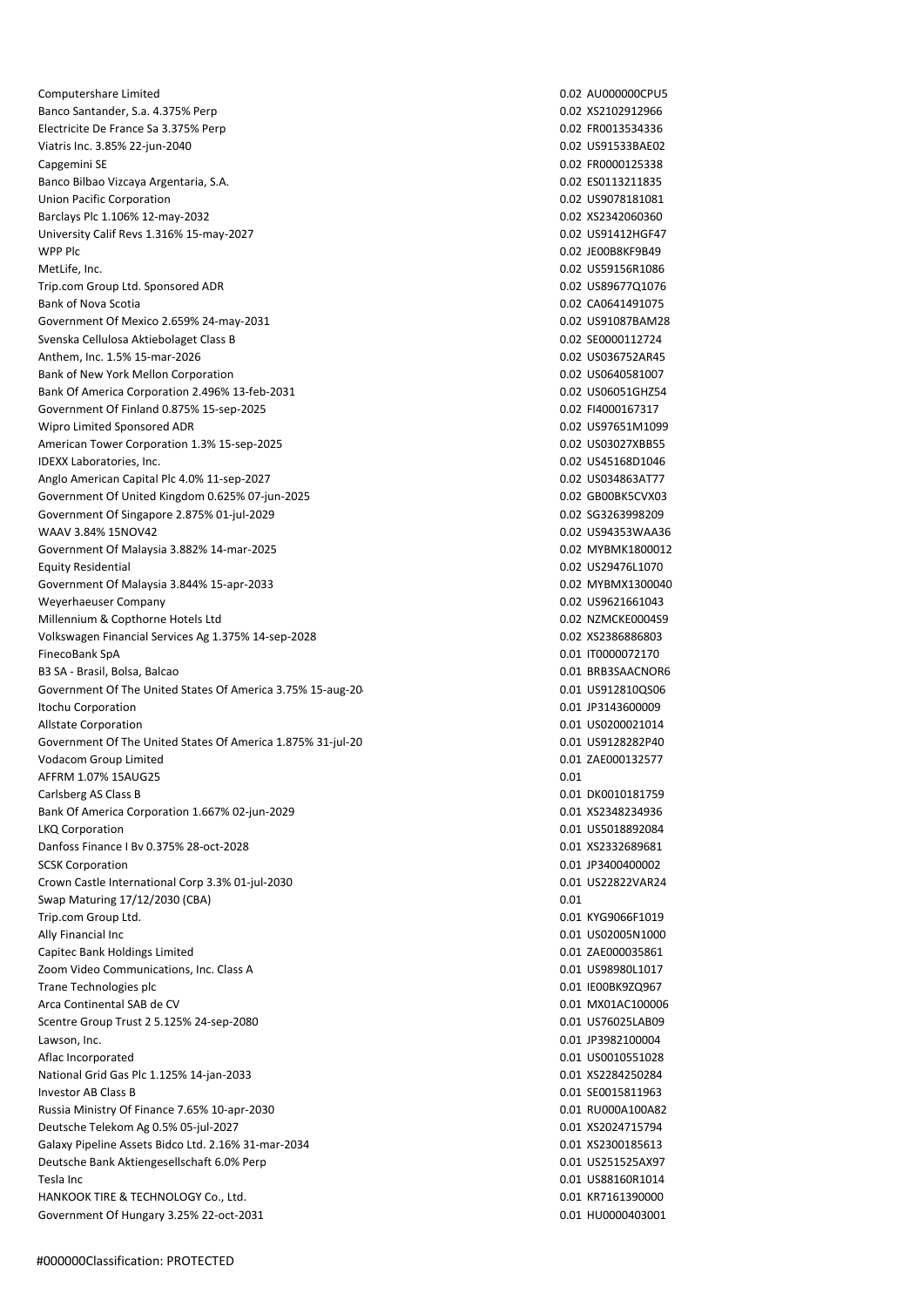| | | |
|---|---|---|
| Computershare Limited | 0.02 | AU000000CPU5 |
| Banco Santander, S.a. 4.375% Perp | 0.02 | XS2102912966 |
| Electricite De France Sa 3.375% Perp | 0.02 | FR0013534336 |
| Viatris Inc. 3.85% 22-jun-2040 | 0.02 | US91533BAE02 |
| Capgemini SE | 0.02 | FR0000125338 |
| Banco Bilbao Vizcaya Argentaria, S.A. | 0.02 | ES0113211835 |
| Union Pacific Corporation | 0.02 | US9078181081 |
| Barclays Plc 1.106% 12-may-2032 | 0.02 | XS2342060360 |
| University Calif Revs 1.316% 15-may-2027 | 0.02 | US91412HGF47 |
| WPP Plc | 0.02 | JE00B8KF9B49 |
| MetLife, Inc. | 0.02 | US59156R1086 |
| Trip.com Group Ltd. Sponsored ADR | 0.02 | US89677Q1076 |
| Bank of Nova Scotia | 0.02 | CA0641491075 |
| Government Of Mexico 2.659% 24-may-2031 | 0.02 | US91087BAM28 |
| Svenska Cellulosa Aktiebolaget Class B | 0.02 | SE0000112724 |
| Anthem, Inc. 1.5% 15-mar-2026 | 0.02 | US036752AR45 |
| Bank of New York Mellon Corporation | 0.02 | US0640581007 |
| Bank Of America Corporation 2.496% 13-feb-2031 | 0.02 | US06051GHZ54 |
| Government Of Finland 0.875% 15-sep-2025 | 0.02 | FI4000167317 |
| Wipro Limited Sponsored ADR | 0.02 | US97651M1099 |
| American Tower Corporation 1.3% 15-sep-2025 | 0.02 | US03027XBB55 |
| IDEXX Laboratories, Inc. | 0.02 | US45168D1046 |
| Anglo American Capital Plc 4.0% 11-sep-2027 | 0.02 | US034863AT77 |
| Government Of United Kingdom 0.625% 07-jun-2025 | 0.02 | GB00BK5CVX03 |
| Government Of Singapore 2.875% 01-jul-2029 | 0.02 | SG3263998209 |
| WAAV 3.84% 15NOV42 | 0.02 | US94353WAA36 |
| Government Of Malaysia 3.882% 14-mar-2025 | 0.02 | MYBMK1800012 |
| Equity Residential | 0.02 | US29476L1070 |
| Government Of Malaysia 3.844% 15-apr-2033 | 0.02 | MYBMX1300040 |
| Weyerhaeuser Company | 0.02 | US9621661043 |
| Millennium & Copthorne Hotels Ltd | 0.02 | NZMCKE0004S9 |
| Volkswagen Financial Services Ag 1.375% 14-sep-2028 | 0.02 | XS2386886803 |
| FinecoBank SpA | 0.01 | IT0000072170 |
| B3 SA - Brasil, Bolsa, Balcao | 0.01 | BRB3SAACNOR6 |
| Government Of The United States Of America 3.75% 15-aug-20 | 0.01 | US912810QS06 |
| Itochu Corporation | 0.01 | JP3143600009 |
| Allstate Corporation | 0.01 | US0200021014 |
| Government Of The United States Of America 1.875% 31-jul-20 | 0.01 | US9128282P40 |
| Vodacom Group Limited | 0.01 | ZAE000132577 |
| AFFRM 1.07% 15AUG25 | 0.01 | |
| Carlsberg AS Class B | 0.01 | DK0010181759 |
| Bank Of America Corporation 1.667% 02-jun-2029 | 0.01 | XS2348234936 |
| LKQ Corporation | 0.01 | US5018892084 |
| Danfoss Finance I Bv 0.375% 28-oct-2028 | 0.01 | XS2332689681 |
| SCSK Corporation | 0.01 | JP3400400002 |
| Crown Castle International Corp 3.3% 01-jul-2030 | 0.01 | US22822VAR24 |
| Swap Maturing 17/12/2030 (CBA) | 0.01 | |
| Trip.com Group Ltd. | 0.01 | KYG9066F1019 |
| Ally Financial Inc | 0.01 | US02005N1000 |
| Capitec Bank Holdings Limited | 0.01 | ZAE000035861 |
| Zoom Video Communications, Inc. Class A | 0.01 | US98980L1017 |
| Trane Technologies plc | 0.01 | IE00BK9ZQ967 |
| Arca Continental SAB de CV | 0.01 | MX01AC100006 |
| Scentre Group Trust 2 5.125% 24-sep-2080 | 0.01 | US76025LAB09 |
| Lawson, Inc. | 0.01 | JP3982100004 |
| Aflac Incorporated | 0.01 | US0010551028 |
| National Grid Gas Plc 1.125% 14-jan-2033 | 0.01 | XS2284250284 |
| Investor AB Class B | 0.01 | SE0015811963 |
| Russia Ministry Of Finance 7.65% 10-apr-2030 | 0.01 | RU000A100A82 |
| Deutsche Telekom Ag 0.5% 05-jul-2027 | 0.01 | XS2024715794 |
| Galaxy Pipeline Assets Bidco Ltd. 2.16% 31-mar-2034 | 0.01 | XS2300185613 |
| Deutsche Bank Aktiengesellschaft 6.0% Perp | 0.01 | US251525AX97 |
| Tesla Inc | 0.01 | US88160R1014 |
| HANKOOK TIRE & TECHNOLOGY Co., Ltd. | 0.01 | KR7161390000 |
| Government Of Hungary 3.25% 22-oct-2031 | 0.01 | HU0000403001 |

#000000Classification: PROTECTED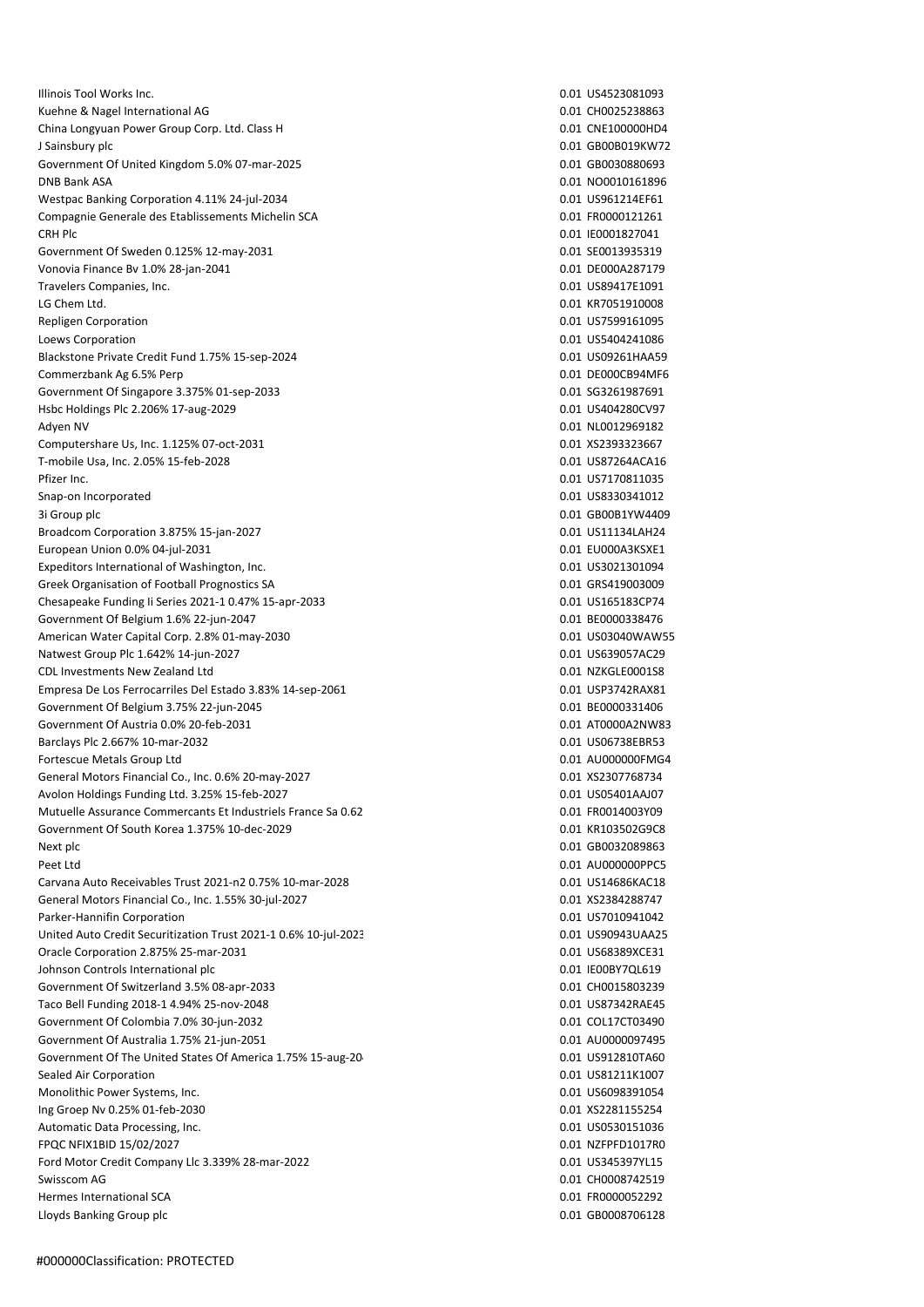| | | |
|---|---|---|
| Illinois Tool Works Inc. | 0.01 | US4523081093 |
| Kuehne & Nagel International AG | 0.01 | CH0025238863 |
| China Longyuan Power Group Corp. Ltd. Class H | 0.01 | CNE100000HD4 |
| J Sainsbury plc | 0.01 | GB00B019KW72 |
| Government Of United Kingdom 5.0% 07-mar-2025 | 0.01 | GB0030880693 |
| DNB Bank ASA | 0.01 | NO0010161896 |
| Westpac Banking Corporation 4.11% 24-jul-2034 | 0.01 | US961214EF61 |
| Compagnie Generale des Etablissements Michelin SCA | 0.01 | FR0000121261 |
| CRH Plc | 0.01 | IE0001827041 |
| Government Of Sweden 0.125% 12-may-2031 | 0.01 | SE0013935319 |
| Vonovia Finance Bv 1.0% 28-jan-2041 | 0.01 | DE000A287179 |
| Travelers Companies, Inc. | 0.01 | US89417E1091 |
| LG Chem Ltd. | 0.01 | KR7051910008 |
| Repligen Corporation | 0.01 | US7599161095 |
| Loews Corporation | 0.01 | US5404241086 |
| Blackstone Private Credit Fund 1.75% 15-sep-2024 | 0.01 | US09261HAA59 |
| Commerzbank Ag 6.5% Perp | 0.01 | DE000CB94MF6 |
| Government Of Singapore 3.375% 01-sep-2033 | 0.01 | SG3261987691 |
| Hsbc Holdings Plc 2.206% 17-aug-2029 | 0.01 | US404280CV97 |
| Adyen NV | 0.01 | NL0012969182 |
| Computershare Us, Inc. 1.125% 07-oct-2031 | 0.01 | XS2393323667 |
| T-mobile Usa, Inc. 2.05% 15-feb-2028 | 0.01 | US87264ACA16 |
| Pfizer Inc. | 0.01 | US7170811035 |
| Snap-on Incorporated | 0.01 | US8330341012 |
| 3i Group plc | 0.01 | GB00B1YW4409 |
| Broadcom Corporation 3.875% 15-jan-2027 | 0.01 | US11134LAH24 |
| European Union 0.0% 04-jul-2031 | 0.01 | EU000A3KSXE1 |
| Expeditors International of Washington, Inc. | 0.01 | US3021301094 |
| Greek Organisation of Football Prognostics SA | 0.01 | GRS419003009 |
| Chesapeake Funding Ii Series 2021-1 0.47% 15-apr-2033 | 0.01 | US165183CP74 |
| Government Of Belgium 1.6% 22-jun-2047 | 0.01 | BE0000338476 |
| American Water Capital Corp. 2.8% 01-may-2030 | 0.01 | US03040WAW55 |
| Natwest Group Plc 1.642% 14-jun-2027 | 0.01 | US639057AC29 |
| CDL Investments New Zealand Ltd | 0.01 | NZKGLE0001S8 |
| Empresa De Los Ferrocarriles Del Estado 3.83% 14-sep-2061 | 0.01 | USP3742RAX81 |
| Government Of Belgium 3.75% 22-jun-2045 | 0.01 | BE0000331406 |
| Government Of Austria 0.0% 20-feb-2031 | 0.01 | AT0000A2NW83 |
| Barclays Plc 2.667% 10-mar-2032 | 0.01 | US06738EBR53 |
| Fortescue Metals Group Ltd | 0.01 | AU000000FMG4 |
| General Motors Financial Co., Inc. 0.6% 20-may-2027 | 0.01 | XS2307768734 |
| Avolon Holdings Funding Ltd. 3.25% 15-feb-2027 | 0.01 | US05401AAJ07 |
| Mutuelle Assurance Commercants Et Industriels France Sa 0.62 | 0.01 | FR0014003Y09 |
| Government Of South Korea 1.375% 10-dec-2029 | 0.01 | KR103502G9C8 |
| Next plc | 0.01 | GB0032089863 |
| Peet Ltd | 0.01 | AU000000PPC5 |
| Carvana Auto Receivables Trust 2021-n2 0.75% 10-mar-2028 | 0.01 | US14686KAC18 |
| General Motors Financial Co., Inc. 1.55% 30-jul-2027 | 0.01 | XS2384288747 |
| Parker-Hannifin Corporation | 0.01 | US7010941042 |
| United Auto Credit Securitization Trust 2021-1 0.6% 10-jul-2023 | 0.01 | US90943UAA25 |
| Oracle Corporation 2.875% 25-mar-2031 | 0.01 | US68389XCE31 |
| Johnson Controls International plc | 0.01 | IE00BY7QL619 |
| Government Of Switzerland 3.5% 08-apr-2033 | 0.01 | CH0015803239 |
| Taco Bell Funding 2018-1 4.94% 25-nov-2048 | 0.01 | US87342RAE45 |
| Government Of Colombia 7.0% 30-jun-2032 | 0.01 | COL17CT03490 |
| Government Of Australia 1.75% 21-jun-2051 | 0.01 | AU0000097495 |
| Government Of The United States Of America 1.75% 15-aug-20 | 0.01 | US912810TA60 |
| Sealed Air Corporation | 0.01 | US81211K1007 |
| Monolithic Power Systems, Inc. | 0.01 | US6098391054 |
| Ing Groep Nv 0.25% 01-feb-2030 | 0.01 | XS2281155254 |
| Automatic Data Processing, Inc. | 0.01 | US0530151036 |
| FPQC NFIX1BID 15/02/2027 | 0.01 | NZFPFD1017R0 |
| Ford Motor Credit Company Llc 3.339% 28-mar-2022 | 0.01 | US345397YL15 |
| Swisscom AG | 0.01 | CH0008742519 |
| Hermes International SCA | 0.01 | FR0000052292 |
| Lloyds Banking Group plc | 0.01 | GB0008706128 |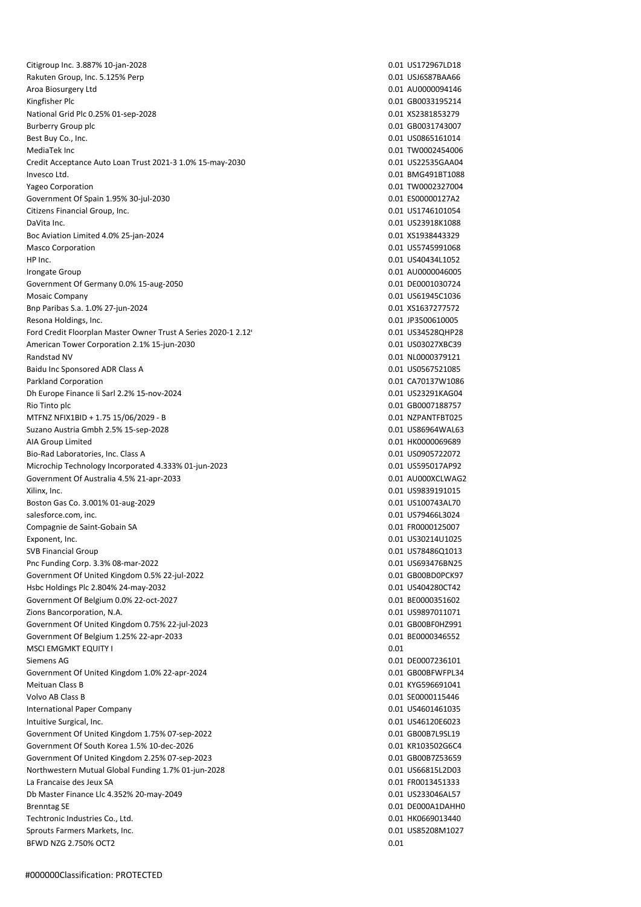| | | |
|---|---|---|
| Citigroup Inc. 3.887% 10-jan-2028 | 0.01 | US172967LD18 |
| Rakuten Group, Inc. 5.125% Perp | 0.01 | USJ6S87BAA66 |
| Aroa Biosurgery Ltd | 0.01 | AU0000094146 |
| Kingfisher Plc | 0.01 | GB0033195214 |
| National Grid Plc 0.25% 01-sep-2028 | 0.01 | XS2381853279 |
| Burberry Group plc | 0.01 | GB0031743007 |
| Best Buy Co., Inc. | 0.01 | US0865161014 |
| MediaTek Inc | 0.01 | TW0002454006 |
| Credit Acceptance Auto Loan Trust 2021-3 1.0% 15-may-2030 | 0.01 | US22535GAA04 |
| Invesco Ltd. | 0.01 | BMG491BT1088 |
| Yageo Corporation | 0.01 | TW0002327004 |
| Government Of Spain 1.95% 30-jul-2030 | 0.01 | ES00000127A2 |
| Citizens Financial Group, Inc. | 0.01 | US1746101054 |
| DaVita Inc. | 0.01 | US23918K1088 |
| Boc Aviation Limited 4.0% 25-jan-2024 | 0.01 | XS1938443329 |
| Masco Corporation | 0.01 | US5745991068 |
| HP Inc. | 0.01 | US40434L1052 |
| Irongate Group | 0.01 | AU0000046005 |
| Government Of Germany 0.0% 15-aug-2050 | 0.01 | DE0001030724 |
| Mosaic Company | 0.01 | US61945C1036 |
| Bnp Paribas S.a. 1.0% 27-jun-2024 | 0.01 | XS1637277572 |
| Resona Holdings, Inc. | 0.01 | JP3500610005 |
| Ford Credit Floorplan Master Owner Trust A Series 2020-1 2.12' | 0.01 | US34528QHP28 |
| American Tower Corporation 2.1% 15-jun-2030 | 0.01 | US03027XBC39 |
| Randstad NV | 0.01 | NL0000379121 |
| Baidu Inc Sponsored ADR Class A | 0.01 | US0567521085 |
| Parkland Corporation | 0.01 | CA70137W1086 |
| Dh Europe Finance Ii Sarl 2.2% 15-nov-2024 | 0.01 | US23291KAG04 |
| Rio Tinto plc | 0.01 | GB0007188757 |
| MTFNZ NFIX1BID + 1.75 15/06/2029 - B | 0.01 | NZPANTFBT025 |
| Suzano Austria Gmbh 2.5% 15-sep-2028 | 0.01 | US86964WAL63 |
| AIA Group Limited | 0.01 | HK0000069689 |
| Bio-Rad Laboratories, Inc. Class A | 0.01 | US0905722072 |
| Microchip Technology Incorporated 4.333% 01-jun-2023 | 0.01 | US595017AP92 |
| Government Of Australia 4.5% 21-apr-2033 | 0.01 | AU000XCLWAG2 |
| Xilinx, Inc. | 0.01 | US9839191015 |
| Boston Gas Co. 3.001% 01-aug-2029 | 0.01 | US100743AL70 |
| salesforce.com, inc. | 0.01 | US79466L3024 |
| Compagnie de Saint-Gobain SA | 0.01 | FR0000125007 |
| Exponent, Inc. | 0.01 | US30214U1025 |
| SVB Financial Group | 0.01 | US78486Q1013 |
| Pnc Funding Corp. 3.3% 08-mar-2022 | 0.01 | US693476BN25 |
| Government Of United Kingdom 0.5% 22-jul-2022 | 0.01 | GB00BD0PCK97 |
| Hsbc Holdings Plc 2.804% 24-may-2032 | 0.01 | US404280CT42 |
| Government Of Belgium 0.0% 22-oct-2027 | 0.01 | BE0000351602 |
| Zions Bancorporation, N.A. | 0.01 | US9897011071 |
| Government Of United Kingdom 0.75% 22-jul-2023 | 0.01 | GB00BF0HZ991 |
| Government Of Belgium 1.25% 22-apr-2033 | 0.01 | BE0000346552 |
| MSCI EMGMKT EQUITY I | 0.01 | |
| Siemens AG | 0.01 | DE0007236101 |
| Government Of United Kingdom 1.0% 22-apr-2024 | 0.01 | GB00BFWFPL34 |
| Meituan Class B | 0.01 | KYG596691041 |
| Volvo AB Class B | 0.01 | SE0000115446 |
| International Paper Company | 0.01 | US4601461035 |
| Intuitive Surgical, Inc. | 0.01 | US46120E6023 |
| Government Of United Kingdom 1.75% 07-sep-2022 | 0.01 | GB00B7L9SL19 |
| Government Of South Korea 1.5% 10-dec-2026 | 0.01 | KR103502G6C4 |
| Government Of United Kingdom 2.25% 07-sep-2023 | 0.01 | GB00B7Z53659 |
| Northwestern Mutual Global Funding 1.7% 01-jun-2028 | 0.01 | US66815L2D03 |
| La Francaise des Jeux SA | 0.01 | FR0013451333 |
| Db Master Finance Llc 4.352% 20-may-2049 | 0.01 | US233046AL57 |
| Brenntag SE | 0.01 | DE000A1DAHH0 |
| Techtronic Industries Co., Ltd. | 0.01 | HK0669013440 |
| Sprouts Farmers Markets, Inc. | 0.01 | US85208M1027 |
| BFWD NZG 2.750% OCT2 | 0.01 | |

#000000Classification: PROTECTED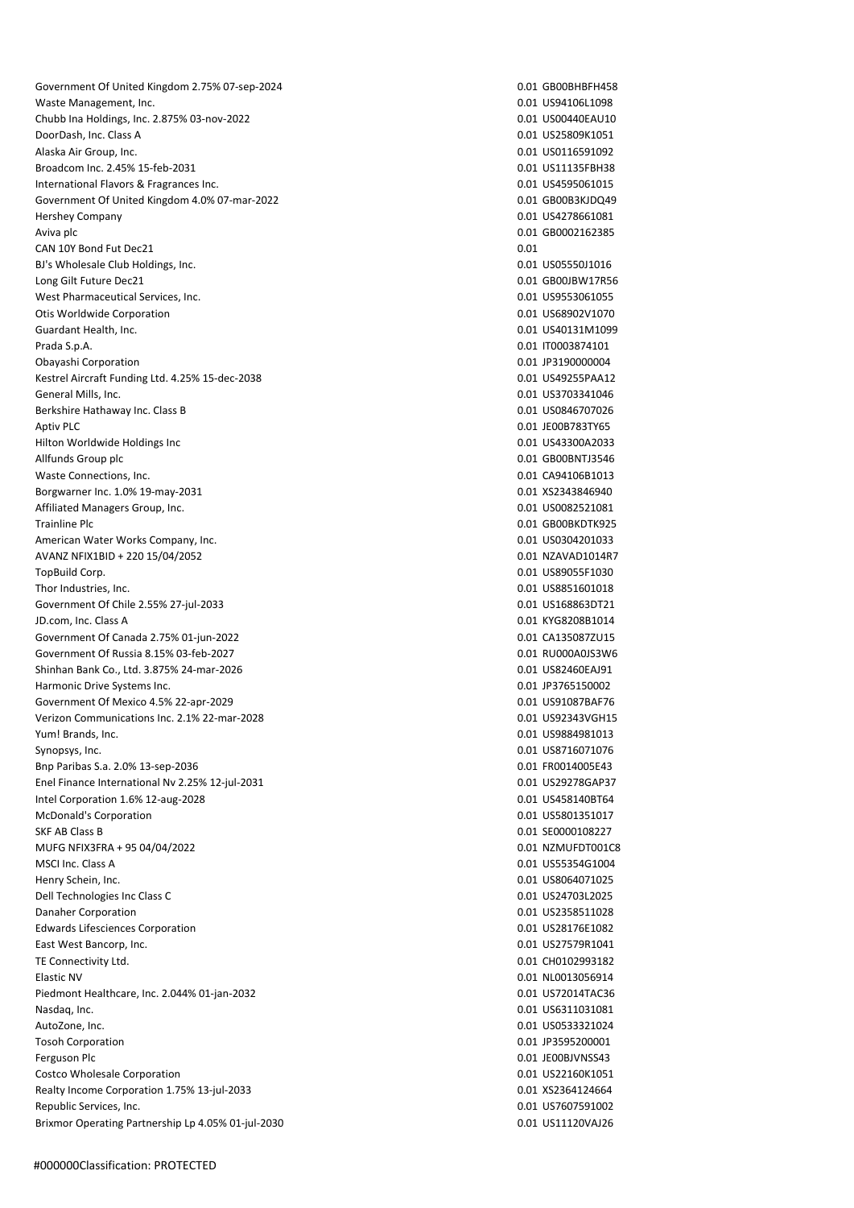| | | |
|---|---|---|
| Government Of United Kingdom 2.75% 07-sep-2024 | 0.01 | GB00BHBFH458 |
| Waste Management, Inc. | 0.01 | US94106L1098 |
| Chubb Ina Holdings, Inc. 2.875% 03-nov-2022 | 0.01 | US00440EAU10 |
| DoorDash, Inc. Class A | 0.01 | US25809K1051 |
| Alaska Air Group, Inc. | 0.01 | US0116591092 |
| Broadcom Inc. 2.45% 15-feb-2031 | 0.01 | US11135FBH38 |
| International Flavors & Fragrances Inc. | 0.01 | US4595061015 |
| Government Of United Kingdom 4.0% 07-mar-2022 | 0.01 | GB00B3KJDQ49 |
| Hershey Company | 0.01 | US4278661081 |
| Aviva plc | 0.01 | GB0002162385 |
| CAN 10Y Bond Fut Dec21 | 0.01 | |
| BJ's Wholesale Club Holdings, Inc. | 0.01 | US05550J1016 |
| Long Gilt Future Dec21 | 0.01 | GB00JBW17R56 |
| West Pharmaceutical Services, Inc. | 0.01 | US9553061055 |
| Otis Worldwide Corporation | 0.01 | US68902V1070 |
| Guardant Health, Inc. | 0.01 | US40131M1099 |
| Prada S.p.A. | 0.01 | IT0003874101 |
| Obayashi Corporation | 0.01 | JP3190000004 |
| Kestrel Aircraft Funding Ltd. 4.25% 15-dec-2038 | 0.01 | US49255PAA12 |
| General Mills, Inc. | 0.01 | US3703341046 |
| Berkshire Hathaway Inc. Class B | 0.01 | US0846707026 |
| Aptiv PLC | 0.01 | JE00B783TY65 |
| Hilton Worldwide Holdings Inc | 0.01 | US43300A2033 |
| Allfunds Group plc | 0.01 | GB00BNTJ3546 |
| Waste Connections, Inc. | 0.01 | CA94106B1013 |
| Borgwarner Inc. 1.0% 19-may-2031 | 0.01 | XS2343846940 |
| Affiliated Managers Group, Inc. | 0.01 | US0082521081 |
| Trainline Plc | 0.01 | GB00BKDTK925 |
| American Water Works Company, Inc. | 0.01 | US0304201033 |
| AVANZ NFIX1BID + 220 15/04/2052 | 0.01 | NZAVAD1014R7 |
| TopBuild Corp. | 0.01 | US89055F1030 |
| Thor Industries, Inc. | 0.01 | US8851601018 |
| Government Of Chile 2.55% 27-jul-2033 | 0.01 | US168863DT21 |
| JD.com, Inc. Class A | 0.01 | KYG8208B1014 |
| Government Of Canada 2.75% 01-jun-2022 | 0.01 | CA135087ZU15 |
| Government Of Russia 8.15% 03-feb-2027 | 0.01 | RU000A0JS3W6 |
| Shinhan Bank Co., Ltd. 3.875% 24-mar-2026 | 0.01 | US82460EAJ91 |
| Harmonic Drive Systems Inc. | 0.01 | JP3765150002 |
| Government Of Mexico 4.5% 22-apr-2029 | 0.01 | US91087BAF76 |
| Verizon Communications Inc. 2.1% 22-mar-2028 | 0.01 | US92343VGH15 |
| Yum! Brands, Inc. | 0.01 | US9884981013 |
| Synopsys, Inc. | 0.01 | US8716071076 |
| Bnp Paribas S.a. 2.0% 13-sep-2036 | 0.01 | FR0014005E43 |
| Enel Finance International Nv 2.25% 12-jul-2031 | 0.01 | US29278GAP37 |
| Intel Corporation 1.6% 12-aug-2028 | 0.01 | US458140BT64 |
| McDonald's Corporation | 0.01 | US5801351017 |
| SKF AB Class B | 0.01 | SE0000108227 |
| MUFG NFIX3FRA + 95 04/04/2022 | 0.01 | NZMUFDT001C8 |
| MSCI Inc. Class A | 0.01 | US55354G1004 |
| Henry Schein, Inc. | 0.01 | US8064071025 |
| Dell Technologies Inc Class C | 0.01 | US24703L2025 |
| Danaher Corporation | 0.01 | US2358511028 |
| Edwards Lifesciences Corporation | 0.01 | US28176E1082 |
| East West Bancorp, Inc. | 0.01 | US27579R1041 |
| TE Connectivity Ltd. | 0.01 | CH0102993182 |
| Elastic NV | 0.01 | NL0013056914 |
| Piedmont Healthcare, Inc. 2.044% 01-jan-2032 | 0.01 | US72014TAC36 |
| Nasdaq, Inc. | 0.01 | US6311031081 |
| AutoZone, Inc. | 0.01 | US0533321024 |
| Tosoh Corporation | 0.01 | JP3595200001 |
| Ferguson Plc | 0.01 | JE00BJVNSS43 |
| Costco Wholesale Corporation | 0.01 | US22160K1051 |
| Realty Income Corporation 1.75% 13-jul-2033 | 0.01 | XS2364124664 |
| Republic Services, Inc. | 0.01 | US7607591002 |
| Brixmor Operating Partnership Lp 4.05% 01-jul-2030 | 0.01 | US11120VAJ26 |

#000000Classification: PROTECTED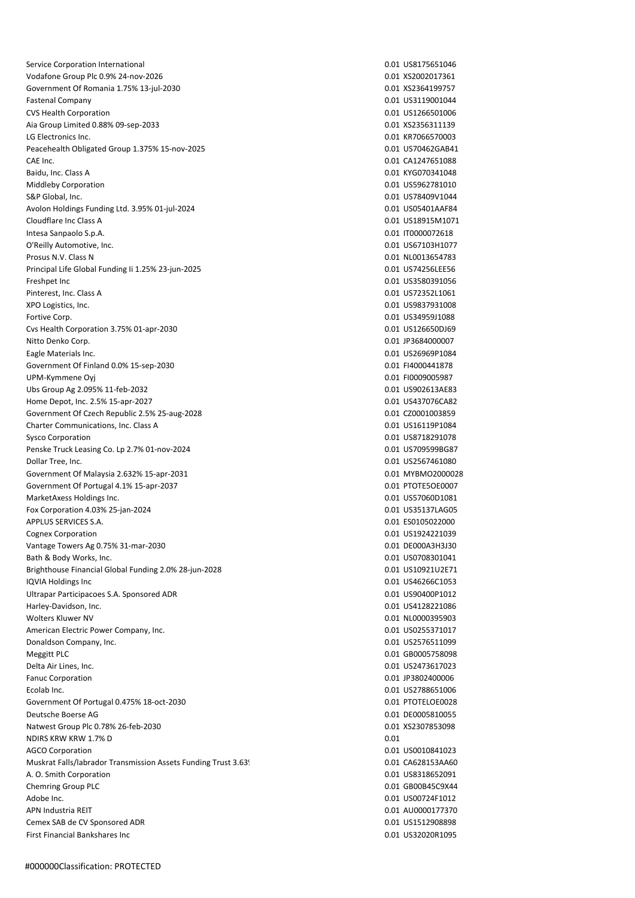| | | |
|---|---|---|
| Service Corporation International | 0.01 | US8175651046 |
| Vodafone Group Plc 0.9% 24-nov-2026 | 0.01 | XS2002017361 |
| Government Of Romania 1.75% 13-jul-2030 | 0.01 | XS2364199757 |
| Fastenal Company | 0.01 | US3119001044 |
| CVS Health Corporation | 0.01 | US1266501006 |
| Aia Group Limited 0.88% 09-sep-2033 | 0.01 | XS2356311139 |
| LG Electronics Inc. | 0.01 | KR7066570003 |
| Peacehealth Obligated Group 1.375% 15-nov-2025 | 0.01 | US70462GAB41 |
| CAE Inc. | 0.01 | CA1247651088 |
| Baidu, Inc. Class A | 0.01 | KYG070341048 |
| Middleby Corporation | 0.01 | US5962781010 |
| S&P Global, Inc. | 0.01 | US78409V1044 |
| Avolon Holdings Funding Ltd. 3.95% 01-jul-2024 | 0.01 | US05401AAF84 |
| Cloudflare Inc Class A | 0.01 | US18915M1071 |
| Intesa Sanpaolo S.p.A. | 0.01 | IT0000072618 |
| O'Reilly Automotive, Inc. | 0.01 | US67103H1077 |
| Prosus N.V. Class N | 0.01 | NL0013654783 |
| Principal Life Global Funding Ii 1.25% 23-jun-2025 | 0.01 | US74256LEE56 |
| Freshpet Inc | 0.01 | US3580391056 |
| Pinterest, Inc. Class A | 0.01 | US72352L1061 |
| XPO Logistics, Inc. | 0.01 | US9837931008 |
| Fortive Corp. | 0.01 | US34959J1088 |
| Cvs Health Corporation 3.75% 01-apr-2030 | 0.01 | US126650DJ69 |
| Nitto Denko Corp. | 0.01 | JP3684000007 |
| Eagle Materials Inc. | 0.01 | US26969P1084 |
| Government Of Finland 0.0% 15-sep-2030 | 0.01 | FI4000441878 |
| UPM-Kymmene Oyj | 0.01 | FI0009005987 |
| Ubs Group Ag 2.095% 11-feb-2032 | 0.01 | US902613AE83 |
| Home Depot, Inc. 2.5% 15-apr-2027 | 0.01 | US437076CA82 |
| Government Of Czech Republic 2.5% 25-aug-2028 | 0.01 | CZ0001003859 |
| Charter Communications, Inc. Class A | 0.01 | US16119P1084 |
| Sysco Corporation | 0.01 | US8718291078 |
| Penske Truck Leasing Co. Lp 2.7% 01-nov-2024 | 0.01 | US709599BG87 |
| Dollar Tree, Inc. | 0.01 | US2567461080 |
| Government Of Malaysia 2.632% 15-apr-2031 | 0.01 | MYBMO2000028 |
| Government Of Portugal 4.1% 15-apr-2037 | 0.01 | PTOTE5OE0007 |
| MarketAxess Holdings Inc. | 0.01 | US57060D1081 |
| Fox Corporation 4.03% 25-jan-2024 | 0.01 | US35137LAG05 |
| APPLUS SERVICES S.A. | 0.01 | ES0105022000 |
| Cognex Corporation | 0.01 | US1924221039 |
| Vantage Towers Ag 0.75% 31-mar-2030 | 0.01 | DE000A3H3J30 |
| Bath & Body Works, Inc. | 0.01 | US0708301041 |
| Brighthouse Financial Global Funding 2.0% 28-jun-2028 | 0.01 | US10921U2E71 |
| IQVIA Holdings Inc | 0.01 | US46266C1053 |
| Ultrapar Participacoes S.A. Sponsored ADR | 0.01 | US90400P1012 |
| Harley-Davidson, Inc. | 0.01 | US4128221086 |
| Wolters Kluwer NV | 0.01 | NL0000395903 |
| American Electric Power Company, Inc. | 0.01 | US0255371017 |
| Donaldson Company, Inc. | 0.01 | US2576511099 |
| Meggitt PLC | 0.01 | GB0005758098 |
| Delta Air Lines, Inc. | 0.01 | US2473617023 |
| Fanuc Corporation | 0.01 | JP3802400006 |
| Ecolab Inc. | 0.01 | US2788651006 |
| Government Of Portugal 0.475% 18-oct-2030 | 0.01 | PTOTELOE0028 |
| Deutsche Boerse AG | 0.01 | DE0005810055 |
| Natwest Group Plc 0.78% 26-feb-2030 | 0.01 | XS2307853098 |
| NDIRS KRW KRW 1.7% D | 0.01 | |
| AGCO Corporation | 0.01 | US0010841023 |
| Muskrat Falls/labrador Transmission Assets Funding Trust 3.63 | 0.01 | CA628153AA60 |
| A. O. Smith Corporation | 0.01 | US8318652091 |
| Chemring Group PLC | 0.01 | GB00B45C9X44 |
| Adobe Inc. | 0.01 | US00724F1012 |
| APN Industria REIT | 0.01 | AU0000177370 |
| Cemex SAB de CV Sponsored ADR | 0.01 | US1512908898 |
| First Financial Bankshares Inc | 0.01 | US32020R1095 |

#000000Classification: PROTECTED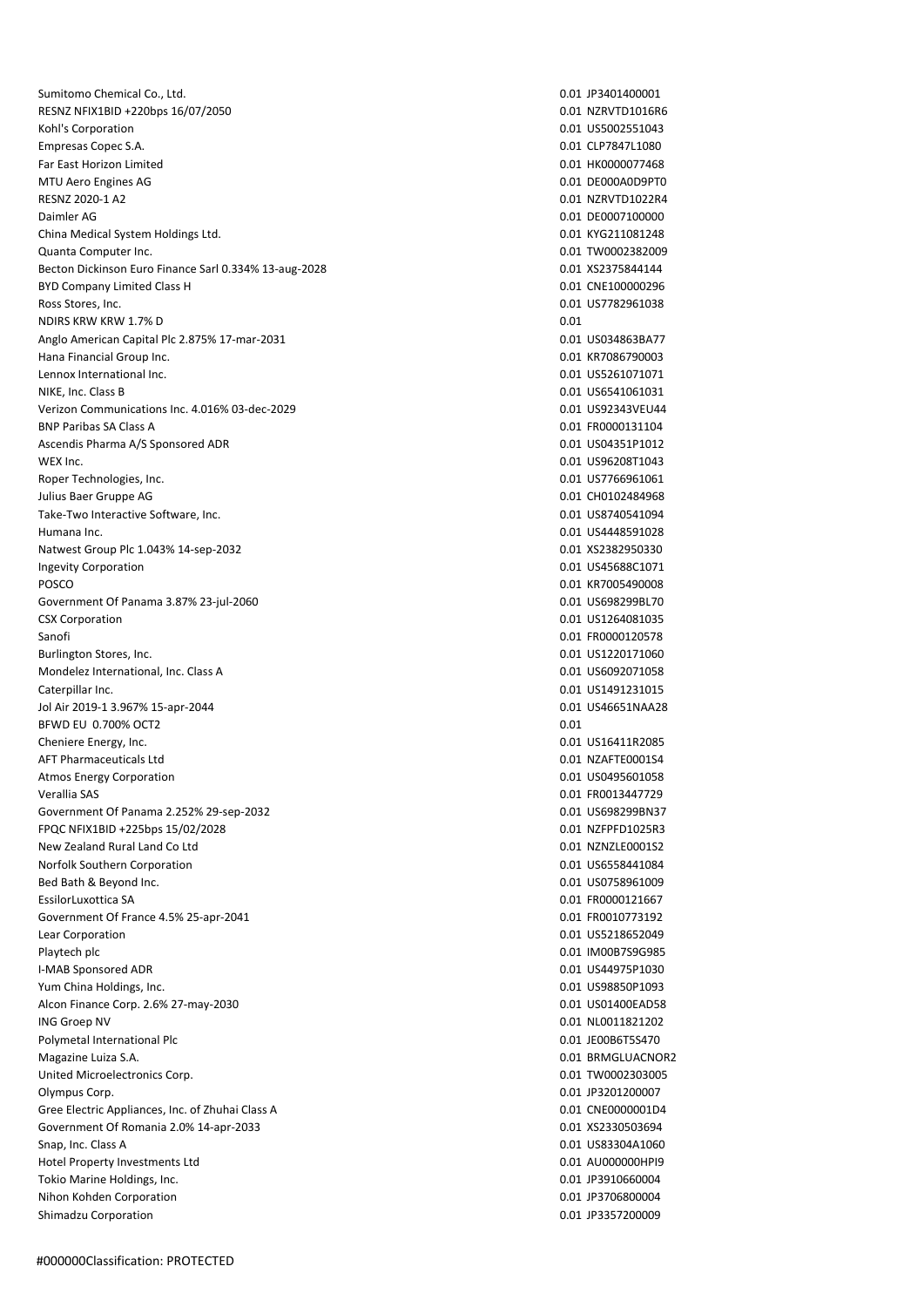| | | |
|---|---|---|
| Sumitomo Chemical Co., Ltd. | 0.01 | JP3401400001 |
| RESNZ NFIX1BID +220bps 16/07/2050 | 0.01 | NZRVTD1016R6 |
| Kohl's Corporation | 0.01 | US5002551043 |
| Empresas Copec S.A. | 0.01 | CLP7847L1080 |
| Far East Horizon Limited | 0.01 | HK0000077468 |
| MTU Aero Engines AG | 0.01 | DE000A0D9PT0 |
| RESNZ 2020-1 A2 | 0.01 | NZRVTD1022R4 |
| Daimler AG | 0.01 | DE0007100000 |
| China Medical System Holdings Ltd. | 0.01 | KYG211081248 |
| Quanta Computer Inc. | 0.01 | TW0002382009 |
| Becton Dickinson Euro Finance Sarl 0.334% 13-aug-2028 | 0.01 | XS2375844144 |
| BYD Company Limited Class H | 0.01 | CNE100000296 |
| Ross Stores, Inc. | 0.01 | US7782961038 |
| NDIRS KRW KRW 1.7% D | 0.01 | |
| Anglo American Capital Plc 2.875% 17-mar-2031 | 0.01 | US034863BA77 |
| Hana Financial Group Inc. | 0.01 | KR7086790003 |
| Lennox International Inc. | 0.01 | US5261071071 |
| NIKE, Inc. Class B | 0.01 | US6541061031 |
| Verizon Communications Inc. 4.016% 03-dec-2029 | 0.01 | US92343VEU44 |
| BNP Paribas SA Class A | 0.01 | FR0000131104 |
| Ascendis Pharma A/S Sponsored ADR | 0.01 | US04351P1012 |
| WEX Inc. | 0.01 | US96208T1043 |
| Roper Technologies, Inc. | 0.01 | US7766961061 |
| Julius Baer Gruppe AG | 0.01 | CH0102484968 |
| Take-Two Interactive Software, Inc. | 0.01 | US8740541094 |
| Humana Inc. | 0.01 | US4448591028 |
| Natwest Group Plc 1.043% 14-sep-2032 | 0.01 | XS2382950330 |
| Ingevity Corporation | 0.01 | US45688C1071 |
| POSCO | 0.01 | KR7005490008 |
| Government Of Panama 3.87% 23-jul-2060 | 0.01 | US698299BL70 |
| CSX Corporation | 0.01 | US1264081035 |
| Sanofi | 0.01 | FR0000120578 |
| Burlington Stores, Inc. | 0.01 | US1220171060 |
| Mondelez International, Inc. Class A | 0.01 | US6092071058 |
| Caterpillar Inc. | 0.01 | US1491231015 |
| Jol Air 2019-1 3.967% 15-apr-2044 | 0.01 | US46651NAA28 |
| BFWD EU 0.700% OCT2 | 0.01 | |
| Cheniere Energy, Inc. | 0.01 | US16411R2085 |
| AFT Pharmaceuticals Ltd | 0.01 | NZAFTE0001S4 |
| Atmos Energy Corporation | 0.01 | US0495601058 |
| Verallia SAS | 0.01 | FR0013447729 |
| Government Of Panama 2.252% 29-sep-2032 | 0.01 | US698299BN37 |
| FPQC NFIX1BID +225bps 15/02/2028 | 0.01 | NZFPFD1025R3 |
| New Zealand Rural Land Co Ltd | 0.01 | NZNZLE0001S2 |
| Norfolk Southern Corporation | 0.01 | US6558441084 |
| Bed Bath & Beyond Inc. | 0.01 | US0758961009 |
| EssilorLuxottica SA | 0.01 | FR0000121667 |
| Government Of France 4.5% 25-apr-2041 | 0.01 | FR0010773192 |
| Lear Corporation | 0.01 | US5218652049 |
| Playtech plc | 0.01 | IM00B7S9G985 |
| I-MAB Sponsored ADR | 0.01 | US44975P1030 |
| Yum China Holdings, Inc. | 0.01 | US98850P1093 |
| Alcon Finance Corp. 2.6% 27-may-2030 | 0.01 | US01400EAD58 |
| ING Groep NV | 0.01 | NL0011821202 |
| Polymetal International Plc | 0.01 | JE00B6T5S470 |
| Magazine Luiza S.A. | 0.01 | BRMGLUACNOR2 |
| United Microelectronics Corp. | 0.01 | TW0002303005 |
| Olympus Corp. | 0.01 | JP3201200007 |
| Gree Electric Appliances, Inc. of Zhuhai Class A | 0.01 | CNE0000001D4 |
| Government Of Romania 2.0% 14-apr-2033 | 0.01 | XS2330503694 |
| Snap, Inc. Class A | 0.01 | US83304A1060 |
| Hotel Property Investments Ltd | 0.01 | AU000000HPI9 |
| Tokio Marine Holdings, Inc. | 0.01 | JP3910660004 |
| Nihon Kohden Corporation | 0.01 | JP3706800004 |
| Shimadzu Corporation | 0.01 | JP3357200009 |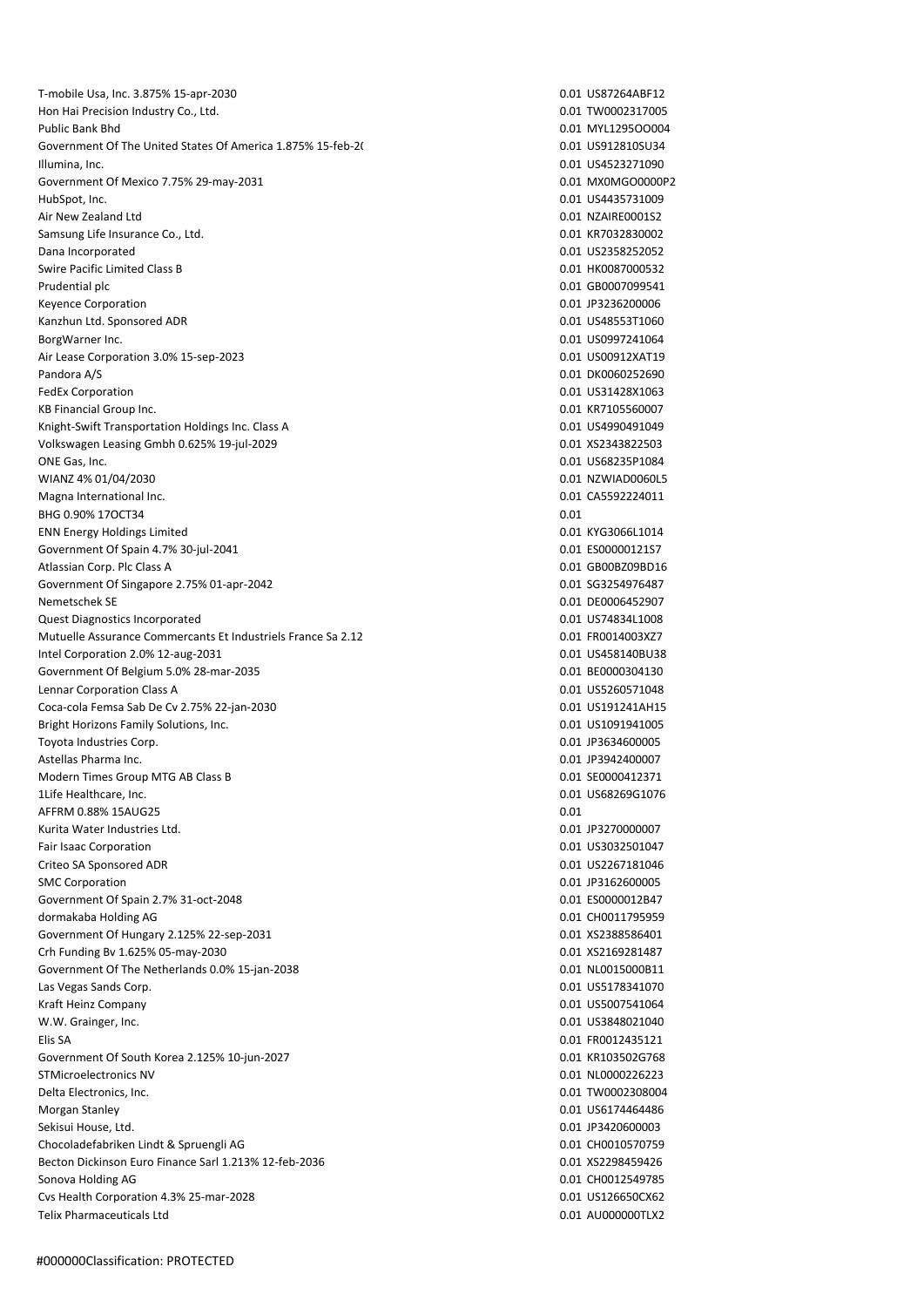| | | |
|---|---|---|
| T-mobile Usa, Inc. 3.875% 15-apr-2030 | 0.01 | US87264ABF12 |
| Hon Hai Precision Industry Co., Ltd. | 0.01 | TW0002317005 |
| Public Bank Bhd | 0.01 | MYL1295OO004 |
| Government Of The United States Of America 1.875% 15-feb-2( | 0.01 | US912810SU34 |
| Illumina, Inc. | 0.01 | US4523271090 |
| Government Of Mexico 7.75% 29-may-2031 | 0.01 | MX0MGO0000P2 |
| HubSpot, Inc. | 0.01 | US4435731009 |
| Air New Zealand Ltd | 0.01 | NZAIRE0001S2 |
| Samsung Life Insurance Co., Ltd. | 0.01 | KR7032830002 |
| Dana Incorporated | 0.01 | US2358252052 |
| Swire Pacific Limited Class B | 0.01 | HK0087000532 |
| Prudential plc | 0.01 | GB0007099541 |
| Keyence Corporation | 0.01 | JP3236200006 |
| Kanzhun Ltd. Sponsored ADR | 0.01 | US48553T1060 |
| BorgWarner Inc. | 0.01 | US0997241064 |
| Air Lease Corporation 3.0% 15-sep-2023 | 0.01 | US00912XAT19 |
| Pandora A/S | 0.01 | DK0060252690 |
| FedEx Corporation | 0.01 | US31428X1063 |
| KB Financial Group Inc. | 0.01 | KR7105560007 |
| Knight-Swift Transportation Holdings Inc. Class A | 0.01 | US4990491049 |
| Volkswagen Leasing Gmbh 0.625% 19-jul-2029 | 0.01 | XS2343822503 |
| ONE Gas, Inc. | 0.01 | US68235P1084 |
| WIANZ 4% 01/04/2030 | 0.01 | NZWIAD0060L5 |
| Magna International Inc. | 0.01 | CA5592224011 |
| BHG 0.90% 17OCT34 | 0.01 | |
| ENN Energy Holdings Limited | 0.01 | KYG3066L1014 |
| Government Of Spain 4.7% 30-jul-2041 | 0.01 | ES00000121S7 |
| Atlassian Corp. Plc Class A | 0.01 | GB00BZ09BD16 |
| Government Of Singapore 2.75% 01-apr-2042 | 0.01 | SG3254976487 |
| Nemetschek SE | 0.01 | DE0006452907 |
| Quest Diagnostics Incorporated | 0.01 | US74834L1008 |
| Mutuelle Assurance Commercants Et Industriels France Sa 2.12 | 0.01 | FR0014003XZ7 |
| Intel Corporation 2.0% 12-aug-2031 | 0.01 | US458140BU38 |
| Government Of Belgium 5.0% 28-mar-2035 | 0.01 | BE0000304130 |
| Lennar Corporation Class A | 0.01 | US5260571048 |
| Coca-cola Femsa Sab De Cv 2.75% 22-jan-2030 | 0.01 | US191241AH15 |
| Bright Horizons Family Solutions, Inc. | 0.01 | US1091941005 |
| Toyota Industries Corp. | 0.01 | JP3634600005 |
| Astellas Pharma Inc. | 0.01 | JP3942400007 |
| Modern Times Group MTG AB Class B | 0.01 | SE0000412371 |
| 1Life Healthcare, Inc. | 0.01 | US68269G1076 |
| AFFRM 0.88% 15AUG25 | 0.01 | |
| Kurita Water Industries Ltd. | 0.01 | JP3270000007 |
| Fair Isaac Corporation | 0.01 | US3032501047 |
| Criteo SA Sponsored ADR | 0.01 | US2267181046 |
| SMC Corporation | 0.01 | JP3162600005 |
| Government Of Spain 2.7% 31-oct-2048 | 0.01 | ES0000012B47 |
| dormakaba Holding AG | 0.01 | CH0011795959 |
| Government Of Hungary 2.125% 22-sep-2031 | 0.01 | XS2388586401 |
| Crh Funding Bv 1.625% 05-may-2030 | 0.01 | XS2169281487 |
| Government Of The Netherlands 0.0% 15-jan-2038 | 0.01 | NL0015000B11 |
| Las Vegas Sands Corp. | 0.01 | US5178341070 |
| Kraft Heinz Company | 0.01 | US5007541064 |
| W.W. Grainger, Inc. | 0.01 | US3848021040 |
| Elis SA | 0.01 | FR0012435121 |
| Government Of South Korea 2.125% 10-jun-2027 | 0.01 | KR103502G768 |
| STMicroelectronics NV | 0.01 | NL0000226223 |
| Delta Electronics, Inc. | 0.01 | TW0002308004 |
| Morgan Stanley | 0.01 | US6174464486 |
| Sekisui House, Ltd. | 0.01 | JP3420600003 |
| Chocoladefabriken Lindt & Spruengli AG | 0.01 | CH0010570759 |
| Becton Dickinson Euro Finance Sarl 1.213% 12-feb-2036 | 0.01 | XS2298459426 |
| Sonova Holding AG | 0.01 | CH0012549785 |
| Cvs Health Corporation 4.3% 25-mar-2028 | 0.01 | US126650CX62 |
| Telix Pharmaceuticals Ltd | 0.01 | AU000000TLX2 |

#000000Classification: PROTECTED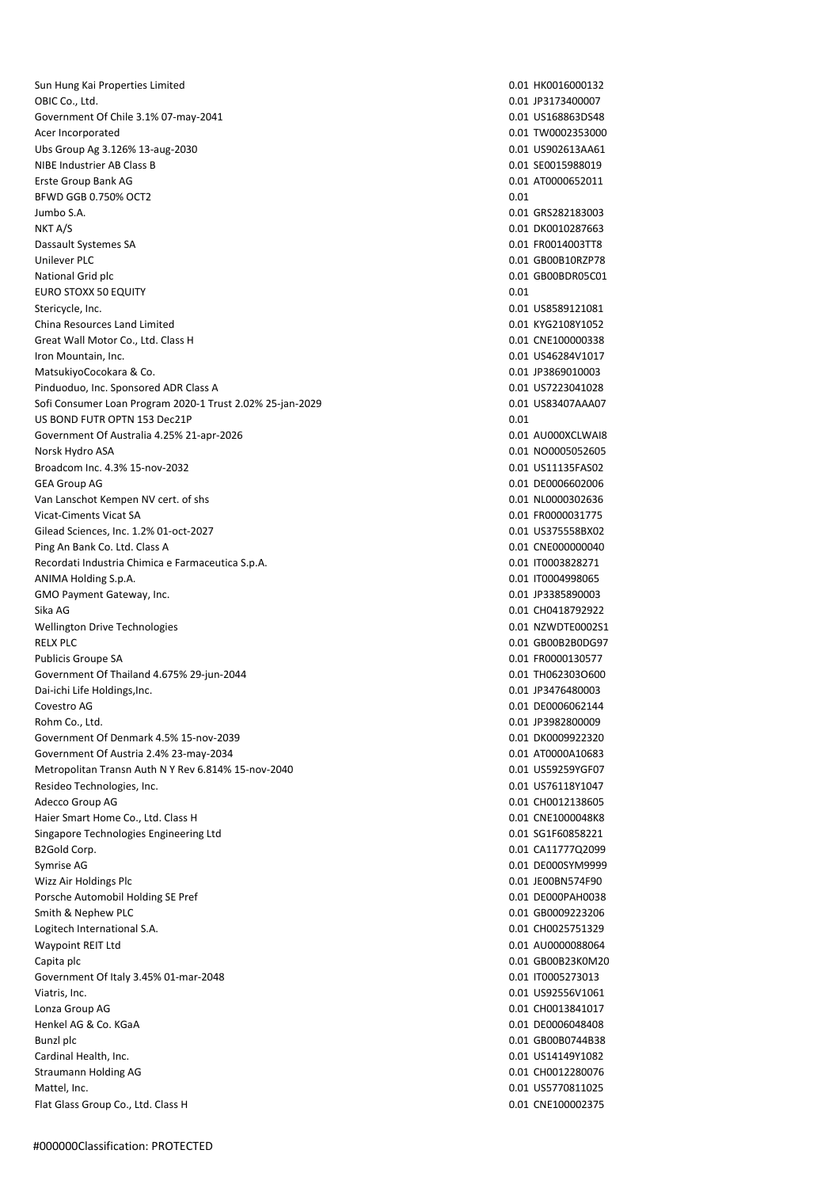| | | |
|---|---|---|
| Sun Hung Kai Properties Limited | 0.01 | HK0016000132 |
| OBIC Co., Ltd. | 0.01 | JP3173400007 |
| Government Of Chile 3.1% 07-may-2041 | 0.01 | US168863DS48 |
| Acer Incorporated | 0.01 | TW0002353000 |
| Ubs Group Ag 3.126% 13-aug-2030 | 0.01 | US902613AA61 |
| NIBE Industrier AB Class B | 0.01 | SE0015988019 |
| Erste Group Bank AG | 0.01 | AT0000652011 |
| BFWD GGB 0.750% OCT2 | 0.01 | |
| Jumbo S.A. | 0.01 | GRS282183003 |
| NKT A/S | 0.01 | DK0010287663 |
| Dassault Systemes SA | 0.01 | FR0014003TT8 |
| Unilever PLC | 0.01 | GB00B10RZP78 |
| National Grid plc | 0.01 | GB00BDR05C01 |
| EURO STOXX 50 EQUITY | 0.01 | |
| Stericycle, Inc. | 0.01 | US8589121081 |
| China Resources Land Limited | 0.01 | KYG2108Y1052 |
| Great Wall Motor Co., Ltd. Class H | 0.01 | CNE100000338 |
| Iron Mountain, Inc. | 0.01 | US46284V1017 |
| MatsukiyoCocokara & Co. | 0.01 | JP3869010003 |
| Pinduoduo, Inc. Sponsored ADR Class A | 0.01 | US7223041028 |
| Sofi Consumer Loan Program 2020-1 Trust 2.02% 25-jan-2029 | 0.01 | US83407AAA07 |
| US BOND FUTR OPTN 153 Dec21P | 0.01 | |
| Government Of Australia 4.25% 21-apr-2026 | 0.01 | AU000XCLWAI8 |
| Norsk Hydro ASA | 0.01 | NO0005052605 |
| Broadcom Inc. 4.3% 15-nov-2032 | 0.01 | US11135FAS02 |
| GEA Group AG | 0.01 | DE0006602006 |
| Van Lanschot Kempen NV cert. of shs | 0.01 | NL0000302636 |
| Vicat-Ciments Vicat SA | 0.01 | FR0000031775 |
| Gilead Sciences, Inc. 1.2% 01-oct-2027 | 0.01 | US375558BX02 |
| Ping An Bank Co. Ltd. Class A | 0.01 | CNE000000040 |
| Recordati Industria Chimica e Farmaceutica S.p.A. | 0.01 | IT0003828271 |
| ANIMA Holding S.p.A. | 0.01 | IT0004998065 |
| GMO Payment Gateway, Inc. | 0.01 | JP3385890003 |
| Sika AG | 0.01 | CH0418792922 |
| Wellington Drive Technologies | 0.01 | NZWDTE0002S1 |
| RELX PLC | 0.01 | GB00B2B0DG97 |
| Publicis Groupe SA | 0.01 | FR0000130577 |
| Government Of Thailand 4.675% 29-jun-2044 | 0.01 | TH0623030600 |
| Dai-ichi Life Holdings,Inc. | 0.01 | JP3476480003 |
| Covestro AG | 0.01 | DE0006062144 |
| Rohm Co., Ltd. | 0.01 | JP3982800009 |
| Government Of Denmark 4.5% 15-nov-2039 | 0.01 | DK0009922320 |
| Government Of Austria 2.4% 23-may-2034 | 0.01 | AT0000A10683 |
| Metropolitan Transn Auth N Y Rev 6.814% 15-nov-2040 | 0.01 | US59259YGF07 |
| Resideo Technologies, Inc. | 0.01 | US76118Y1047 |
| Adecco Group AG | 0.01 | CH0012138605 |
| Haier Smart Home Co., Ltd. Class H | 0.01 | CNE1000048K8 |
| Singapore Technologies Engineering Ltd | 0.01 | SG1F60858221 |
| B2Gold Corp. | 0.01 | CA11777Q2099 |
| Symrise AG | 0.01 | DE000SYM9999 |
| Wizz Air Holdings Plc | 0.01 | JE00BN574F90 |
| Porsche Automobil Holding SE Pref | 0.01 | DE000PAH0038 |
| Smith & Nephew PLC | 0.01 | GB0009223206 |
| Logitech International S.A. | 0.01 | CH0025751329 |
| Waypoint REIT Ltd | 0.01 | AU0000088064 |
| Capita plc | 0.01 | GB00B23K0M20 |
| Government Of Italy 3.45% 01-mar-2048 | 0.01 | IT0005273013 |
| Viatris, Inc. | 0.01 | US92556V1061 |
| Lonza Group AG | 0.01 | CH0013841017 |
| Henkel AG & Co. KGaA | 0.01 | DE0006048408 |
| Bunzl plc | 0.01 | GB00B0744B38 |
| Cardinal Health, Inc. | 0.01 | US14149Y1082 |
| Straumann Holding AG | 0.01 | CH0012280076 |
| Mattel, Inc. | 0.01 | US5770811025 |
| Flat Glass Group Co., Ltd. Class H | 0.01 | CNE100002375 |

#000000Classification: PROTECTED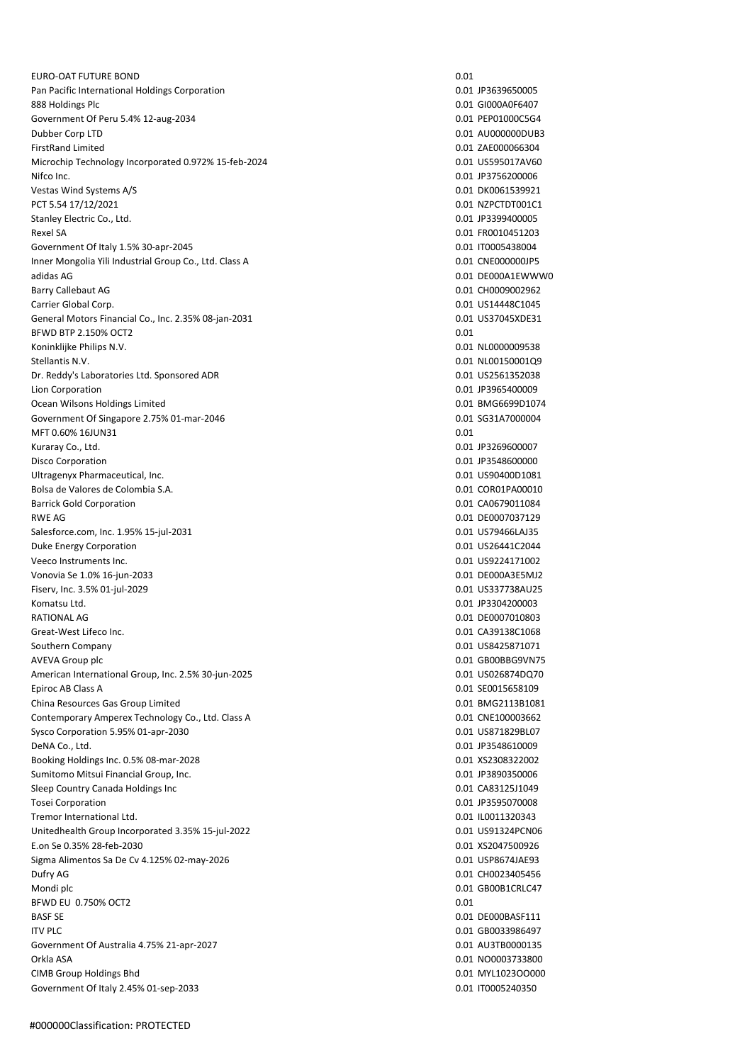| | | |
|---|---|---|
| EURO-OAT FUTURE BOND | 0.01 | |
| Pan Pacific International Holdings Corporation | 0.01 | JP3639650005 |
| 888 Holdings Plc | 0.01 | GI000A0F6407 |
| Government Of Peru 5.4% 12-aug-2034 | 0.01 | PEP01000C5G4 |
| Dubber Corp LTD | 0.01 | AU000000DUB3 |
| FirstRand Limited | 0.01 | ZAE000066304 |
| Microchip Technology Incorporated 0.972% 15-feb-2024 | 0.01 | US595017AV60 |
| Nifco Inc. | 0.01 | JP3756200006 |
| Vestas Wind Systems A/S | 0.01 | DK0061539921 |
| PCT 5.54 17/12/2021 | 0.01 | NZPCTDT001C1 |
| Stanley Electric Co., Ltd. | 0.01 | JP3399400005 |
| Rexel SA | 0.01 | FR0010451203 |
| Government Of Italy 1.5% 30-apr-2045 | 0.01 | IT0005438004 |
| Inner Mongolia Yili Industrial Group Co., Ltd. Class A | 0.01 | CNE000000JP5 |
| adidas AG | 0.01 | DE000A1EWWW0 |
| Barry Callebaut AG | 0.01 | CH0009002962 |
| Carrier Global Corp. | 0.01 | US14448C1045 |
| General Motors Financial Co., Inc. 2.35% 08-jan-2031 | 0.01 | US37045XDE31 |
| BFWD BTP 2.150% OCT2 | 0.01 | |
| Koninklijke Philips N.V. | 0.01 | NL0000009538 |
| Stellantis N.V. | 0.01 | NL00150001Q9 |
| Dr. Reddy's Laboratories Ltd. Sponsored ADR | 0.01 | US2561352038 |
| Lion Corporation | 0.01 | JP3965400009 |
| Ocean Wilsons Holdings Limited | 0.01 | BMG6699D1074 |
| Government Of Singapore 2.75% 01-mar-2046 | 0.01 | SG31A7000004 |
| MFT 0.60% 16JUN31 | 0.01 | |
| Kuraray Co., Ltd. | 0.01 | JP3269600007 |
| Disco Corporation | 0.01 | JP3548600000 |
| Ultragenyx Pharmaceutical, Inc. | 0.01 | US90400D1081 |
| Bolsa de Valores de Colombia S.A. | 0.01 | COR01PA00010 |
| Barrick Gold Corporation | 0.01 | CA0679011084 |
| RWE AG | 0.01 | DE0007037129 |
| Salesforce.com, Inc. 1.95% 15-jul-2031 | 0.01 | US79466LAJ35 |
| Duke Energy Corporation | 0.01 | US26441C2044 |
| Veeco Instruments Inc. | 0.01 | US9224171002 |
| Vonovia Se 1.0% 16-jun-2033 | 0.01 | DE000A3E5MJ2 |
| Fiserv, Inc. 3.5% 01-jul-2029 | 0.01 | US337738AU25 |
| Komatsu Ltd. | 0.01 | JP3304200003 |
| RATIONAL AG | 0.01 | DE0007010803 |
| Great-West Lifeco Inc. | 0.01 | CA39138C1068 |
| Southern Company | 0.01 | US8425871071 |
| AVEVA Group plc | 0.01 | GB00BBG9VN75 |
| American International Group, Inc. 2.5% 30-jun-2025 | 0.01 | US026874DQ70 |
| Epiroc AB Class A | 0.01 | SE0015658109 |
| China Resources Gas Group Limited | 0.01 | BMG2113B1081 |
| Contemporary Amperex Technology Co., Ltd. Class A | 0.01 | CNE100003662 |
| Sysco Corporation 5.95% 01-apr-2030 | 0.01 | US871829BL07 |
| DeNA Co., Ltd. | 0.01 | JP3548610009 |
| Booking Holdings Inc. 0.5% 08-mar-2028 | 0.01 | XS2308322002 |
| Sumitomo Mitsui Financial Group, Inc. | 0.01 | JP3890350006 |
| Sleep Country Canada Holdings Inc | 0.01 | CA83125J1049 |
| Tosei Corporation | 0.01 | JP3595070008 |
| Tremor International Ltd. | 0.01 | IL0011320343 |
| Unitedhealth Group Incorporated 3.35% 15-jul-2022 | 0.01 | US91324PCN06 |
| E.on Se 0.35% 28-feb-2030 | 0.01 | XS2047500926 |
| Sigma Alimentos Sa De Cv 4.125% 02-may-2026 | 0.01 | USP8674JAE93 |
| Dufry AG | 0.01 | CH0023405456 |
| Mondi plc | 0.01 | GB00B1CRLC47 |
| BFWD EU 0.750% OCT2 | 0.01 | |
| BASF SE | 0.01 | DE000BASF111 |
| ITV PLC | 0.01 | GB0033986497 |
| Government Of Australia 4.75% 21-apr-2027 | 0.01 | AU3TB0000135 |
| Orkla ASA | 0.01 | NO0003733800 |
| CIMB Group Holdings Bhd | 0.01 | MYL1023OO000 |
| Government Of Italy 2.45% 01-sep-2033 | 0.01 | IT0005240350 |

#000000Classification: PROTECTED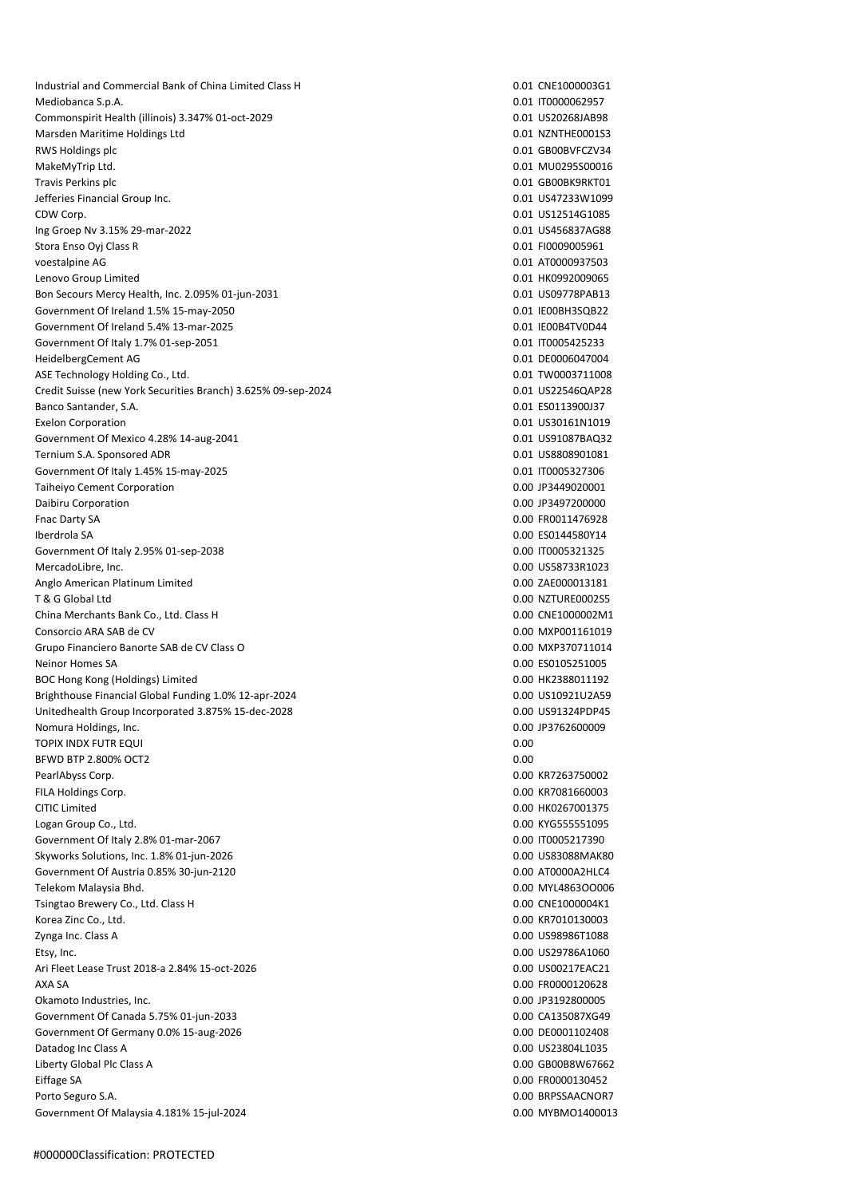| | | |
|---|---|---|
| Industrial and Commercial Bank of China Limited Class H | 0.01 | CNE1000003G1 |
| Mediobanca S.p.A. | 0.01 | IT0000062957 |
| Commonspirit Health (illinois) 3.347% 01-oct-2029 | 0.01 | US20268JAB98 |
| Marsden Maritime Holdings Ltd | 0.01 | NZNTHE0001S3 |
| RWS Holdings plc | 0.01 | GB00BVFCZV34 |
| MakeMyTrip Ltd. | 0.01 | MU0295S00016 |
| Travis Perkins plc | 0.01 | GB00BK9RKT01 |
| Jefferies Financial Group Inc. | 0.01 | US47233W1099 |
| CDW Corp. | 0.01 | US12514G1085 |
| Ing Groep Nv 3.15% 29-mar-2022 | 0.01 | US456837AG88 |
| Stora Enso Oyj Class R | 0.01 | FI0009005961 |
| voestalpine AG | 0.01 | AT0000937503 |
| Lenovo Group Limited | 0.01 | HK0992009065 |
| Bon Secours Mercy Health, Inc. 2.095% 01-jun-2031 | 0.01 | US09778PAB13 |
| Government Of Ireland 1.5% 15-may-2050 | 0.01 | IE00BH3SQB22 |
| Government Of Ireland 5.4% 13-mar-2025 | 0.01 | IE00B4TV0D44 |
| Government Of Italy 1.7% 01-sep-2051 | 0.01 | IT0005425233 |
| HeidelbergCement AG | 0.01 | DE0006047004 |
| ASE Technology Holding Co., Ltd. | 0.01 | TW0003711008 |
| Credit Suisse (new York Securities Branch) 3.625% 09-sep-2024 | 0.01 | US22546QAP28 |
| Banco Santander, S.A. | 0.01 | ES0113900J37 |
| Exelon Corporation | 0.01 | US30161N1019 |
| Government Of Mexico 4.28% 14-aug-2041 | 0.01 | US91087BAQ32 |
| Ternium S.A. Sponsored ADR | 0.01 | US8808901081 |
| Government Of Italy 1.45% 15-may-2025 | 0.01 | IT0005327306 |
| Taiheiyo Cement Corporation | 0.00 | JP3449020001 |
| Daibiru Corporation | 0.00 | JP3497200000 |
| Fnac Darty SA | 0.00 | FR0011476928 |
| Iberdrola SA | 0.00 | ES0144580Y14 |
| Government Of Italy 2.95% 01-sep-2038 | 0.00 | IT0005321325 |
| MercadoLibre, Inc. | 0.00 | US58733R1023 |
| Anglo American Platinum Limited | 0.00 | ZAE000013181 |
| T & G Global Ltd | 0.00 | NZTURE0002S5 |
| China Merchants Bank Co., Ltd. Class H | 0.00 | CNE1000002M1 |
| Consorcio ARA SAB de CV | 0.00 | MXP001161019 |
| Grupo Financiero Banorte SAB de CV Class O | 0.00 | MXP370711014 |
| Neinor Homes SA | 0.00 | ES0105251005 |
| BOC Hong Kong (Holdings) Limited | 0.00 | HK2388011192 |
| Brighthouse Financial Global Funding 1.0% 12-apr-2024 | 0.00 | US10921U2A59 |
| Unitedhealth Group Incorporated 3.875% 15-dec-2028 | 0.00 | US91324PDP45 |
| Nomura Holdings, Inc. | 0.00 | JP3762600009 |
| TOPIX INDX FUTR EQUI | 0.00 | |
| BFWD BTP 2.800% OCT2 | 0.00 | |
| PearlAbyss Corp. | 0.00 | KR7263750002 |
| FILA Holdings Corp. | 0.00 | KR7081660003 |
| CITIC Limited | 0.00 | HK0267001375 |
| Logan Group Co., Ltd. | 0.00 | KYG555551095 |
| Government Of Italy 2.8% 01-mar-2067 | 0.00 | IT0005217390 |
| Skyworks Solutions, Inc. 1.8% 01-jun-2026 | 0.00 | US83088MAK80 |
| Government Of Austria 0.85% 30-jun-2120 | 0.00 | AT0000A2HLC4 |
| Telekom Malaysia Bhd. | 0.00 | MYL4863OO006 |
| Tsingtao Brewery Co., Ltd. Class H | 0.00 | CNE1000004K1 |
| Korea Zinc Co., Ltd. | 0.00 | KR7010130003 |
| Zynga Inc. Class A | 0.00 | US98986T1088 |
| Etsy, Inc. | 0.00 | US29786A1060 |
| Ari Fleet Lease Trust 2018-a 2.84% 15-oct-2026 | 0.00 | US00217EAC21 |
| AXA SA | 0.00 | FR0000120628 |
| Okamoto Industries, Inc. | 0.00 | JP3192800005 |
| Government Of Canada 5.75% 01-jun-2033 | 0.00 | CA135087XG49 |
| Government Of Germany 0.0% 15-aug-2026 | 0.00 | DE0001102408 |
| Datadog Inc Class A | 0.00 | US23804L1035 |
| Liberty Global Plc Class A | 0.00 | GB00B8W67662 |
| Eiffage SA | 0.00 | FR0000130452 |
| Porto Seguro S.A. | 0.00 | BRPSSAACNOR7 |
| Government Of Malaysia 4.181% 15-jul-2024 | 0.00 | MYBMO1400013 |

#000000Classification: PROTECTED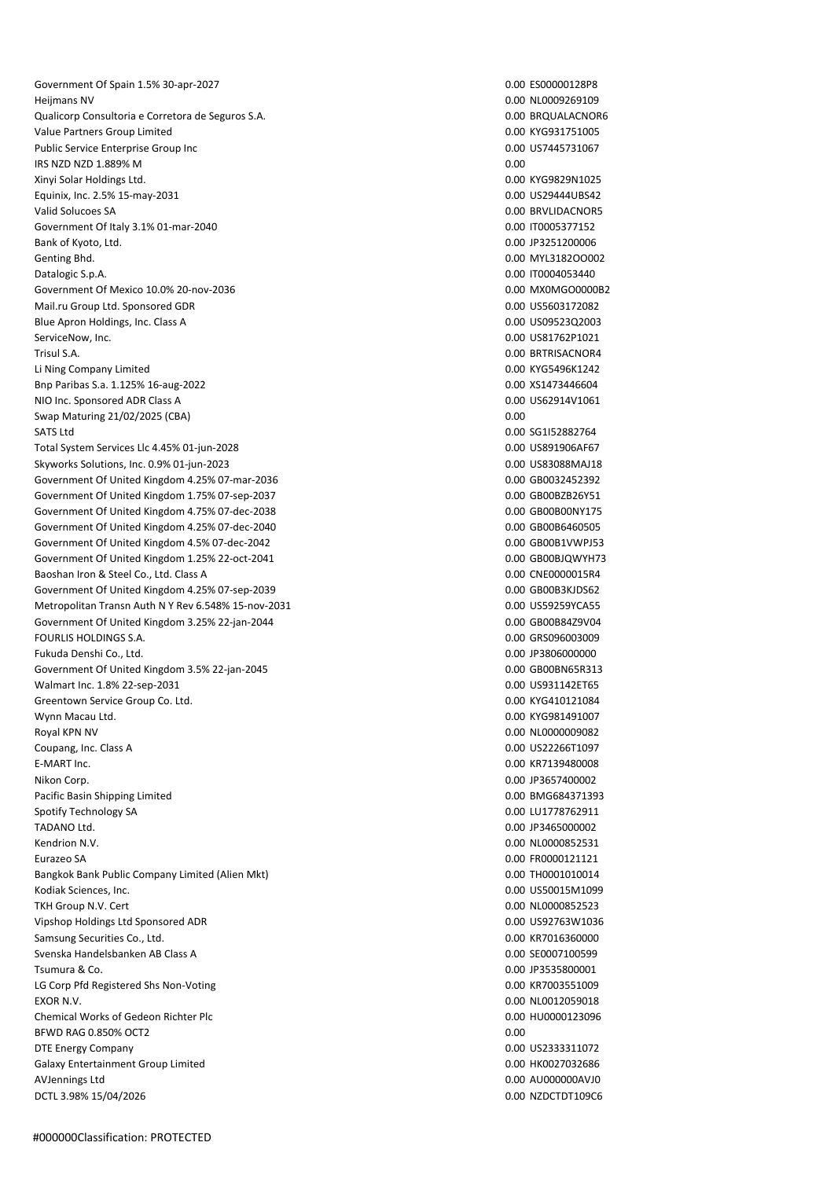| | | |
|---|---|---|
| Government Of Spain 1.5% 30-apr-2027 | 0.00 | ES00000128P8 |
| Heijmans NV | 0.00 | NL0009269109 |
| Qualicorp Consultoria e Corretora de Seguros S.A. | 0.00 | BRQUALACNOR6 |
| Value Partners Group Limited | 0.00 | KYG931751005 |
| Public Service Enterprise Group Inc | 0.00 | US7445731067 |
| IRS NZD NZD 1.889% M | 0.00 | |
| Xinyi Solar Holdings Ltd. | 0.00 | KYG9829N1025 |
| Equinix, Inc. 2.5% 15-may-2031 | 0.00 | US29444UBS42 |
| Valid Solucoes SA | 0.00 | BRVLIDACNOR5 |
| Government Of Italy 3.1% 01-mar-2040 | 0.00 | IT0005377152 |
| Bank of Kyoto, Ltd. | 0.00 | JP3251200006 |
| Genting Bhd. | 0.00 | MYL3182OO002 |
| Datalogic S.p.A. | 0.00 | IT0004053440 |
| Government Of Mexico 10.0% 20-nov-2036 | 0.00 | MX0MGO0000B2 |
| Mail.ru Group Ltd. Sponsored GDR | 0.00 | US5603172082 |
| Blue Apron Holdings, Inc. Class A | 0.00 | US09523Q2003 |
| ServiceNow, Inc. | 0.00 | US81762P1021 |
| Trisul S.A. | 0.00 | BRTRISACNOR4 |
| Li Ning Company Limited | 0.00 | KYG5496K1242 |
| Bnp Paribas S.a. 1.125% 16-aug-2022 | 0.00 | XS1473446604 |
| NIO Inc. Sponsored ADR Class A | 0.00 | US62914V1061 |
| Swap Maturing 21/02/2025 (CBA) | 0.00 | |
| SATS Ltd | 0.00 | SG1I52882764 |
| Total System Services Llc 4.45% 01-jun-2028 | 0.00 | US891906AF67 |
| Skyworks Solutions, Inc. 0.9% 01-jun-2023 | 0.00 | US83088MAJ18 |
| Government Of United Kingdom 4.25% 07-mar-2036 | 0.00 | GB0032452392 |
| Government Of United Kingdom 1.75% 07-sep-2037 | 0.00 | GB00BZB26Y51 |
| Government Of United Kingdom 4.75% 07-dec-2038 | 0.00 | GB00B00NY175 |
| Government Of United Kingdom 4.25% 07-dec-2040 | 0.00 | GB00B6460505 |
| Government Of United Kingdom 4.5% 07-dec-2042 | 0.00 | GB00B1VWPJ53 |
| Government Of United Kingdom 1.25% 22-oct-2041 | 0.00 | GB00BJQWYH73 |
| Baoshan Iron & Steel Co., Ltd. Class A | 0.00 | CNE0000015R4 |
| Government Of United Kingdom 4.25% 07-sep-2039 | 0.00 | GB00B3KJDS62 |
| Metropolitan Transn Auth N Y Rev 6.548% 15-nov-2031 | 0.00 | US59259YCA55 |
| Government Of United Kingdom 3.25% 22-jan-2044 | 0.00 | GB00B84Z9V04 |
| FOURLIS HOLDINGS S.A. | 0.00 | GRS096003009 |
| Fukuda Denshi Co., Ltd. | 0.00 | JP3806000000 |
| Government Of United Kingdom 3.5% 22-jan-2045 | 0.00 | GB00BN65R313 |
| Walmart Inc. 1.8% 22-sep-2031 | 0.00 | US931142ET65 |
| Greentown Service Group Co. Ltd. | 0.00 | KYG410121084 |
| Wynn Macau Ltd. | 0.00 | KYG981491007 |
| Royal KPN NV | 0.00 | NL0000009082 |
| Coupang, Inc. Class A | 0.00 | US22266T1097 |
| E-MART Inc. | 0.00 | KR7139480008 |
| Nikon Corp. | 0.00 | JP3657400002 |
| Pacific Basin Shipping Limited | 0.00 | BMG684371393 |
| Spotify Technology SA | 0.00 | LU1778762911 |
| TADANO Ltd. | 0.00 | JP3465000002 |
| Kendrion N.V. | 0.00 | NL0000852531 |
| Eurazeo SA | 0.00 | FR0000121121 |
| Bangkok Bank Public Company Limited (Alien Mkt) | 0.00 | TH0001010014 |
| Kodiak Sciences, Inc. | 0.00 | US50015M1099 |
| TKH Group N.V. Cert | 0.00 | NL0000852523 |
| Vipshop Holdings Ltd Sponsored ADR | 0.00 | US92763W1036 |
| Samsung Securities Co., Ltd. | 0.00 | KR7016360000 |
| Svenska Handelsbanken AB Class A | 0.00 | SE0007100599 |
| Tsumura & Co. | 0.00 | JP3535800001 |
| LG Corp Pfd Registered Shs Non-Voting | 0.00 | KR7003551009 |
| EXOR N.V. | 0.00 | NL0012059018 |
| Chemical Works of Gedeon Richter Plc | 0.00 | HU0000123096 |
| BFWD RAG 0.850% OCT2 | 0.00 | |
| DTE Energy Company | 0.00 | US2333311072 |
| Galaxy Entertainment Group Limited | 0.00 | HK0027032686 |
| AVJennings Ltd | 0.00 | AU000000AVJ0 |
| DCTL 3.98% 15/04/2026 | 0.00 | NZDCTDT109C6 |

#000000Classification: PROTECTED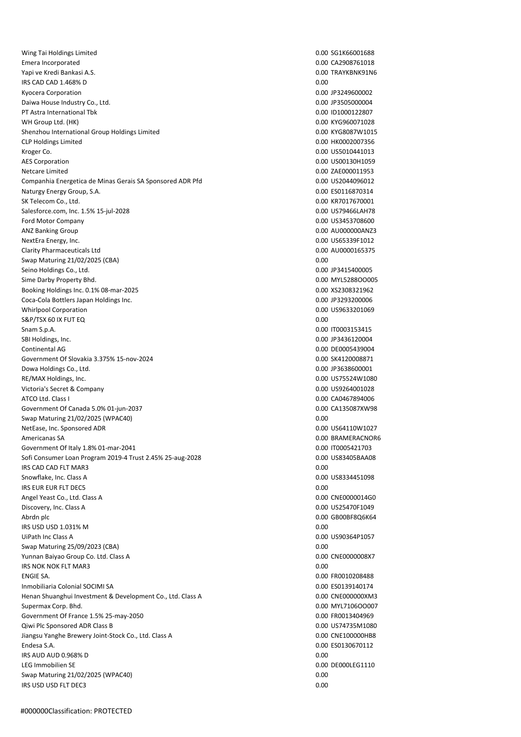| | | |
|---|---|---|
| Wing Tai Holdings Limited | 0.00 | SG1K66001688 |
| Emera Incorporated | 0.00 | CA2908761018 |
| Yapi ve Kredi Bankasi A.S. | 0.00 | TRAYKBNK91N6 |
| IRS CAD CAD 1.468% D | 0.00 | |
| Kyocera Corporation | 0.00 | JP3249600002 |
| Daiwa House Industry Co., Ltd. | 0.00 | JP3505000004 |
| PT Astra International Tbk | 0.00 | ID1000122807 |
| WH Group Ltd. (HK) | 0.00 | KYG960071028 |
| Shenzhou International Group Holdings Limited | 0.00 | KYG8087W1015 |
| CLP Holdings Limited | 0.00 | HK0002007356 |
| Kroger Co. | 0.00 | US5010441013 |
| AES Corporation | 0.00 | US00130H1059 |
| Netcare Limited | 0.00 | ZAE000011953 |
| Companhia Energetica de Minas Gerais SA Sponsored ADR Pfd | 0.00 | US2044096012 |
| Naturgy Energy Group, S.A. | 0.00 | ES0116870314 |
| SK Telecom Co., Ltd. | 0.00 | KR7017670001 |
| Salesforce.com, Inc. 1.5% 15-jul-2028 | 0.00 | US79466LAH78 |
| Ford Motor Company | 0.00 | US3453708600 |
| ANZ Banking Group | 0.00 | AU000000ANZ3 |
| NextEra Energy, Inc. | 0.00 | US65339F1012 |
| Clarity Pharmaceuticals Ltd | 0.00 | AU0000165375 |
| Swap Maturing 21/02/2025 (CBA) | 0.00 | |
| Seino Holdings Co., Ltd. | 0.00 | JP3415400005 |
| Sime Darby Property Bhd. | 0.00 | MYL5288OO005 |
| Booking Holdings Inc. 0.1% 08-mar-2025 | 0.00 | XS2308321962 |
| Coca-Cola Bottlers Japan Holdings Inc. | 0.00 | JP3293200006 |
| Whirlpool Corporation | 0.00 | US9633201069 |
| S&P/TSX 60 IX FUT EQ | 0.00 | |
| Snam S.p.A. | 0.00 | IT0003153415 |
| SBI Holdings, Inc. | 0.00 | JP3436120004 |
| Continental AG | 0.00 | DE0005439004 |
| Government Of Slovakia 3.375% 15-nov-2024 | 0.00 | SK4120008871 |
| Dowa Holdings Co., Ltd. | 0.00 | JP3638600001 |
| RE/MAX Holdings, Inc. | 0.00 | US75524W1080 |
| Victoria's Secret & Company | 0.00 | US9264001028 |
| ATCO Ltd. Class I | 0.00 | CA0467894006 |
| Government Of Canada 5.0% 01-jun-2037 | 0.00 | CA135087XW98 |
| Swap Maturing 21/02/2025 (WPAC40) | 0.00 | |
| NetEase, Inc. Sponsored ADR | 0.00 | US64110W1027 |
| Americanas SA | 0.00 | BRAMERACNOR6 |
| Government Of Italy 1.8% 01-mar-2041 | 0.00 | IT0005421703 |
| Sofi Consumer Loan Program 2019-4 Trust 2.45% 25-aug-2028 | 0.00 | US83405BAA08 |
| IRS CAD CAD FLT MAR3 | 0.00 | |
| Snowflake, Inc. Class A | 0.00 | US8334451098 |
| IRS EUR EUR FLT DEC5 | 0.00 | |
| Angel Yeast Co., Ltd. Class A | 0.00 | CNE0000014G0 |
| Discovery, Inc. Class A | 0.00 | US25470F1049 |
| Abrdn plc | 0.00 | GB00BF8Q6K64 |
| IRS USD USD 1.031% M | 0.00 | |
| UiPath Inc Class A | 0.00 | US90364P1057 |
| Swap Maturing 25/09/2023 (CBA) | 0.00 | |
| Yunnan Baiyao Group Co. Ltd. Class A | 0.00 | CNE0000008X7 |
| IRS NOK NOK FLT MAR3 | 0.00 | |
| ENGIE SA. | 0.00 | FR0010208488 |
| Inmobiliaria Colonial SOCIMI SA | 0.00 | ES0139140174 |
| Henan Shuanghui Investment & Development Co., Ltd. Class A | 0.00 | CNE000000XM3 |
| Supermax Corp. Bhd. | 0.00 | MYL7106OO007 |
| Government Of France 1.5% 25-may-2050 | 0.00 | FR0013404969 |
| Qiwi Plc Sponsored ADR Class B | 0.00 | US74735M1080 |
| Jiangsu Yanghe Brewery Joint-Stock Co., Ltd. Class A | 0.00 | CNE100000HB8 |
| Endesa S.A. | 0.00 | ES0130670112 |
| IRS AUD AUD 0.968% D | 0.00 | |
| LEG Immobilien SE | 0.00 | DE000LEG1110 |
| Swap Maturing 21/02/2025 (WPAC40) | 0.00 | |
| IRS USD USD FLT DEC3 | 0.00 | |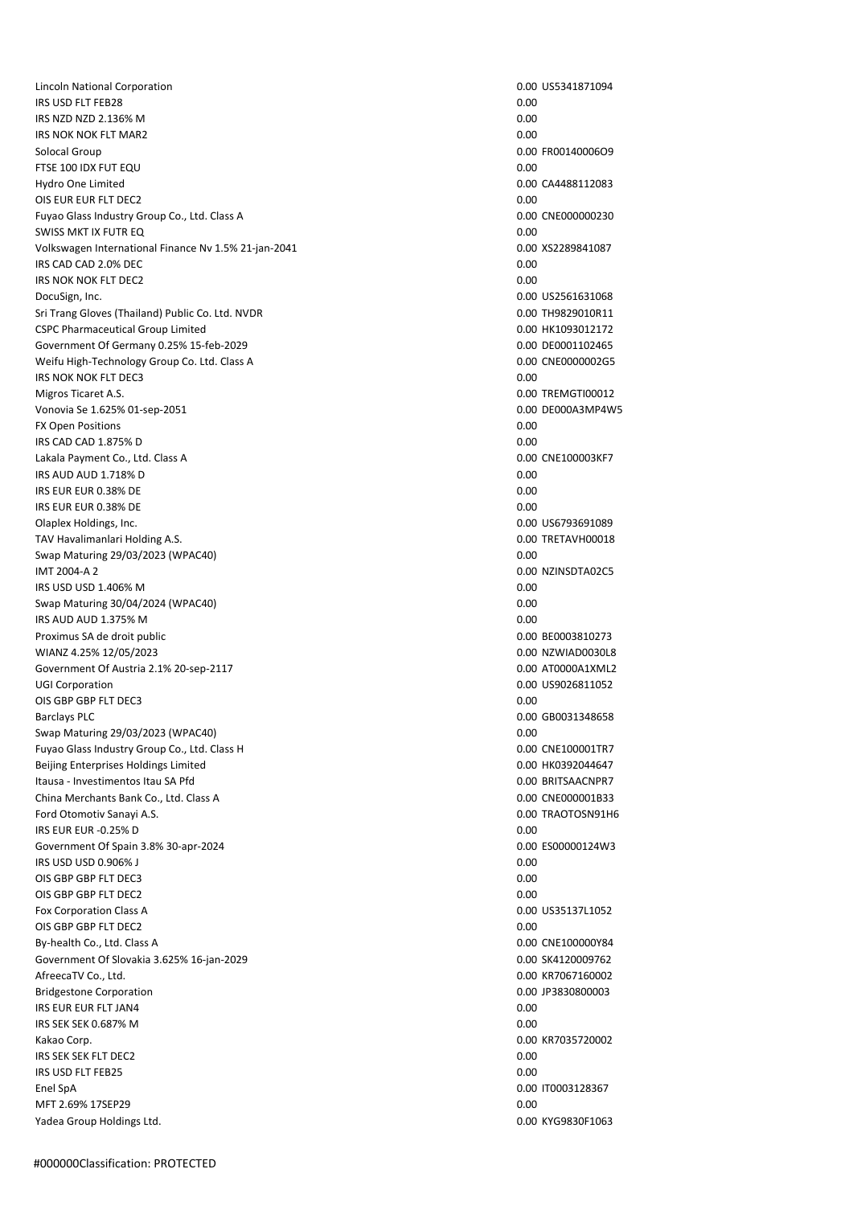| | | |
|---|---|---|
| Lincoln National Corporation | 0.00 | US5341871094 |
| IRS USD FLT FEB28 | 0.00 | |
| IRS NZD NZD 2.136% M | 0.00 | |
| IRS NOK NOK FLT MAR2 | 0.00 | |
| Solocal Group | 0.00 | FR00140006O9 |
| FTSE 100 IDX FUT EQU | 0.00 | |
| Hydro One Limited | 0.00 | CA4488112083 |
| OIS EUR EUR FLT DEC2 | 0.00 | |
| Fuyao Glass Industry Group Co., Ltd. Class A | 0.00 | CNE000000230 |
| SWISS MKT IX FUTR EQ | 0.00 | |
| Volkswagen International Finance Nv 1.5% 21-jan-2041 | 0.00 | XS2289841087 |
| IRS CAD CAD 2.0% DEC | 0.00 | |
| IRS NOK NOK FLT DEC2 | 0.00 | |
| DocuSign, Inc. | 0.00 | US2561631068 |
| Sri Trang Gloves (Thailand) Public Co. Ltd. NVDR | 0.00 | TH9829010R11 |
| CSPC Pharmaceutical Group Limited | 0.00 | HK1093012172 |
| Government Of Germany 0.25% 15-feb-2029 | 0.00 | DE0001102465 |
| Weifu High-Technology Group Co. Ltd. Class A | 0.00 | CNE0000002G5 |
| IRS NOK NOK FLT DEC3 | 0.00 | |
| Migros Ticaret A.S. | 0.00 | TREMGTI00012 |
| Vonovia Se 1.625% 01-sep-2051 | 0.00 | DE000A3MP4W5 |
| FX Open Positions | 0.00 | |
| IRS CAD CAD 1.875% D | 0.00 | |
| Lakala Payment Co., Ltd. Class A | 0.00 | CNE100003KF7 |
| IRS AUD AUD 1.718% D | 0.00 | |
| IRS EUR EUR 0.38% DE | 0.00 | |
| IRS EUR EUR 0.38% DE | 0.00 | |
| Olaplex Holdings, Inc. | 0.00 | US6793691089 |
| TAV Havalimanlari Holding A.S. | 0.00 | TRETAVH00018 |
| Swap Maturing 29/03/2023 (WPAC40) | 0.00 | |
| IMT 2004-A 2 | 0.00 | NZINSDTA02C5 |
| IRS USD USD 1.406% M | 0.00 | |
| Swap Maturing 30/04/2024 (WPAC40) | 0.00 | |
| IRS AUD AUD 1.375% M | 0.00 | |
| Proximus SA de droit public | 0.00 | BE0003810273 |
| WIANZ 4.25% 12/05/2023 | 0.00 | NZWIAD0030L8 |
| Government Of Austria 2.1% 20-sep-2117 | 0.00 | AT0000A1XML2 |
| UGI Corporation | 0.00 | US9026811052 |
| OIS GBP GBP FLT DEC3 | 0.00 | |
| Barclays PLC | 0.00 | GB0031348658 |
| Swap Maturing 29/03/2023 (WPAC40) | 0.00 | |
| Fuyao Glass Industry Group Co., Ltd. Class H | 0.00 | CNE100001TR7 |
| Beijing Enterprises Holdings Limited | 0.00 | HK0392044647 |
| Itausa - Investimentos Itau SA Pfd | 0.00 | BRITSAACNPR7 |
| China Merchants Bank Co., Ltd. Class A | 0.00 | CNE000001B33 |
| Ford Otomotiv Sanayi A.S. | 0.00 | TRAOTOSN91H6 |
| IRS EUR EUR -0.25% D | 0.00 | |
| Government Of Spain 3.8% 30-apr-2024 | 0.00 | ES00000124W3 |
| IRS USD USD 0.906% J | 0.00 | |
| OIS GBP GBP FLT DEC3 | 0.00 | |
| OIS GBP GBP FLT DEC2 | 0.00 | |
| Fox Corporation Class A | 0.00 | US35137L1052 |
| OIS GBP GBP FLT DEC2 | 0.00 | |
| By-health Co., Ltd. Class A | 0.00 | CNE100000Y84 |
| Government Of Slovakia 3.625% 16-jan-2029 | 0.00 | SK4120009762 |
| AfreecaTV Co., Ltd. | 0.00 | KR7067160002 |
| Bridgestone Corporation | 0.00 | JP3830800003 |
| IRS EUR EUR FLT JAN4 | 0.00 | |
| IRS SEK SEK 0.687% M | 0.00 | |
| Kakao Corp. | 0.00 | KR7035720002 |
| IRS SEK SEK FLT DEC2 | 0.00 | |
| IRS USD FLT FEB25 | 0.00 | |
| Enel SpA | 0.00 | IT0003128367 |
| MFT 2.69% 17SEP29 | 0.00 | |
| Yadea Group Holdings Ltd. | 0.00 | KYG9830F1063 |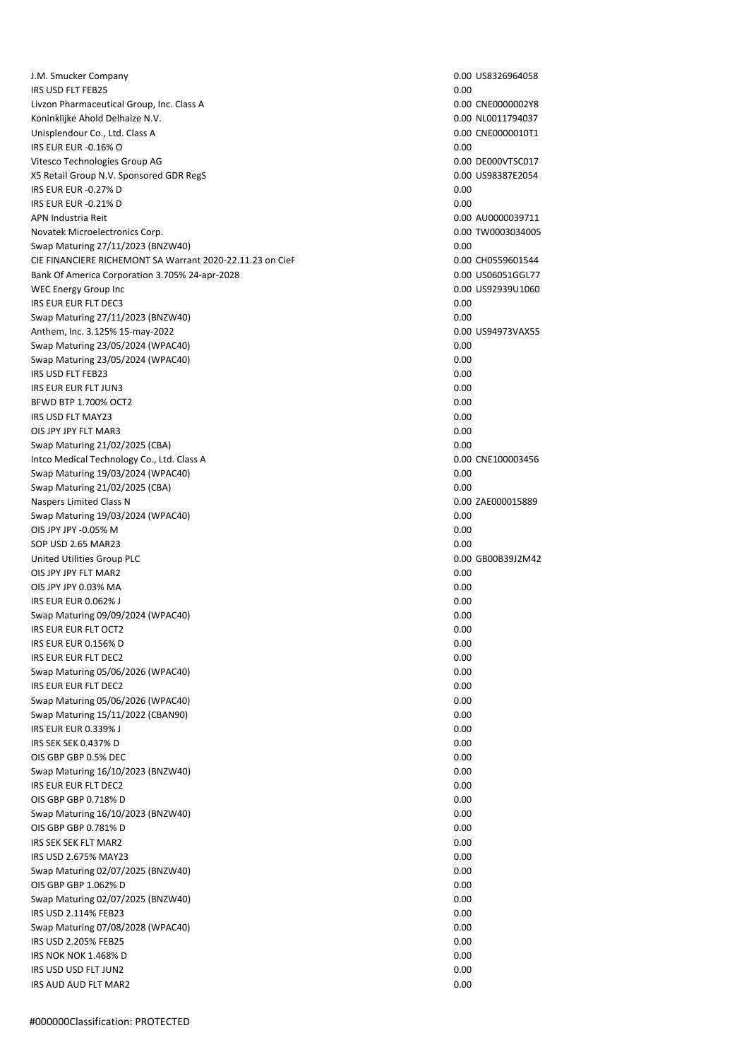| | | |
|---|---|---|
| J.M. Smucker Company | 0.00 | US8326964058 |
| IRS USD FLT FEB25 | 0.00 | |
| Livzon Pharmaceutical Group, Inc. Class A | 0.00 | CNE0000002Y8 |
| Koninklijke Ahold Delhaize N.V. | 0.00 | NL0011794037 |
| Unisplendour Co., Ltd. Class A | 0.00 | CNE0000010T1 |
| IRS EUR EUR -0.16% O | 0.00 | |
| Vitesco Technologies Group AG | 0.00 | DE000VTSC017 |
| X5 Retail Group N.V. Sponsored GDR RegS | 0.00 | US98387E2054 |
| IRS EUR EUR -0.27% D | 0.00 | |
| IRS EUR EUR -0.21% D | 0.00 | |
| APN Industria Reit | 0.00 | AU0000039711 |
| Novatek Microelectronics Corp. | 0.00 | TW0003034005 |
| Swap Maturing 27/11/2023 (BNZW40) | 0.00 | |
| CIE FINANCIERE RICHEMONT SA Warrant 2020-22.11.23 on CieF | 0.00 | CH0559601544 |
| Bank Of America Corporation 3.705% 24-apr-2028 | 0.00 | US06051GGL77 |
| WEC Energy Group Inc | 0.00 | US92939U1060 |
| IRS EUR EUR FLT DEC3 | 0.00 | |
| Swap Maturing 27/11/2023 (BNZW40) | 0.00 | |
| Anthem, Inc. 3.125% 15-may-2022 | 0.00 | US94973VAX55 |
| Swap Maturing 23/05/2024 (WPAC40) | 0.00 | |
| Swap Maturing 23/05/2024 (WPAC40) | 0.00 | |
| IRS USD FLT FEB23 | 0.00 | |
| IRS EUR EUR FLT JUN3 | 0.00 | |
| BFWD BTP 1.700% OCT2 | 0.00 | |
| IRS USD FLT MAY23 | 0.00 | |
| OIS JPY JPY FLT MAR3 | 0.00 | |
| Swap Maturing 21/02/2025 (CBA) | 0.00 | |
| Intco Medical Technology Co., Ltd. Class A | 0.00 | CNE100003456 |
| Swap Maturing 19/03/2024 (WPAC40) | 0.00 | |
| Swap Maturing 21/02/2025 (CBA) | 0.00 | |
| Naspers Limited Class N | 0.00 | ZAE000015889 |
| Swap Maturing 19/03/2024 (WPAC40) | 0.00 | |
| OIS JPY JPY -0.05% M | 0.00 | |
| SOP USD 2.65 MAR23 | 0.00 | |
| United Utilities Group PLC | 0.00 | GB00B39J2M42 |
| OIS JPY JPY FLT MAR2 | 0.00 | |
| OIS JPY JPY 0.03% MA | 0.00 | |
| IRS EUR EUR 0.062% J | 0.00 | |
| Swap Maturing 09/09/2024 (WPAC40) | 0.00 | |
| IRS EUR EUR FLT OCT2 | 0.00 | |
| IRS EUR EUR 0.156% D | 0.00 | |
| IRS EUR EUR FLT DEC2 | 0.00 | |
| Swap Maturing 05/06/2026 (WPAC40) | 0.00 | |
| IRS EUR EUR FLT DEC2 | 0.00 | |
| Swap Maturing 05/06/2026 (WPAC40) | 0.00 | |
| Swap Maturing 15/11/2022 (CBAN90) | 0.00 | |
| IRS EUR EUR 0.339% J | 0.00 | |
| IRS SEK SEK 0.437% D | 0.00 | |
| OIS GBP GBP 0.5% DEC | 0.00 | |
| Swap Maturing 16/10/2023 (BNZW40) | 0.00 | |
| IRS EUR EUR FLT DEC2 | 0.00 | |
| OIS GBP GBP 0.718% D | 0.00 | |
| Swap Maturing 16/10/2023 (BNZW40) | 0.00 | |
| OIS GBP GBP 0.781% D | 0.00 | |
| IRS SEK SEK FLT MAR2 | 0.00 | |
| IRS USD 2.675% MAY23 | 0.00 | |
| Swap Maturing 02/07/2025 (BNZW40) | 0.00 | |
| OIS GBP GBP 1.062% D | 0.00 | |
| Swap Maturing 02/07/2025 (BNZW40) | 0.00 | |
| IRS USD 2.114% FEB23 | 0.00 | |
| Swap Maturing 07/08/2028 (WPAC40) | 0.00 | |
| IRS USD 2.205% FEB25 | 0.00 | |
| IRS NOK NOK 1.468% D | 0.00 | |
| IRS USD USD FLT JUN2 | 0.00 | |
| IRS AUD AUD FLT MAR2 | 0.00 | |

#000000Classification: PROTECTED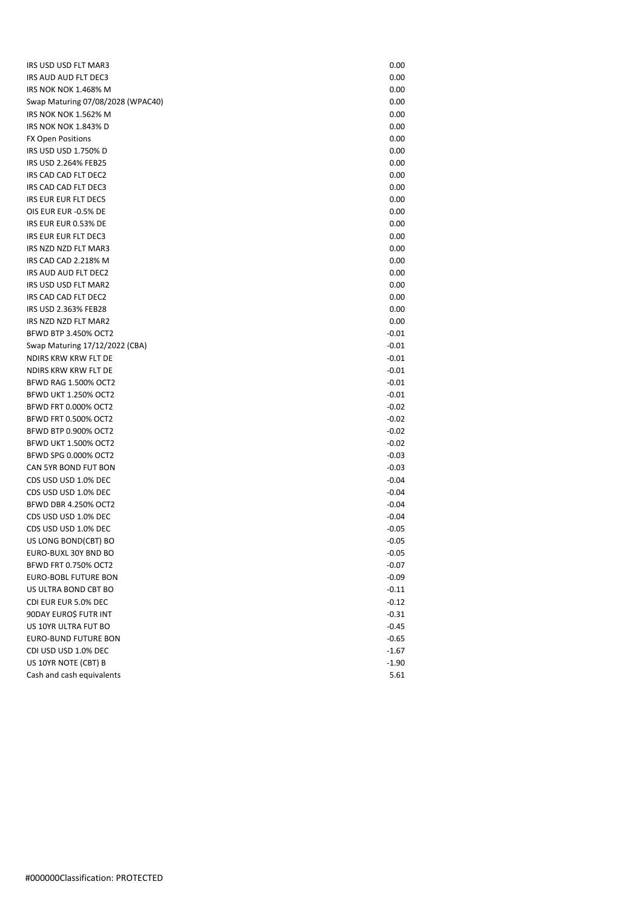| | |
|---|---|
| IRS USD USD FLT MAR3 | 0.00 |
| IRS AUD AUD FLT DEC3 | 0.00 |
| IRS NOK NOK 1.468% M | 0.00 |
| Swap Maturing 07/08/2028 (WPAC40) | 0.00 |
| IRS NOK NOK 1.562% M | 0.00 |
| IRS NOK NOK 1.843% D | 0.00 |
| FX Open Positions | 0.00 |
| IRS USD USD 1.750% D | 0.00 |
| IRS USD 2.264% FEB25 | 0.00 |
| IRS CAD CAD FLT DEC2 | 0.00 |
| IRS CAD CAD FLT DEC3 | 0.00 |
| IRS EUR EUR FLT DEC5 | 0.00 |
| OIS EUR EUR -0.5% DE | 0.00 |
| IRS EUR EUR 0.53% DE | 0.00 |
| IRS EUR EUR FLT DEC3 | 0.00 |
| IRS NZD NZD FLT MAR3 | 0.00 |
| IRS CAD CAD 2.218% M | 0.00 |
| IRS AUD AUD FLT DEC2 | 0.00 |
| IRS USD USD FLT MAR2 | 0.00 |
| IRS CAD CAD FLT DEC2 | 0.00 |
| IRS USD 2.363% FEB28 | 0.00 |
| IRS NZD NZD FLT MAR2 | 0.00 |
| BFWD BTP 3.450% OCT2 | -0.01 |
| Swap Maturing 17/12/2022 (CBA) | -0.01 |
| NDIRS KRW KRW FLT DE | -0.01 |
| NDIRS KRW KRW FLT DE | -0.01 |
| BFWD RAG 1.500% OCT2 | -0.01 |
| BFWD UKT 1.250% OCT2 | -0.01 |
| BFWD FRT 0.000% OCT2 | -0.02 |
| BFWD FRT 0.500% OCT2 | -0.02 |
| BFWD BTP 0.900% OCT2 | -0.02 |
| BFWD UKT 1.500% OCT2 | -0.02 |
| BFWD SPG 0.000% OCT2 | -0.03 |
| CAN 5YR BOND FUT BON | -0.03 |
| CDS USD USD 1.0% DEC | -0.04 |
| CDS USD USD 1.0% DEC | -0.04 |
| BFWD DBR 4.250% OCT2 | -0.04 |
| CDS USD USD 1.0% DEC | -0.04 |
| CDS USD USD 1.0% DEC | -0.05 |
| US LONG BOND(CBT) BO | -0.05 |
| EURO-BUXL 30Y BND BO | -0.05 |
| BFWD FRT 0.750% OCT2 | -0.07 |
| EURO-BOBL FUTURE BON | -0.09 |
| US ULTRA BOND CBT BO | -0.11 |
| CDI EUR EUR 5.0% DEC | -0.12 |
| 90DAY EURO$ FUTR INT | -0.31 |
| US 10YR ULTRA FUT BO | -0.45 |
| EURO-BUND FUTURE BON | -0.65 |
| CDI USD USD 1.0% DEC | -1.67 |
| US 10YR NOTE (CBT) B | -1.90 |
| Cash and cash equivalents | 5.61 |

#000000Classification: PROTECTED